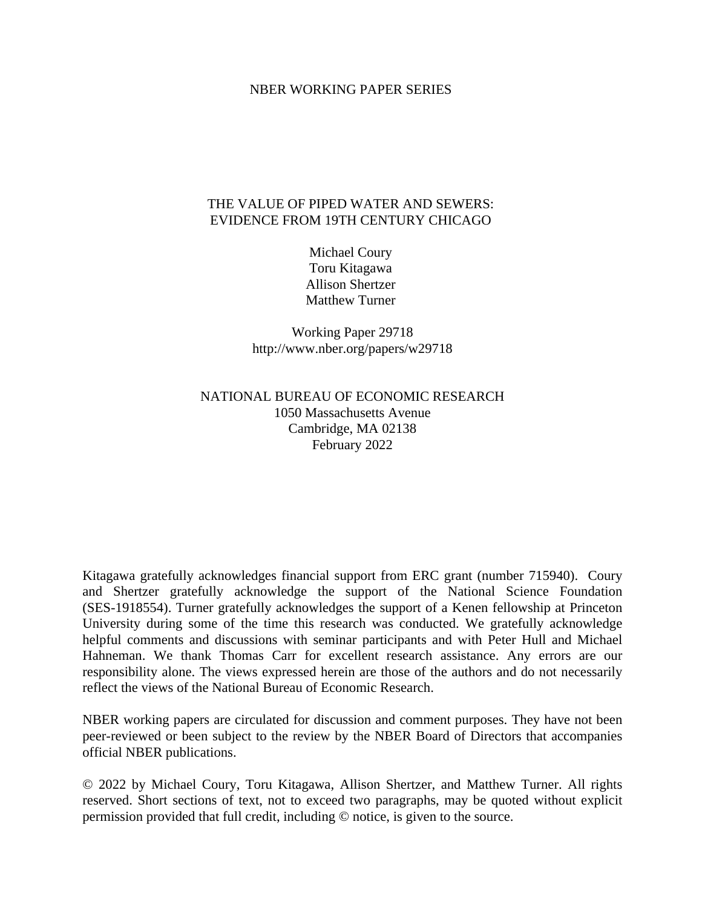NBER WORKING PAPER SERIES

# THE VALUE OF PIPED WATER AND SEWERS: EVIDENCE FROM 19TH CENTURY CHICAGO

Michael Coury
Toru Kitagawa
Allison Shertzer
Matthew Turner

Working Paper 29718
http://www.nber.org/papers/w29718

NATIONAL BUREAU OF ECONOMIC RESEARCH
1050 Massachusetts Avenue
Cambridge, MA 02138
February 2022

Kitagawa gratefully acknowledges financial support from ERC grant (number 715940). Coury and Shertzer gratefully acknowledge the support of the National Science Foundation (SES-1918554). Turner gratefully acknowledges the support of a Kenen fellowship at Princeton University during some of the time this research was conducted. We gratefully acknowledge helpful comments and discussions with seminar participants and with Peter Hull and Michael Hahneman. We thank Thomas Carr for excellent research assistance. Any errors are our responsibility alone. The views expressed herein are those of the authors and do not necessarily reflect the views of the National Bureau of Economic Research.

NBER working papers are circulated for discussion and comment purposes. They have not been peer-reviewed or been subject to the review by the NBER Board of Directors that accompanies official NBER publications.

© 2022 by Michael Coury, Toru Kitagawa, Allison Shertzer, and Matthew Turner. All rights reserved. Short sections of text, not to exceed two paragraphs, may be quoted without explicit permission provided that full credit, including © notice, is given to the source.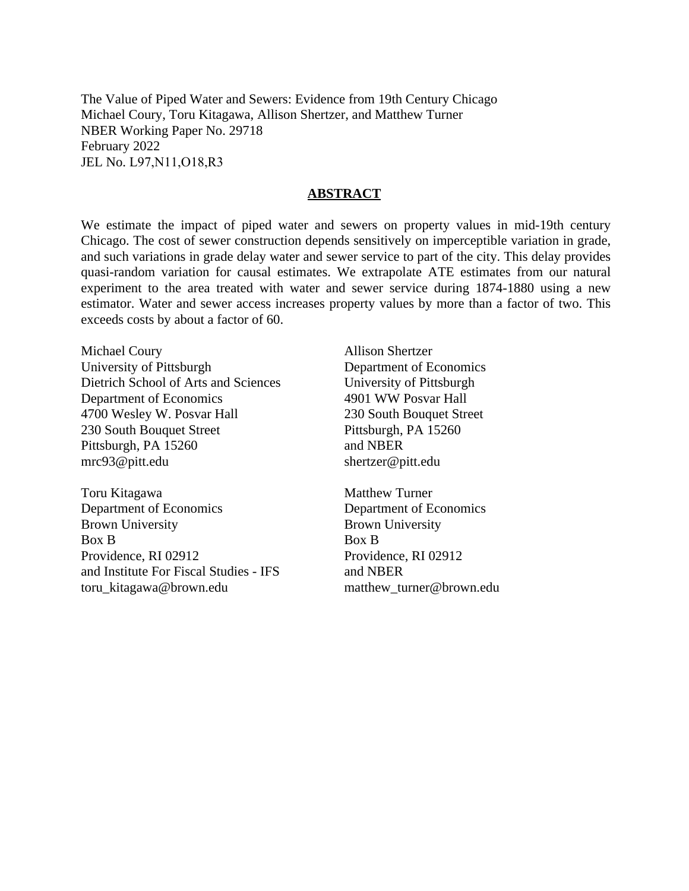The Value of Piped Water and Sewers: Evidence from 19th Century Chicago
Michael Coury, Toru Kitagawa, Allison Shertzer, and Matthew Turner
NBER Working Paper No. 29718
February 2022
JEL No. L97,N11,O18,R3

## ABSTRACT

We estimate the impact of piped water and sewers on property values in mid-19th century Chicago. The cost of sewer construction depends sensitively on imperceptible variation in grade, and such variations in grade delay water and sewer service to part of the city. This delay provides quasi-random variation for causal estimates. We extrapolate ATE estimates from our natural experiment to the area treated with water and sewer service during 1874-1880 using a new estimator. Water and sewer access increases property values by more than a factor of two. This exceeds costs by about a factor of 60.

Michael Coury
University of Pittsburgh
Dietrich School of Arts and Sciences
Department of Economics
4700 Wesley W. Posvar Hall
230 South Bouquet Street
Pittsburgh, PA 15260
mrc93@pitt.edu

Toru Kitagawa
Department of Economics
Brown University
Box B
Providence, RI 02912
and Institute For Fiscal Studies - IFS
toru_kitagawa@brown.edu

Allison Shertzer
Department of Economics
University of Pittsburgh
4901 WW Posvar Hall
230 South Bouquet Street
Pittsburgh, PA 15260
and NBER
shertzer@pitt.edu

Matthew Turner
Department of Economics
Brown University
Box B
Providence, RI 02912
and NBER
matthew_turner@brown.edu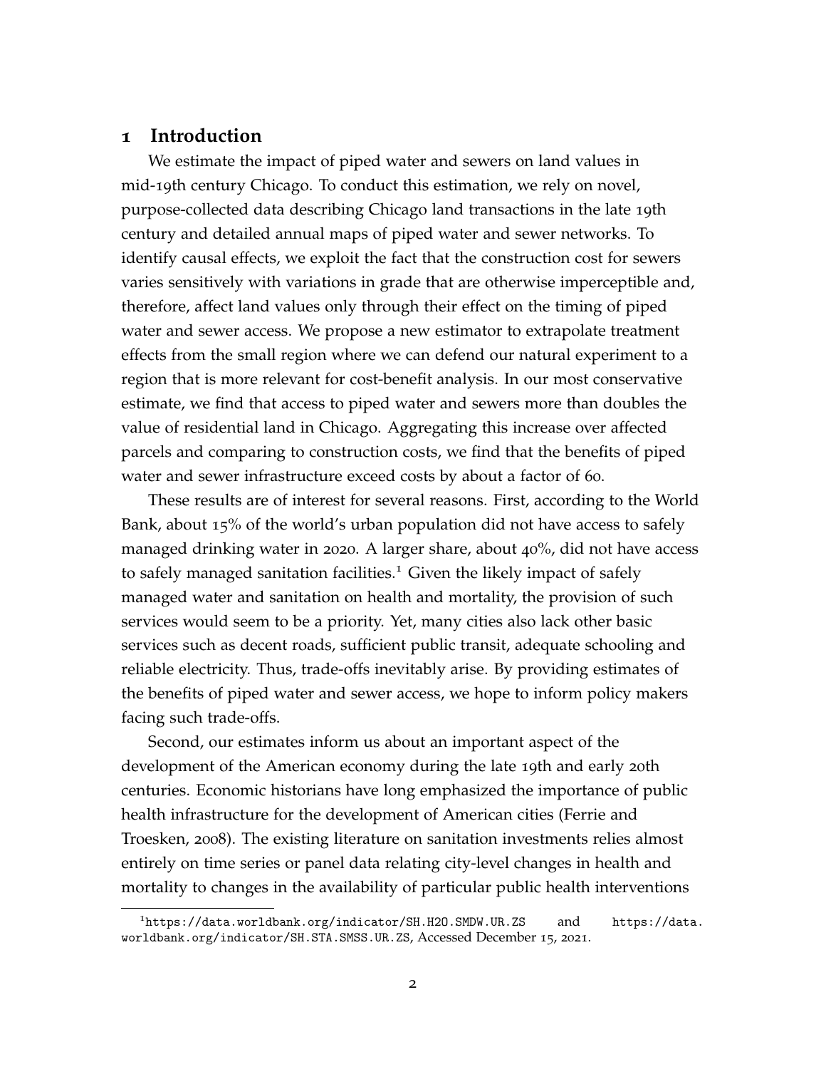# 1 Introduction

We estimate the impact of piped water and sewers on land values in mid-19th century Chicago. To conduct this estimation, we rely on novel, purpose-collected data describing Chicago land transactions in the late 19th century and detailed annual maps of piped water and sewer networks. To identify causal effects, we exploit the fact that the construction cost for sewers varies sensitively with variations in grade that are otherwise imperceptible and, therefore, affect land values only through their effect on the timing of piped water and sewer access. We propose a new estimator to extrapolate treatment effects from the small region where we can defend our natural experiment to a region that is more relevant for cost-benefit analysis. In our most conservative estimate, we find that access to piped water and sewers more than doubles the value of residential land in Chicago. Aggregating this increase over affected parcels and comparing to construction costs, we find that the benefits of piped water and sewer infrastructure exceed costs by about a factor of 60.

These results are of interest for several reasons. First, according to the World Bank, about 15% of the world's urban population did not have access to safely managed drinking water in 2020. A larger share, about 40%, did not have access to safely managed sanitation facilities.[1] Given the likely impact of safely managed water and sanitation on health and mortality, the provision of such services would seem to be a priority. Yet, many cities also lack other basic services such as decent roads, sufficient public transit, adequate schooling and reliable electricity. Thus, trade-offs inevitably arise. By providing estimates of the benefits of piped water and sewer access, we hope to inform policy makers facing such trade-offs.

Second, our estimates inform us about an important aspect of the development of the American economy during the late 19th and early 20th centuries. Economic historians have long emphasized the importance of public health infrastructure for the development of American cities (Ferrie and Troesken, 2008). The existing literature on sanitation investments relies almost entirely on time series or panel data relating city-level changes in health and mortality to changes in the availability of particular public health interventions

[1] https://data.worldbank.org/indicator/SH.H2O.SMDW.UR.ZS and https://data.worldbank.org/indicator/SH.STA.SMSS.UR.ZS, Accessed December 15, 2021.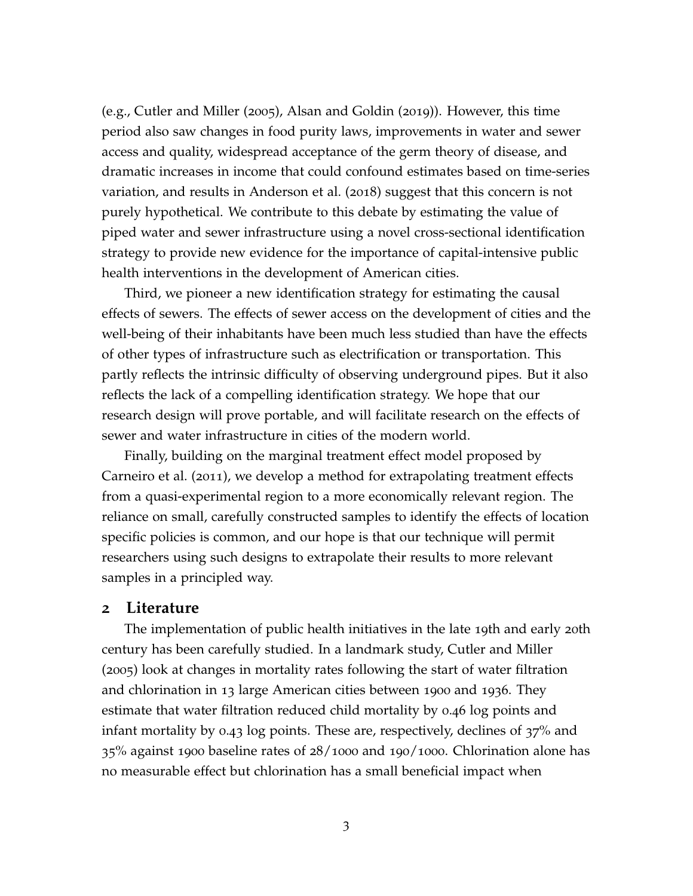(e.g., Cutler and Miller (2005), Alsan and Goldin (2019)). However, this time period also saw changes in food purity laws, improvements in water and sewer access and quality, widespread acceptance of the germ theory of disease, and dramatic increases in income that could confound estimates based on time-series variation, and results in Anderson et al. (2018) suggest that this concern is not purely hypothetical. We contribute to this debate by estimating the value of piped water and sewer infrastructure using a novel cross-sectional identification strategy to provide new evidence for the importance of capital-intensive public health interventions in the development of American cities.

Third, we pioneer a new identification strategy for estimating the causal effects of sewers. The effects of sewer access on the development of cities and the well-being of their inhabitants have been much less studied than have the effects of other types of infrastructure such as electrification or transportation. This partly reflects the intrinsic difficulty of observing underground pipes. But it also reflects the lack of a compelling identification strategy. We hope that our research design will prove portable, and will facilitate research on the effects of sewer and water infrastructure in cities of the modern world.

Finally, building on the marginal treatment effect model proposed by Carneiro et al. (2011), we develop a method for extrapolating treatment effects from a quasi-experimental region to a more economically relevant region. The reliance on small, carefully constructed samples to identify the effects of location specific policies is common, and our hope is that our technique will permit researchers using such designs to extrapolate their results to more relevant samples in a principled way.

## 2 Literature

The implementation of public health initiatives in the late 19th and early 20th century has been carefully studied. In a landmark study, Cutler and Miller (2005) look at changes in mortality rates following the start of water filtration and chlorination in 13 large American cities between 1900 and 1936. They estimate that water filtration reduced child mortality by 0.46 log points and infant mortality by 0.43 log points. These are, respectively, declines of 37% and 35% against 1900 baseline rates of 28/1000 and 190/1000. Chlorination alone has no measurable effect but chlorination has a small beneficial impact when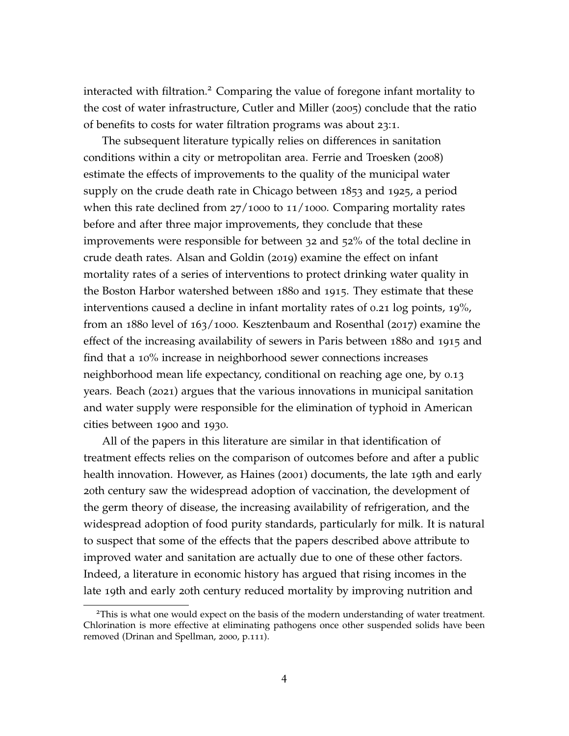interacted with filtration.[2] Comparing the value of foregone infant mortality to the cost of water infrastructure, Cutler and Miller (2005) conclude that the ratio of benefits to costs for water filtration programs was about 23:1.

The subsequent literature typically relies on differences in sanitation conditions within a city or metropolitan area. Ferrie and Troesken (2008) estimate the effects of improvements to the quality of the municipal water supply on the crude death rate in Chicago between 1853 and 1925, a period when this rate declined from 27/1000 to 11/1000. Comparing mortality rates before and after three major improvements, they conclude that these improvements were responsible for between 32 and 52% of the total decline in crude death rates. Alsan and Goldin (2019) examine the effect on infant mortality rates of a series of interventions to protect drinking water quality in the Boston Harbor watershed between 1880 and 1915. They estimate that these interventions caused a decline in infant mortality rates of 0.21 log points, 19%, from an 1880 level of 163/1000. Kesztenbaum and Rosenthal (2017) examine the effect of the increasing availability of sewers in Paris between 1880 and 1915 and find that a 10% increase in neighborhood sewer connections increases neighborhood mean life expectancy, conditional on reaching age one, by 0.13 years. Beach (2021) argues that the various innovations in municipal sanitation and water supply were responsible for the elimination of typhoid in American cities between 1900 and 1930.

All of the papers in this literature are similar in that identification of treatment effects relies on the comparison of outcomes before and after a public health innovation. However, as Haines (2001) documents, the late 19th and early 20th century saw the widespread adoption of vaccination, the development of the germ theory of disease, the increasing availability of refrigeration, and the widespread adoption of food purity standards, particularly for milk. It is natural to suspect that some of the effects that the papers described above attribute to improved water and sanitation are actually due to one of these other factors. Indeed, a literature in economic history has argued that rising incomes in the late 19th and early 20th century reduced mortality by improving nutrition and

[2]This is what one would expect on the basis of the modern understanding of water treatment. Chlorination is more effective at eliminating pathogens once other suspended solids have been removed (Drinan and Spellman, 2000, p.111).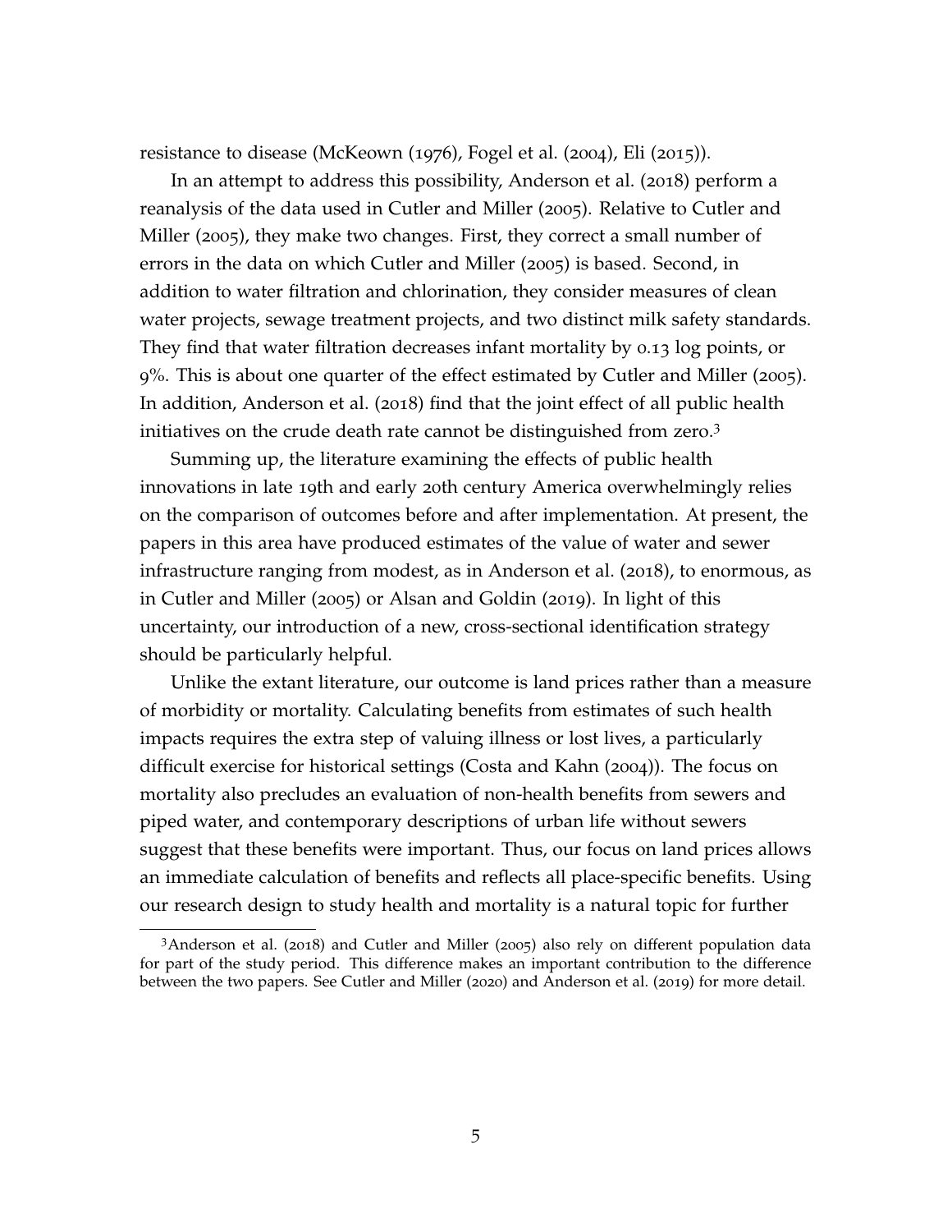resistance to disease (McKeown (1976), Fogel et al. (2004), Eli (2015)).

In an attempt to address this possibility, Anderson et al. (2018) perform a reanalysis of the data used in Cutler and Miller (2005). Relative to Cutler and Miller (2005), they make two changes. First, they correct a small number of errors in the data on which Cutler and Miller (2005) is based. Second, in addition to water filtration and chlorination, they consider measures of clean water projects, sewage treatment projects, and two distinct milk safety standards. They find that water filtration decreases infant mortality by 0.13 log points, or 9%. This is about one quarter of the effect estimated by Cutler and Miller (2005). In addition, Anderson et al. (2018) find that the joint effect of all public health initiatives on the crude death rate cannot be distinguished from zero.[3]

Summing up, the literature examining the effects of public health innovations in late 19th and early 20th century America overwhelmingly relies on the comparison of outcomes before and after implementation. At present, the papers in this area have produced estimates of the value of water and sewer infrastructure ranging from modest, as in Anderson et al. (2018), to enormous, as in Cutler and Miller (2005) or Alsan and Goldin (2019). In light of this uncertainty, our introduction of a new, cross-sectional identification strategy should be particularly helpful.

Unlike the extant literature, our outcome is land prices rather than a measure of morbidity or mortality. Calculating benefits from estimates of such health impacts requires the extra step of valuing illness or lost lives, a particularly difficult exercise for historical settings (Costa and Kahn (2004)). The focus on mortality also precludes an evaluation of non-health benefits from sewers and piped water, and contemporary descriptions of urban life without sewers suggest that these benefits were important. Thus, our focus on land prices allows an immediate calculation of benefits and reflects all place-specific benefits. Using our research design to study health and mortality is a natural topic for further

[3] Anderson et al. (2018) and Cutler and Miller (2005) also rely on different population data for part of the study period. This difference makes an important contribution to the difference between the two papers. See Cutler and Miller (2020) and Anderson et al. (2019) for more detail.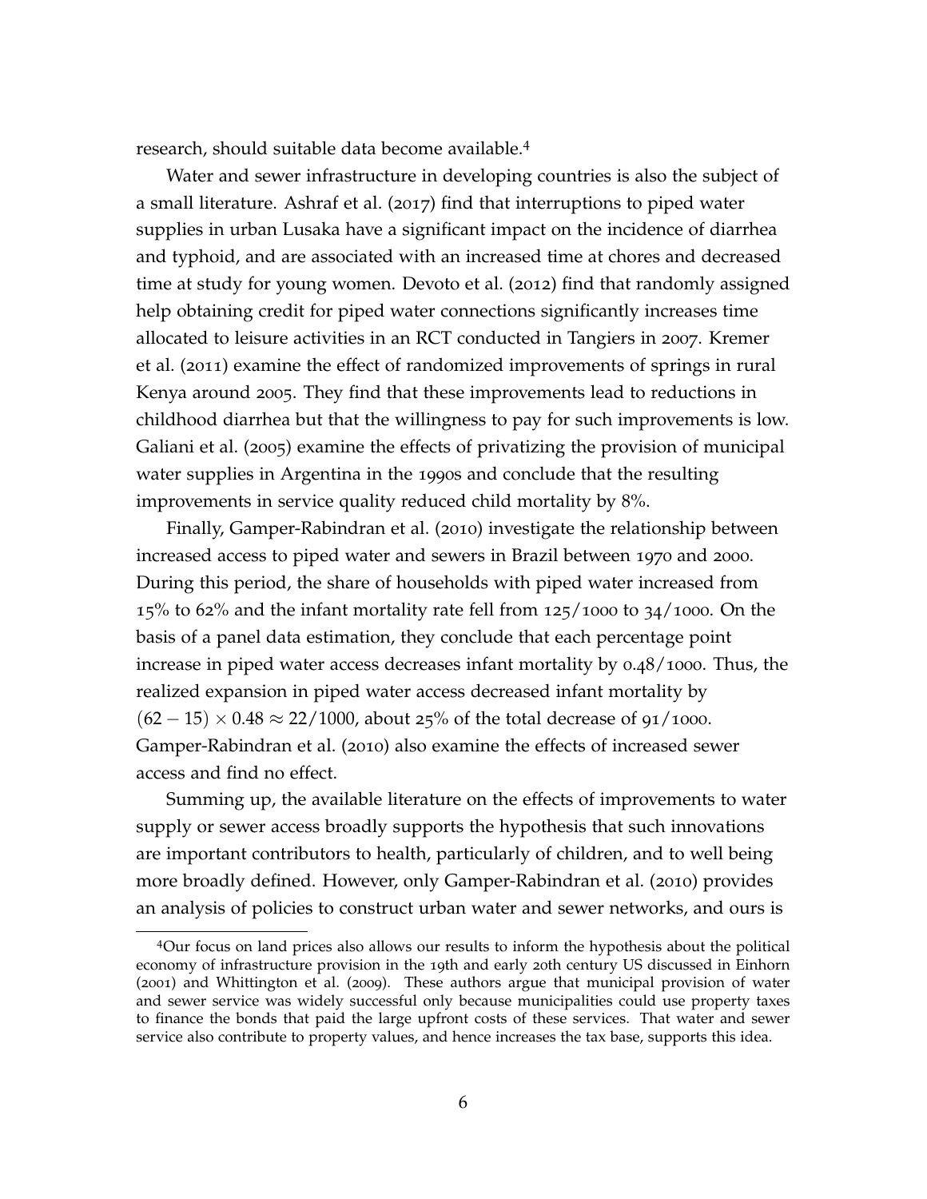research, should suitable data become available.[4]

Water and sewer infrastructure in developing countries is also the subject of a small literature. Ashraf et al. (2017) find that interruptions to piped water supplies in urban Lusaka have a significant impact on the incidence of diarrhea and typhoid, and are associated with an increased time at chores and decreased time at study for young women. Devoto et al. (2012) find that randomly assigned help obtaining credit for piped water connections significantly increases time allocated to leisure activities in an RCT conducted in Tangiers in 2007. Kremer et al. (2011) examine the effect of randomized improvements of springs in rural Kenya around 2005. They find that these improvements lead to reductions in childhood diarrhea but that the willingness to pay for such improvements is low. Galiani et al. (2005) examine the effects of privatizing the provision of municipal water supplies in Argentina in the 1990s and conclude that the resulting improvements in service quality reduced child mortality by 8%.

Finally, Gamper-Rabindran et al. (2010) investigate the relationship between increased access to piped water and sewers in Brazil between 1970 and 2000. During this period, the share of households with piped water increased from 15% to 62% and the infant mortality rate fell from 125/1000 to 34/1000. On the basis of a panel data estimation, they conclude that each percentage point increase in piped water access decreases infant mortality by 0.48/1000. Thus, the realized expansion in piped water access decreased infant mortality by $(62 - 15) \times 0.48 \approx 22/1000$, about 25% of the total decrease of 91/1000. Gamper-Rabindran et al. (2010) also examine the effects of increased sewer access and find no effect.

Summing up, the available literature on the effects of improvements to water supply or sewer access broadly supports the hypothesis that such innovations are important contributors to health, particularly of children, and to well being more broadly defined. However, only Gamper-Rabindran et al. (2010) provides an analysis of policies to construct urban water and sewer networks, and ours is

[4] Our focus on land prices also allows our results to inform the hypothesis about the political economy of infrastructure provision in the 19th and early 20th century US discussed in Einhorn (2001) and Whittington et al. (2009). These authors argue that municipal provision of water and sewer service was widely successful only because municipalities could use property taxes to finance the bonds that paid the large upfront costs of these services. That water and sewer service also contribute to property values, and hence increases the tax base, supports this idea.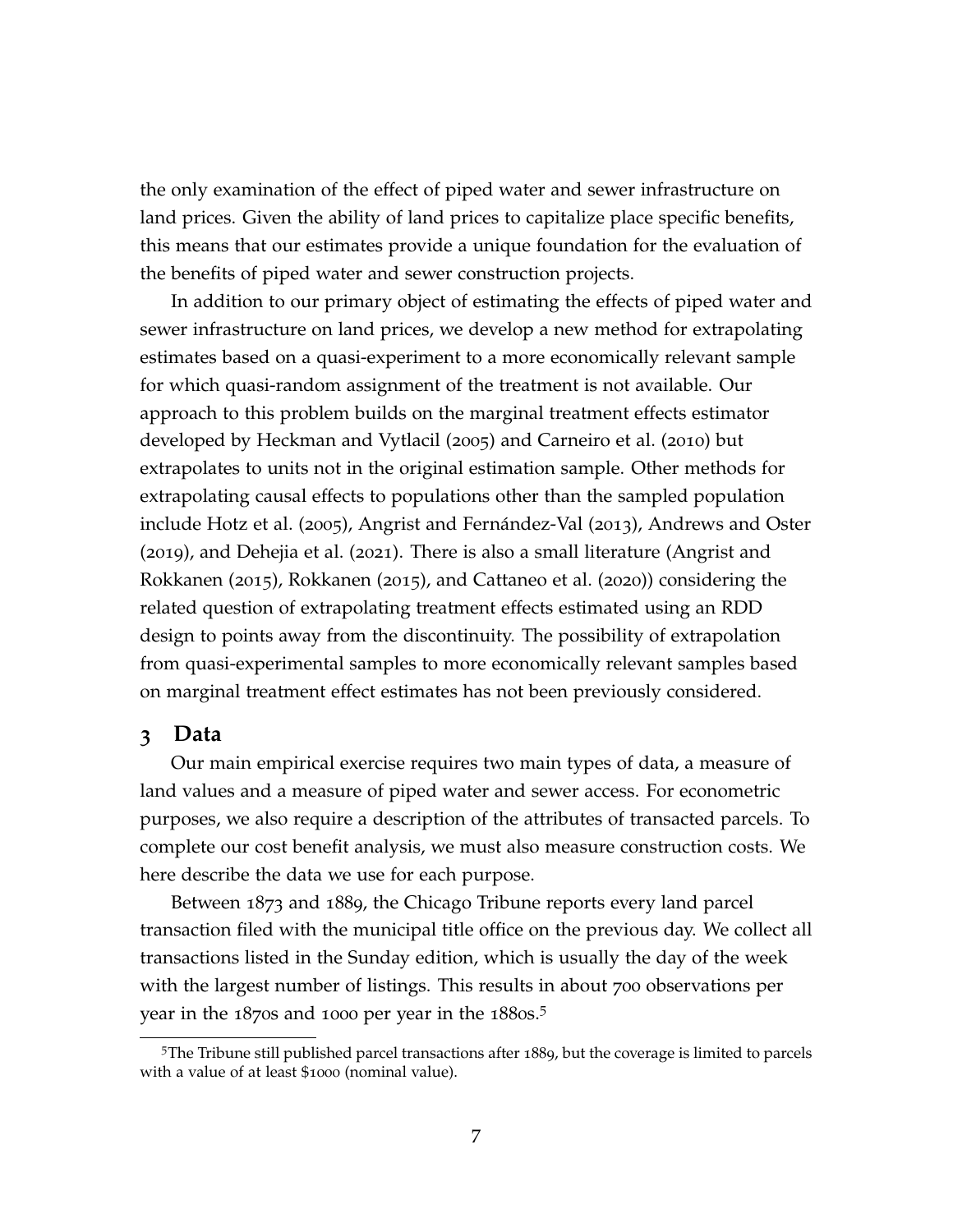the only examination of the effect of piped water and sewer infrastructure on land prices. Given the ability of land prices to capitalize place specific benefits, this means that our estimates provide a unique foundation for the evaluation of the benefits of piped water and sewer construction projects.

In addition to our primary object of estimating the effects of piped water and sewer infrastructure on land prices, we develop a new method for extrapolating estimates based on a quasi-experiment to a more economically relevant sample for which quasi-random assignment of the treatment is not available. Our approach to this problem builds on the marginal treatment effects estimator developed by Heckman and Vytlacil (2005) and Carneiro et al. (2010) but extrapolates to units not in the original estimation sample. Other methods for extrapolating causal effects to populations other than the sampled population include Hotz et al. (2005), Angrist and Fernández-Val (2013), Andrews and Oster (2019), and Dehejia et al. (2021). There is also a small literature (Angrist and Rokkanen (2015), Rokkanen (2015), and Cattaneo et al. (2020)) considering the related question of extrapolating treatment effects estimated using an RDD design to points away from the discontinuity. The possibility of extrapolation from quasi-experimental samples to more economically relevant samples based on marginal treatment effect estimates has not been previously considered.

## 3 Data

Our main empirical exercise requires two main types of data, a measure of land values and a measure of piped water and sewer access. For econometric purposes, we also require a description of the attributes of transacted parcels. To complete our cost benefit analysis, we must also measure construction costs. We here describe the data we use for each purpose.

Between 1873 and 1889, the Chicago Tribune reports every land parcel transaction filed with the municipal title office on the previous day. We collect all transactions listed in the Sunday edition, which is usually the day of the week with the largest number of listings. This results in about 700 observations per year in the 1870s and 1000 per year in the 1880s.[5]

[5] The Tribune still published parcel transactions after 1889, but the coverage is limited to parcels with a value of at least $1000 (nominal value).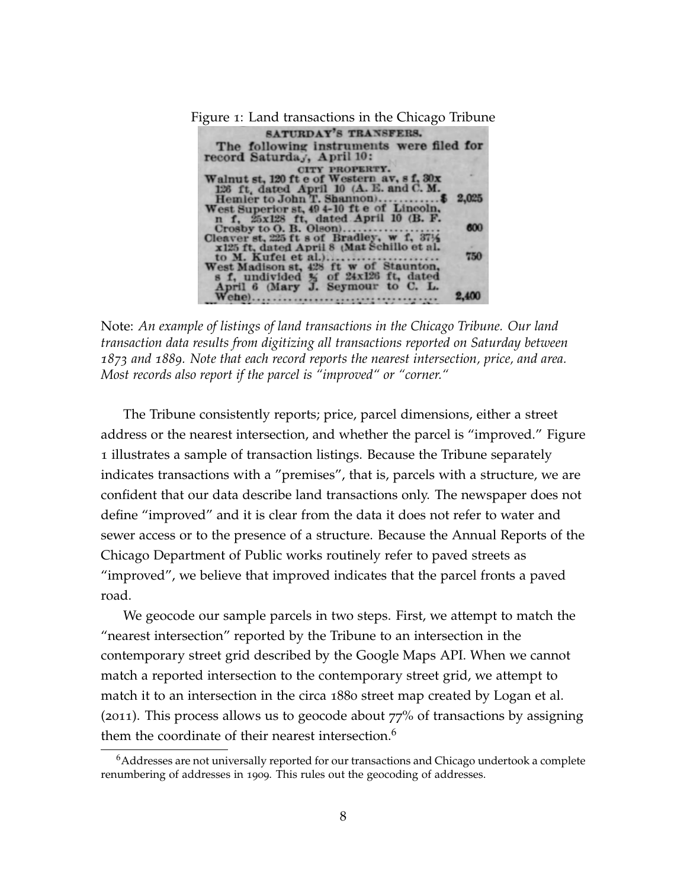Figure 1: Land transactions in the Chicago Tribune

SATURDAY'S TRANSFERS.

The following instruments were filed for record Saturday, April 10:

CITY PROPERTY.

Walnut st, 120 ft e of Western av, s f, 30x 126 ft, dated April 10 (A. E. and C. M. Hemler to John T. Shannon)............$ 2,025

West Superior st, 49 4-10 ft e of Lincoln, n f, 25x128 ft, dated April 10 (B. F. Crosby to O. B. Olson).................... 600

Cleaver st, 225 ft s of Bradley, w f, 37½ x125 ft, dated April 8 (Mat Schillo et al. to M. Kufel et al.)...................... 750

West Madison st, 428 ft w of Staunton, s f, undivided ⅔ of 24x126 ft, dated April 6 (Mary J. Seymour to C. L. Wehe)................................ 2,400

Note: *An example of listings of land transactions in the Chicago Tribune. Our land transaction data results from digitizing all transactions reported on Saturday between 1873 and 1889. Note that each record reports the nearest intersection, price, and area. Most records also report if the parcel is "improved" or "corner."*

The Tribune consistently reports; price, parcel dimensions, either a street address or the nearest intersection, and whether the parcel is "improved." Figure 1 illustrates a sample of transaction listings. Because the Tribune separately indicates transactions with a "premises", that is, parcels with a structure, we are confident that our data describe land transactions only. The newspaper does not define "improved" and it is clear from the data it does not refer to water and sewer access or to the presence of a structure. Because the Annual Reports of the Chicago Department of Public works routinely refer to paved streets as "improved", we believe that improved indicates that the parcel fronts a paved road.

We geocode our sample parcels in two steps. First, we attempt to match the "nearest intersection" reported by the Tribune to an intersection in the contemporary street grid described by the Google Maps API. When we cannot match a reported intersection to the contemporary street grid, we attempt to match it to an intersection in the circa 1880 street map created by Logan et al. (2011). This process allows us to geocode about 77% of transactions by assigning them the coordinate of their nearest intersection.[6]

[6] Addresses are not universally reported for our transactions and Chicago undertook a complete renumbering of addresses in 1909. This rules out the geocoding of addresses.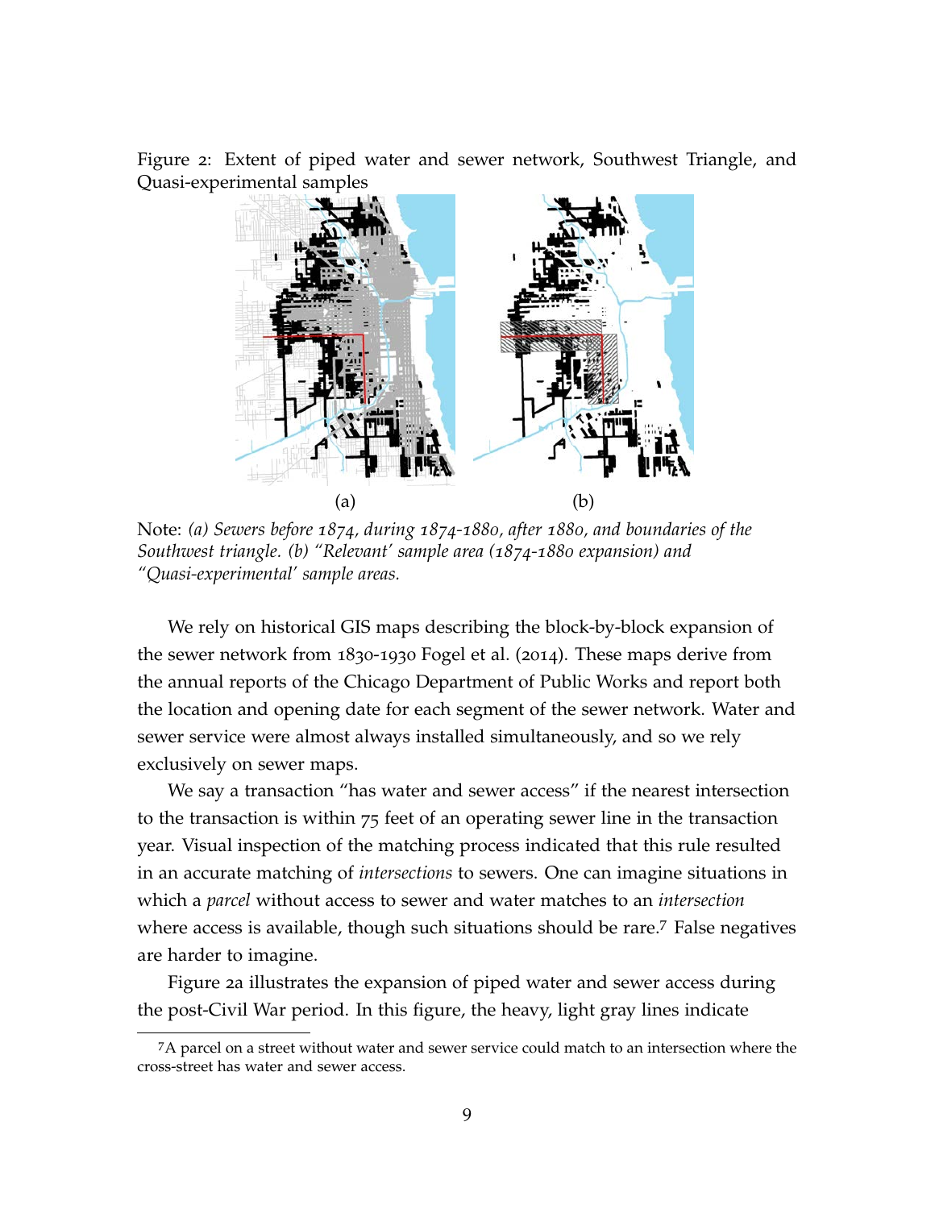Figure 2: Extent of piped water and sewer network, Southwest Triangle, and Quasi-experimental samples

(a) (b)

Note: *(a) Sewers before 1874, during 1874-1880, after 1880, and boundaries of the Southwest triangle. (b) "Relevant' sample area (1874-1880 expansion) and "Quasi-experimental' sample areas.*

We rely on historical GIS maps describing the block-by-block expansion of the sewer network from 1830-1930 Fogel et al. (2014). These maps derive from the annual reports of the Chicago Department of Public Works and report both the location and opening date for each segment of the sewer network. Water and sewer service were almost always installed simultaneously, and so we rely exclusively on sewer maps.

We say a transaction "has water and sewer access" if the nearest intersection to the transaction is within 75 feet of an operating sewer line in the transaction year. Visual inspection of the matching process indicated that this rule resulted in an accurate matching of *intersections* to sewers. One can imagine situations in which a *parcel* without access to sewer and water matches to an *intersection* where access is available, though such situations should be rare.[7] False negatives are harder to imagine.

Figure 2a illustrates the expansion of piped water and sewer access during the post-Civil War period. In this figure, the heavy, light gray lines indicate

[7] A parcel on a street without water and sewer service could match to an intersection where the cross-street has water and sewer access.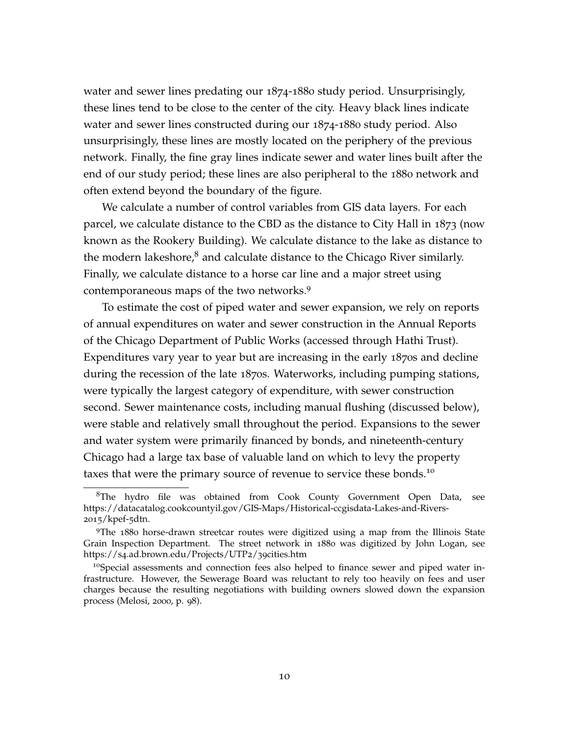water and sewer lines predating our 1874-1880 study period. Unsurprisingly, these lines tend to be close to the center of the city. Heavy black lines indicate water and sewer lines constructed during our 1874-1880 study period. Also unsurprisingly, these lines are mostly located on the periphery of the previous network. Finally, the fine gray lines indicate sewer and water lines built after the end of our study period; these lines are also peripheral to the 1880 network and often extend beyond the boundary of the figure.

We calculate a number of control variables from GIS data layers. For each parcel, we calculate distance to the CBD as the distance to City Hall in 1873 (now known as the Rookery Building). We calculate distance to the lake as distance to the modern lakeshore,[8] and calculate distance to the Chicago River similarly. Finally, we calculate distance to a horse car line and a major street using contemporaneous maps of the two networks.[9]

To estimate the cost of piped water and sewer expansion, we rely on reports of annual expenditures on water and sewer construction in the Annual Reports of the Chicago Department of Public Works (accessed through Hathi Trust). Expenditures vary year to year but are increasing in the early 1870s and decline during the recession of the late 1870s. Waterworks, including pumping stations, were typically the largest category of expenditure, with sewer construction second. Sewer maintenance costs, including manual flushing (discussed below), were stable and relatively small throughout the period. Expansions to the sewer and water system were primarily financed by bonds, and nineteenth-century Chicago had a large tax base of valuable land on which to levy the property taxes that were the primary source of revenue to service these bonds.[10]

[8] The hydro file was obtained from Cook County Government Open Data, see https://datacatalog.cookcountyil.gov/GIS-Maps/Historical-ccgisdata-Lakes-and-Rivers-2015/kpef-5dtn.

[9] The 1880 horse-drawn streetcar routes were digitized using a map from the Illinois State Grain Inspection Department. The street network in 1880 was digitized by John Logan, see https://s4.ad.brown.edu/Projects/UTP2/39cities.htm

[10] Special assessments and connection fees also helped to finance sewer and piped water infrastructure. However, the Sewerage Board was reluctant to rely too heavily on fees and user charges because the resulting negotiations with building owners slowed down the expansion process (Melosi, 2000, p. 98).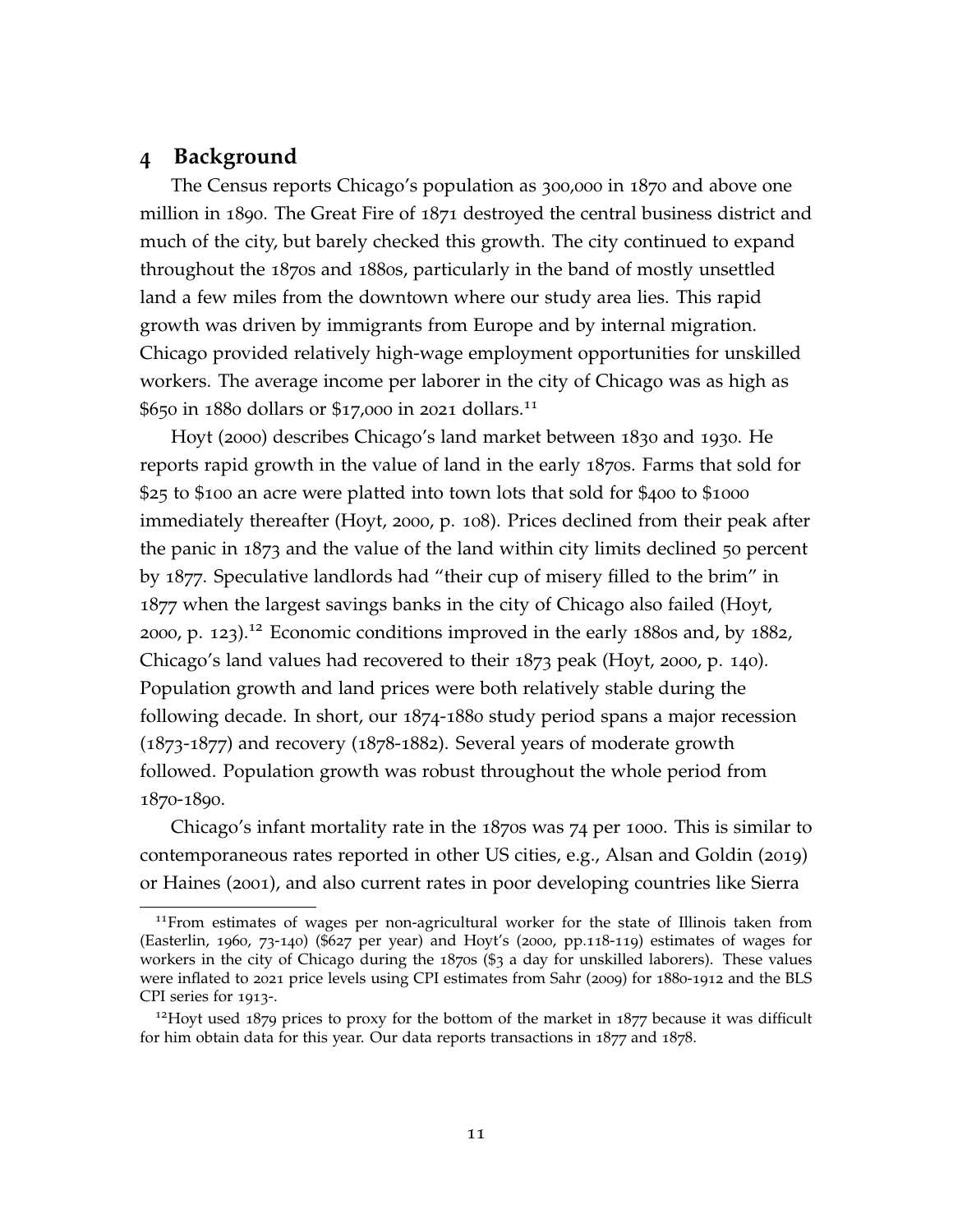## 4 Background

The Census reports Chicago's population as 300,000 in 1870 and above one million in 1890. The Great Fire of 1871 destroyed the central business district and much of the city, but barely checked this growth. The city continued to expand throughout the 1870s and 1880s, particularly in the band of mostly unsettled land a few miles from the downtown where our study area lies. This rapid growth was driven by immigrants from Europe and by internal migration. Chicago provided relatively high-wage employment opportunities for unskilled workers. The average income per laborer in the city of Chicago was as high as $650 in 1880 dollars or $17,000 in 2021 dollars.[11]

Hoyt (2000) describes Chicago's land market between 1830 and 1930. He reports rapid growth in the value of land in the early 1870s. Farms that sold for $25 to $100 an acre were platted into town lots that sold for $400 to $1000 immediately thereafter (Hoyt, 2000, p. 108). Prices declined from their peak after the panic in 1873 and the value of the land within city limits declined 50 percent by 1877. Speculative landlords had "their cup of misery filled to the brim" in 1877 when the largest savings banks in the city of Chicago also failed (Hoyt, 2000, p. 123).[12] Economic conditions improved in the early 1880s and, by 1882, Chicago's land values had recovered to their 1873 peak (Hoyt, 2000, p. 140). Population growth and land prices were both relatively stable during the following decade. In short, our 1874-1880 study period spans a major recession (1873-1877) and recovery (1878-1882). Several years of moderate growth followed. Population growth was robust throughout the whole period from 1870-1890.

Chicago's infant mortality rate in the 1870s was 74 per 1000. This is similar to contemporaneous rates reported in other US cities, e.g., Alsan and Goldin (2019) or Haines (2001), and also current rates in poor developing countries like Sierra

[11] From estimates of wages per non-agricultural worker for the state of Illinois taken from (Easterlin, 1960, 73-140) ($627 per year) and Hoyt's (2000, pp.118-119) estimates of wages for workers in the city of Chicago during the 1870s ($3 a day for unskilled laborers). These values were inflated to 2021 price levels using CPI estimates from Sahr (2009) for 1880-1912 and the BLS CPI series for 1913-.

[12] Hoyt used 1879 prices to proxy for the bottom of the market in 1877 because it was difficult for him obtain data for this year. Our data reports transactions in 1877 and 1878.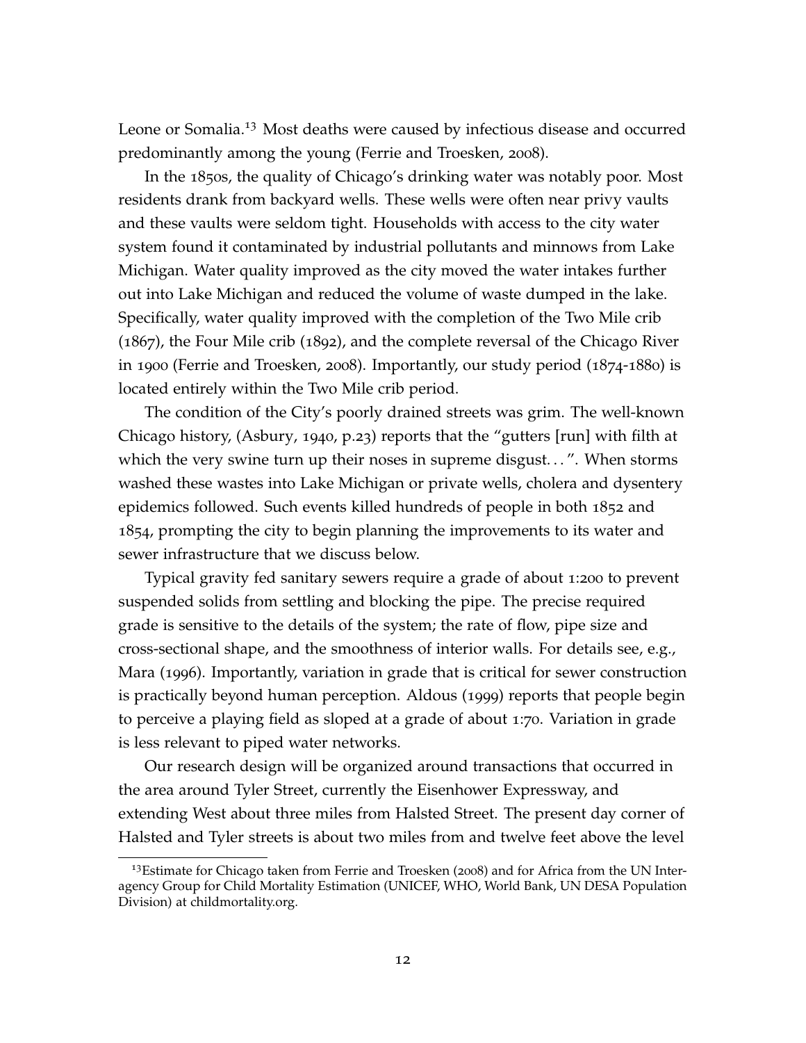Leone or Somalia.[13] Most deaths were caused by infectious disease and occurred predominantly among the young (Ferrie and Troesken, 2008).

In the 1850s, the quality of Chicago's drinking water was notably poor. Most residents drank from backyard wells. These wells were often near privy vaults and these vaults were seldom tight. Households with access to the city water system found it contaminated by industrial pollutants and minnows from Lake Michigan. Water quality improved as the city moved the water intakes further out into Lake Michigan and reduced the volume of waste dumped in the lake. Specifically, water quality improved with the completion of the Two Mile crib (1867), the Four Mile crib (1892), and the complete reversal of the Chicago River in 1900 (Ferrie and Troesken, 2008). Importantly, our study period (1874-1880) is located entirely within the Two Mile crib period.

The condition of the City's poorly drained streets was grim. The well-known Chicago history, (Asbury, 1940, p.23) reports that the "gutters [run] with filth at which the very swine turn up their noses in supreme disgust. . . ". When storms washed these wastes into Lake Michigan or private wells, cholera and dysentery epidemics followed. Such events killed hundreds of people in both 1852 and 1854, prompting the city to begin planning the improvements to its water and sewer infrastructure that we discuss below.

Typical gravity fed sanitary sewers require a grade of about 1:200 to prevent suspended solids from settling and blocking the pipe. The precise required grade is sensitive to the details of the system; the rate of flow, pipe size and cross-sectional shape, and the smoothness of interior walls. For details see, e.g., Mara (1996). Importantly, variation in grade that is critical for sewer construction is practically beyond human perception. Aldous (1999) reports that people begin to perceive a playing field as sloped at a grade of about 1:70. Variation in grade is less relevant to piped water networks.

Our research design will be organized around transactions that occurred in the area around Tyler Street, currently the Eisenhower Expressway, and extending West about three miles from Halsted Street. The present day corner of Halsted and Tyler streets is about two miles from and twelve feet above the level

[13] Estimate for Chicago taken from Ferrie and Troesken (2008) and for Africa from the UN Interagency Group for Child Mortality Estimation (UNICEF, WHO, World Bank, UN DESA Population Division) at childmortality.org.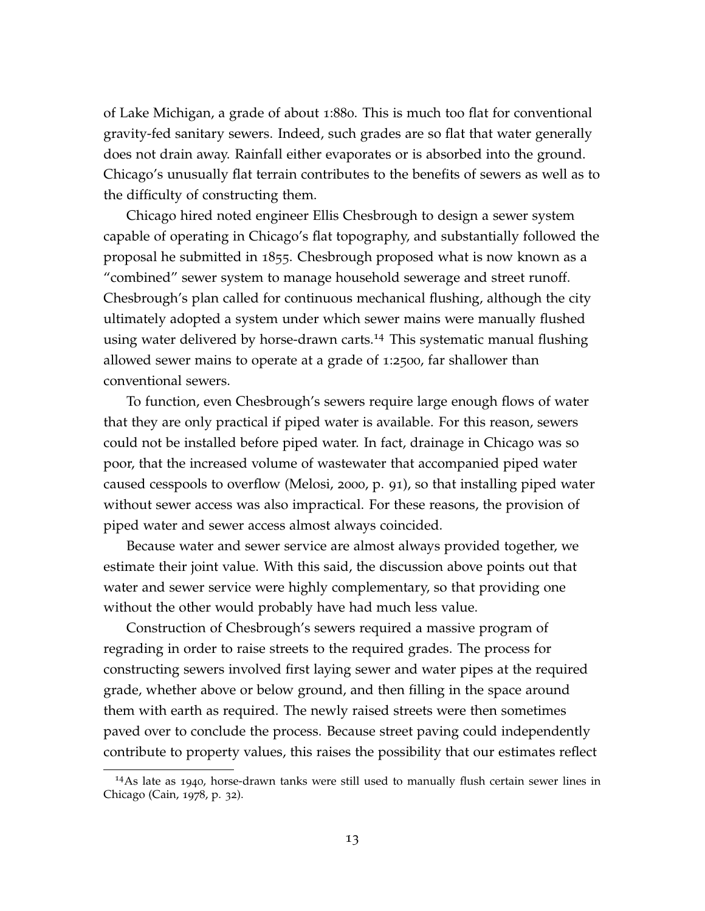of Lake Michigan, a grade of about 1:880. This is much too flat for conventional gravity-fed sanitary sewers. Indeed, such grades are so flat that water generally does not drain away. Rainfall either evaporates or is absorbed into the ground. Chicago's unusually flat terrain contributes to the benefits of sewers as well as to the difficulty of constructing them.

Chicago hired noted engineer Ellis Chesbrough to design a sewer system capable of operating in Chicago's flat topography, and substantially followed the proposal he submitted in 1855. Chesbrough proposed what is now known as a "combined" sewer system to manage household sewerage and street runoff. Chesbrough's plan called for continuous mechanical flushing, although the city ultimately adopted a system under which sewer mains were manually flushed using water delivered by horse-drawn carts.[14] This systematic manual flushing allowed sewer mains to operate at a grade of 1:2500, far shallower than conventional sewers.

To function, even Chesbrough's sewers require large enough flows of water that they are only practical if piped water is available. For this reason, sewers could not be installed before piped water. In fact, drainage in Chicago was so poor, that the increased volume of wastewater that accompanied piped water caused cesspools to overflow (Melosi, 2000, p. 91), so that installing piped water without sewer access was also impractical. For these reasons, the provision of piped water and sewer access almost always coincided.

Because water and sewer service are almost always provided together, we estimate their joint value. With this said, the discussion above points out that water and sewer service were highly complementary, so that providing one without the other would probably have had much less value.

Construction of Chesbrough's sewers required a massive program of regrading in order to raise streets to the required grades. The process for constructing sewers involved first laying sewer and water pipes at the required grade, whether above or below ground, and then filling in the space around them with earth as required. The newly raised streets were then sometimes paved over to conclude the process. Because street paving could independently contribute to property values, this raises the possibility that our estimates reflect

[14] As late as 1940, horse-drawn tanks were still used to manually flush certain sewer lines in Chicago (Cain, 1978, p. 32).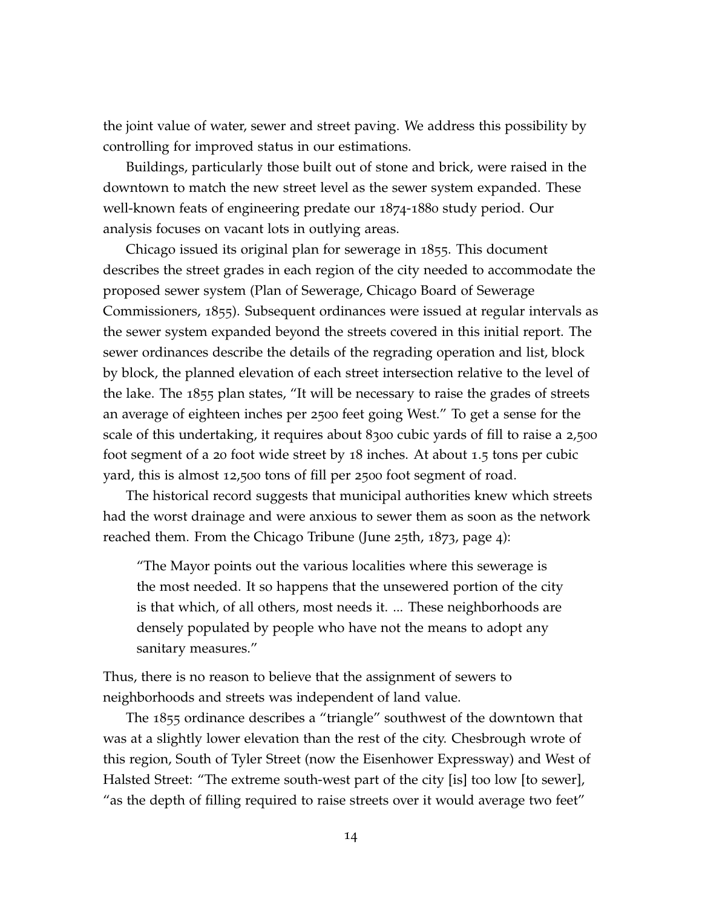the joint value of water, sewer and street paving. We address this possibility by controlling for improved status in our estimations.

Buildings, particularly those built out of stone and brick, were raised in the downtown to match the new street level as the sewer system expanded. These well-known feats of engineering predate our 1874-1880 study period. Our analysis focuses on vacant lots in outlying areas.

Chicago issued its original plan for sewerage in 1855. This document describes the street grades in each region of the city needed to accommodate the proposed sewer system (Plan of Sewerage, Chicago Board of Sewerage Commissioners, 1855). Subsequent ordinances were issued at regular intervals as the sewer system expanded beyond the streets covered in this initial report. The sewer ordinances describe the details of the regrading operation and list, block by block, the planned elevation of each street intersection relative to the level of the lake. The 1855 plan states, "It will be necessary to raise the grades of streets an average of eighteen inches per 2500 feet going West." To get a sense for the scale of this undertaking, it requires about 8300 cubic yards of fill to raise a 2,500 foot segment of a 20 foot wide street by 18 inches. At about 1.5 tons per cubic yard, this is almost 12,500 tons of fill per 2500 foot segment of road.

The historical record suggests that municipal authorities knew which streets had the worst drainage and were anxious to sewer them as soon as the network reached them. From the Chicago Tribune (June 25th, 1873, page 4):

> "The Mayor points out the various localities where this sewerage is the most needed. It so happens that the unsewered portion of the city is that which, of all others, most needs it. ... These neighborhoods are densely populated by people who have not the means to adopt any sanitary measures."

Thus, there is no reason to believe that the assignment of sewers to neighborhoods and streets was independent of land value.

The 1855 ordinance describes a "triangle" southwest of the downtown that was at a slightly lower elevation than the rest of the city. Chesbrough wrote of this region, South of Tyler Street (now the Eisenhower Expressway) and West of Halsted Street: "The extreme south-west part of the city [is] too low [to sewer], "as the depth of filling required to raise streets over it would average two feet"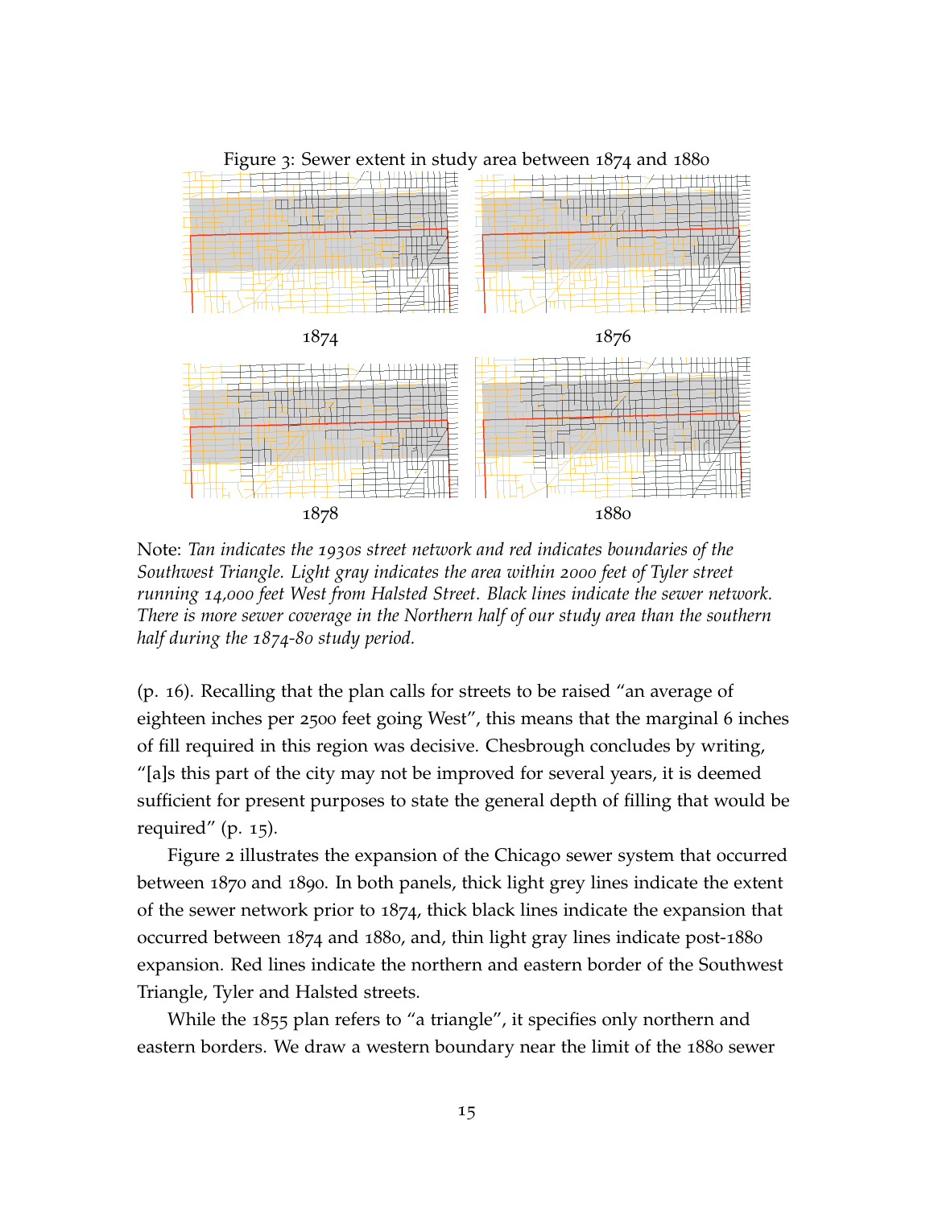Figure 3: Sewer extent in study area between 1874 and 1880

1874

1876

1878

1880

Note: *Tan indicates the 1930s street network and red indicates boundaries of the Southwest Triangle. Light gray indicates the area within 2000 feet of Tyler street running 14,000 feet West from Halsted Street. Black lines indicate the sewer network. There is more sewer coverage in the Northern half of our study area than the southern half during the 1874-80 study period.*

(p. 16). Recalling that the plan calls for streets to be raised "an average of eighteen inches per 2500 feet going West", this means that the marginal 6 inches of fill required in this region was decisive. Chesbrough concludes by writing, "[a]s this part of the city may not be improved for several years, it is deemed sufficient for present purposes to state the general depth of filling that would be required" (p. 15).

Figure 2 illustrates the expansion of the Chicago sewer system that occurred between 1870 and 1890. In both panels, thick light grey lines indicate the extent of the sewer network prior to 1874, thick black lines indicate the expansion that occurred between 1874 and 1880, and, thin light gray lines indicate post-1880 expansion. Red lines indicate the northern and eastern border of the Southwest Triangle, Tyler and Halsted streets.

While the 1855 plan refers to "a triangle", it specifies only northern and eastern borders. We draw a western boundary near the limit of the 1880 sewer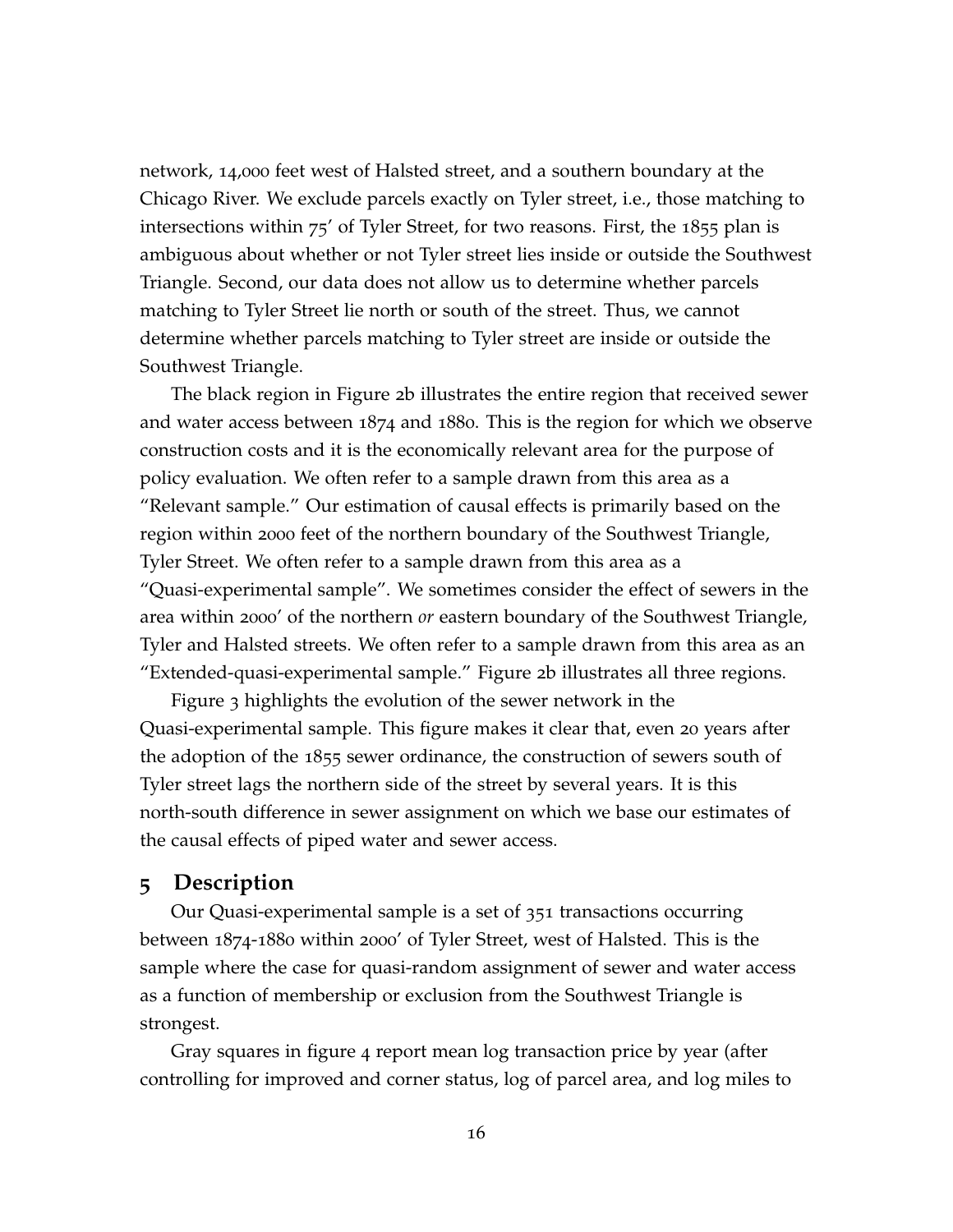network, 14,000 feet west of Halsted street, and a southern boundary at the Chicago River. We exclude parcels exactly on Tyler street, i.e., those matching to intersections within 75′ of Tyler Street, for two reasons. First, the 1855 plan is ambiguous about whether or not Tyler street lies inside or outside the Southwest Triangle. Second, our data does not allow us to determine whether parcels matching to Tyler Street lie north or south of the street. Thus, we cannot determine whether parcels matching to Tyler street are inside or outside the Southwest Triangle.

The black region in Figure 2b illustrates the entire region that received sewer and water access between 1874 and 1880. This is the region for which we observe construction costs and it is the economically relevant area for the purpose of policy evaluation. We often refer to a sample drawn from this area as a "Relevant sample." Our estimation of causal effects is primarily based on the region within 2000 feet of the northern boundary of the Southwest Triangle, Tyler Street. We often refer to a sample drawn from this area as a "Quasi-experimental sample". We sometimes consider the effect of sewers in the area within 2000′ of the northern *or* eastern boundary of the Southwest Triangle, Tyler and Halsted streets. We often refer to a sample drawn from this area as an "Extended-quasi-experimental sample." Figure 2b illustrates all three regions.

Figure 3 highlights the evolution of the sewer network in the Quasi-experimental sample. This figure makes it clear that, even 20 years after the adoption of the 1855 sewer ordinance, the construction of sewers south of Tyler street lags the northern side of the street by several years. It is this north-south difference in sewer assignment on which we base our estimates of the causal effects of piped water and sewer access.

## 5 Description

Our Quasi-experimental sample is a set of 351 transactions occurring between 1874-1880 within 2000′ of Tyler Street, west of Halsted. This is the sample where the case for quasi-random assignment of sewer and water access as a function of membership or exclusion from the Southwest Triangle is strongest.

Gray squares in figure 4 report mean log transaction price by year (after controlling for improved and corner status, log of parcel area, and log miles to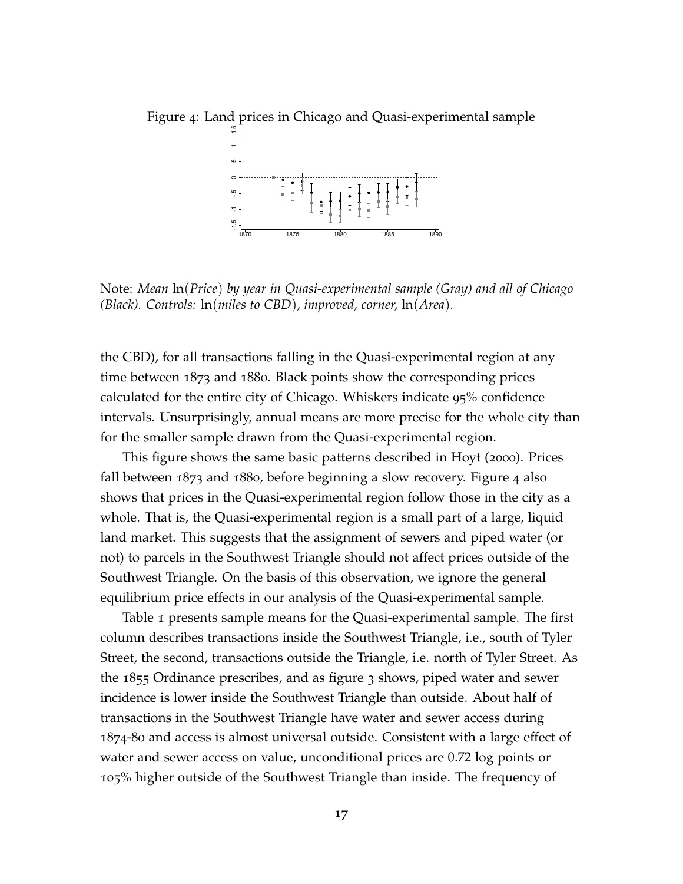Figure 4: Land prices in Chicago and Quasi-experimental sample

Note: *Mean* ln(*Price*) *by year in Quasi-experimental sample (Gray) and all of Chicago (Black). Controls:* ln(*miles to CBD*)*, improved, corner,* ln(*Area*)*.*

the CBD), for all transactions falling in the Quasi-experimental region at any time between 1873 and 1880. Black points show the corresponding prices calculated for the entire city of Chicago. Whiskers indicate 95% confidence intervals. Unsurprisingly, annual means are more precise for the whole city than for the smaller sample drawn from the Quasi-experimental region.

This figure shows the same basic patterns described in Hoyt (2000). Prices fall between 1873 and 1880, before beginning a slow recovery. Figure 4 also shows that prices in the Quasi-experimental region follow those in the city as a whole. That is, the Quasi-experimental region is a small part of a large, liquid land market. This suggests that the assignment of sewers and piped water (or not) to parcels in the Southwest Triangle should not affect prices outside of the Southwest Triangle. On the basis of this observation, we ignore the general equilibrium price effects in our analysis of the Quasi-experimental sample.

Table 1 presents sample means for the Quasi-experimental sample. The first column describes transactions inside the Southwest Triangle, i.e., south of Tyler Street, the second, transactions outside the Triangle, i.e. north of Tyler Street. As the 1855 Ordinance prescribes, and as figure 3 shows, piped water and sewer incidence is lower inside the Southwest Triangle than outside. About half of transactions in the Southwest Triangle have water and sewer access during 1874-80 and access is almost universal outside. Consistent with a large effect of water and sewer access on value, unconditional prices are 0.72 log points or 105% higher outside of the Southwest Triangle than inside. The frequency of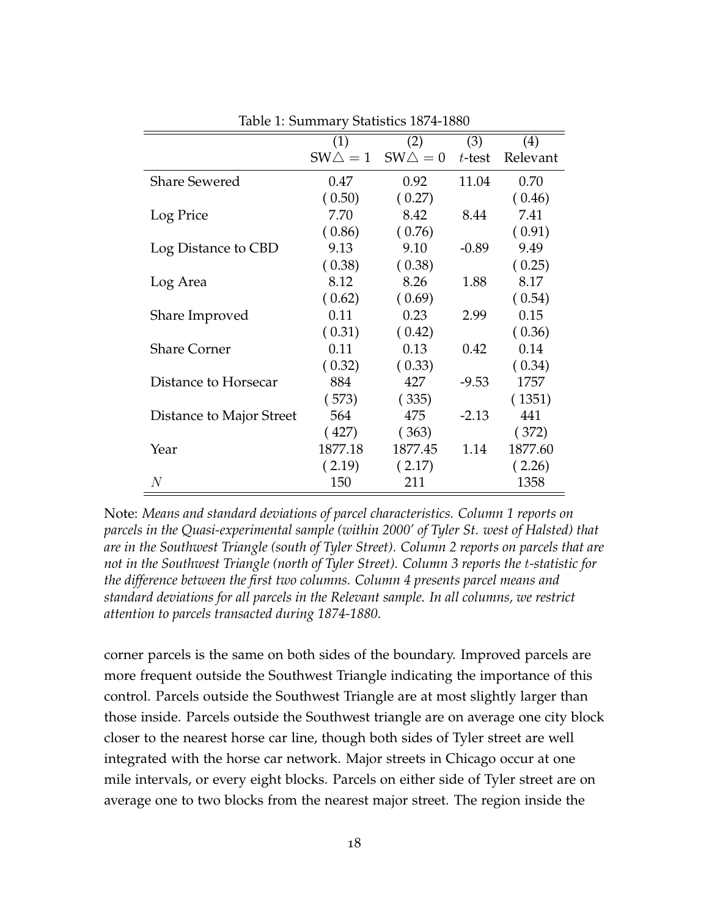Table 1: Summary Statistics 1874-1880

| | (1) | (2) | (3) | (4) |
|---|---|---|---|---|
| | SW$\triangle = 1$ | SW$\triangle = 0$ | $t$-test | Relevant |
| Share Sewered | 0.47 | 0.92 | 11.04 | 0.70 |
| | ( 0.50) | ( 0.27) | | ( 0.46) |
| Log Price | 7.70 | 8.42 | 8.44 | 7.41 |
| | ( 0.86) | ( 0.76) | | ( 0.91) |
| Log Distance to CBD | 9.13 | 9.10 | -0.89 | 9.49 |
| | ( 0.38) | ( 0.38) | | ( 0.25) |
| Log Area | 8.12 | 8.26 | 1.88 | 8.17 |
| | ( 0.62) | ( 0.69) | | ( 0.54) |
| Share Improved | 0.11 | 0.23 | 2.99 | 0.15 |
| | ( 0.31) | ( 0.42) | | ( 0.36) |
| Share Corner | 0.11 | 0.13 | 0.42 | 0.14 |
| | ( 0.32) | ( 0.33) | | ( 0.34) |
| Distance to Horsecar | 884 | 427 | -9.53 | 1757 |
| | ( 573) | ( 335) | | ( 1351) |
| Distance to Major Street | 564 | 475 | -2.13 | 441 |
| | ( 427) | ( 363) | | ( 372) |
| Year | 1877.18 | 1877.45 | 1.14 | 1877.60 |
| | ( 2.19) | ( 2.17) | | ( 2.26) |
| $N$ | 150 | 211 | | 1358 |

Note: *Means and standard deviations of parcel characteristics. Column 1 reports on parcels in the Quasi-experimental sample (within 2000′ of Tyler St. west of Halsted) that are in the Southwest Triangle (south of Tyler Street). Column 2 reports on parcels that are not in the Southwest Triangle (north of Tyler Street). Column 3 reports the $t$-statistic for the difference between the first two columns. Column 4 presents parcel means and standard deviations for all parcels in the Relevant sample. In all columns, we restrict attention to parcels transacted during 1874-1880.*

corner parcels is the same on both sides of the boundary. Improved parcels are more frequent outside the Southwest Triangle indicating the importance of this control. Parcels outside the Southwest Triangle are at most slightly larger than those inside. Parcels outside the Southwest triangle are on average one city block closer to the nearest horse car line, though both sides of Tyler street are well integrated with the horse car network. Major streets in Chicago occur at one mile intervals, or every eight blocks. Parcels on either side of Tyler street are on average one to two blocks from the nearest major street. The region inside the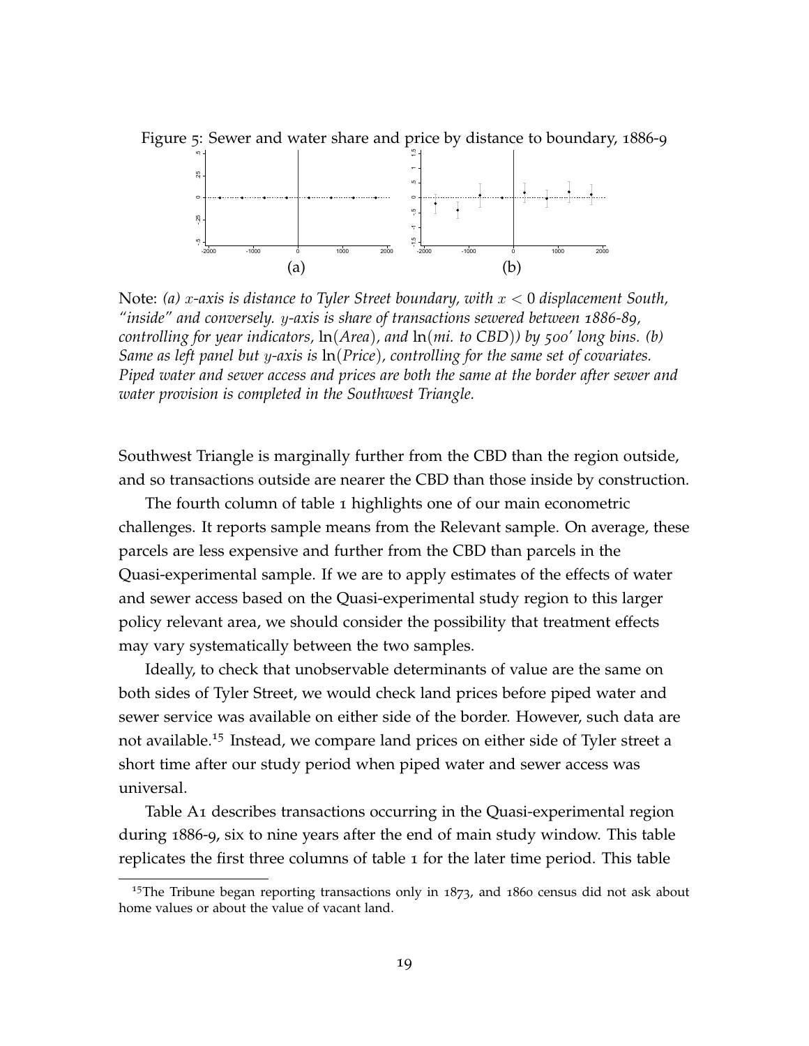Figure 5: Sewer and water share and price by distance to boundary, 1886-9

(a) (b)

Note: *(a) $x$-axis is distance to Tyler Street boundary, with $x < 0$ displacement South, "inside" and conversely. $y$-axis is share of transactions sewered between 1886-89, controlling for year indicators,* $\ln(Area)$*, and* $\ln(mi.\ to\ CBD)$*) by 500' long bins. (b) Same as left panel but $y$-axis is* $\ln(Price)$*, controlling for the same set of covariates. Piped water and sewer access and prices are both the same at the border after sewer and water provision is completed in the Southwest Triangle.*

Southwest Triangle is marginally further from the CBD than the region outside, and so transactions outside are nearer the CBD than those inside by construction.

The fourth column of table 1 highlights one of our main econometric challenges. It reports sample means from the Relevant sample. On average, these parcels are less expensive and further from the CBD than parcels in the Quasi-experimental sample. If we are to apply estimates of the effects of water and sewer access based on the Quasi-experimental study region to this larger policy relevant area, we should consider the possibility that treatment effects may vary systematically between the two samples.

Ideally, to check that unobservable determinants of value are the same on both sides of Tyler Street, we would check land prices before piped water and sewer service was available on either side of the border. However, such data are not available.[15] Instead, we compare land prices on either side of Tyler street a short time after our study period when piped water and sewer access was universal.

Table A1 describes transactions occurring in the Quasi-experimental region during 1886-9, six to nine years after the end of main study window. This table replicates the first three columns of table 1 for the later time period. This table

[15] The Tribune began reporting transactions only in 1873, and 1860 census did not ask about home values or about the value of vacant land.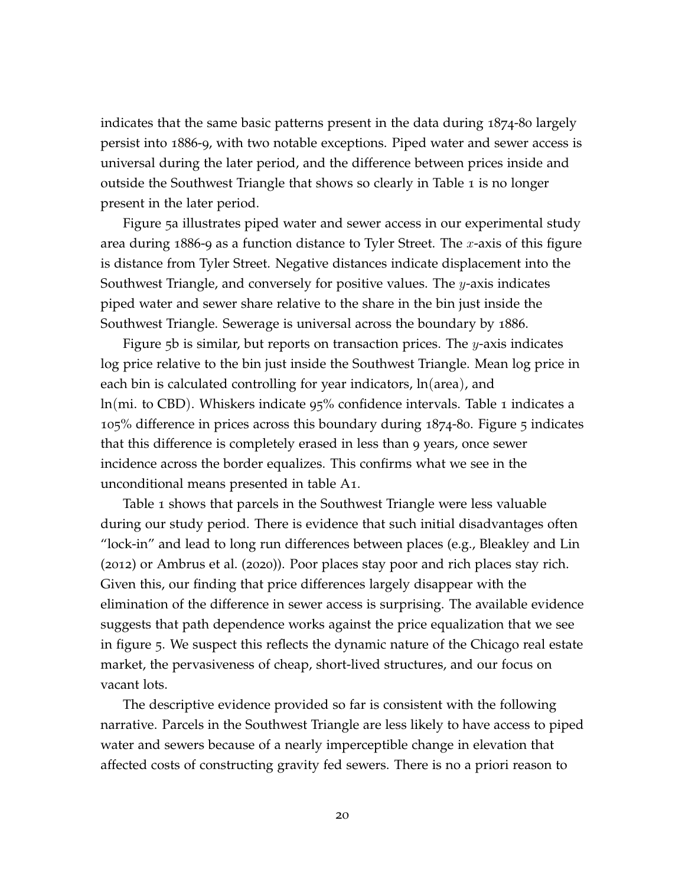indicates that the same basic patterns present in the data during 1874-80 largely persist into 1886-9, with two notable exceptions. Piped water and sewer access is universal during the later period, and the difference between prices inside and outside the Southwest Triangle that shows so clearly in Table 1 is no longer present in the later period.

Figure 5a illustrates piped water and sewer access in our experimental study area during 1886-9 as a function distance to Tyler Street. The $x$-axis of this figure is distance from Tyler Street. Negative distances indicate displacement into the Southwest Triangle, and conversely for positive values. The $y$-axis indicates piped water and sewer share relative to the share in the bin just inside the Southwest Triangle. Sewerage is universal across the boundary by 1886.

Figure 5b is similar, but reports on transaction prices. The $y$-axis indicates log price relative to the bin just inside the Southwest Triangle. Mean log price in each bin is calculated controlling for year indicators, ln(area), and ln(mi. to CBD). Whiskers indicate 95% confidence intervals. Table 1 indicates a 105% difference in prices across this boundary during 1874-80. Figure 5 indicates that this difference is completely erased in less than 9 years, once sewer incidence across the border equalizes. This confirms what we see in the unconditional means presented in table A1.

Table 1 shows that parcels in the Southwest Triangle were less valuable during our study period. There is evidence that such initial disadvantages often "lock-in" and lead to long run differences between places (e.g., Bleakley and Lin (2012) or Ambrus et al. (2020)). Poor places stay poor and rich places stay rich. Given this, our finding that price differences largely disappear with the elimination of the difference in sewer access is surprising. The available evidence suggests that path dependence works against the price equalization that we see in figure 5. We suspect this reflects the dynamic nature of the Chicago real estate market, the pervasiveness of cheap, short-lived structures, and our focus on vacant lots.

The descriptive evidence provided so far is consistent with the following narrative. Parcels in the Southwest Triangle are less likely to have access to piped water and sewers because of a nearly imperceptible change in elevation that affected costs of constructing gravity fed sewers. There is no a priori reason to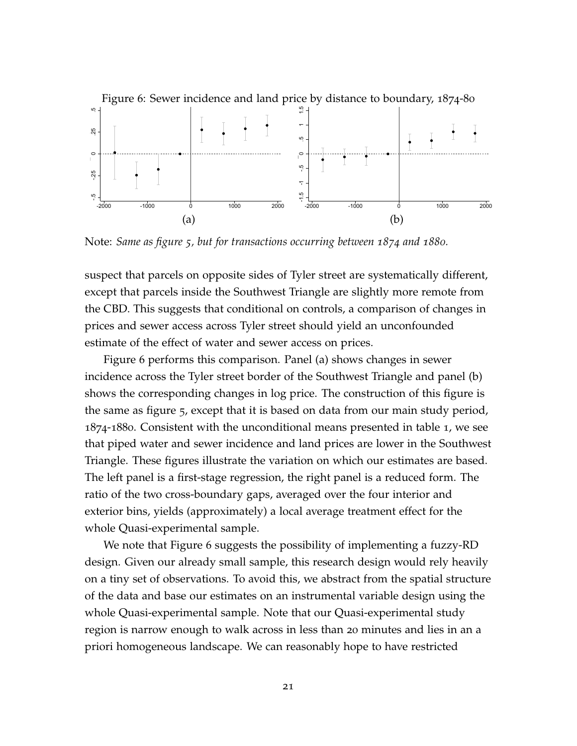Figure 6: Sewer incidence and land price by distance to boundary, 1874-80

(a)

(b)

Note: *Same as figure 5, but for transactions occurring between 1874 and 1880.*

suspect that parcels on opposite sides of Tyler street are systematically different, except that parcels inside the Southwest Triangle are slightly more remote from the CBD. This suggests that conditional on controls, a comparison of changes in prices and sewer access across Tyler street should yield an unconfounded estimate of the effect of water and sewer access on prices.

Figure 6 performs this comparison. Panel (a) shows changes in sewer incidence across the Tyler street border of the Southwest Triangle and panel (b) shows the corresponding changes in log price. The construction of this figure is the same as figure 5, except that it is based on data from our main study period, 1874-1880. Consistent with the unconditional means presented in table 1, we see that piped water and sewer incidence and land prices are lower in the Southwest Triangle. These figures illustrate the variation on which our estimates are based. The left panel is a first-stage regression, the right panel is a reduced form. The ratio of the two cross-boundary gaps, averaged over the four interior and exterior bins, yields (approximately) a local average treatment effect for the whole Quasi-experimental sample.

We note that Figure 6 suggests the possibility of implementing a fuzzy-RD design. Given our already small sample, this research design would rely heavily on a tiny set of observations. To avoid this, we abstract from the spatial structure of the data and base our estimates on an instrumental variable design using the whole Quasi-experimental sample. Note that our Quasi-experimental study region is narrow enough to walk across in less than 20 minutes and lies in an a priori homogeneous landscape. We can reasonably hope to have restricted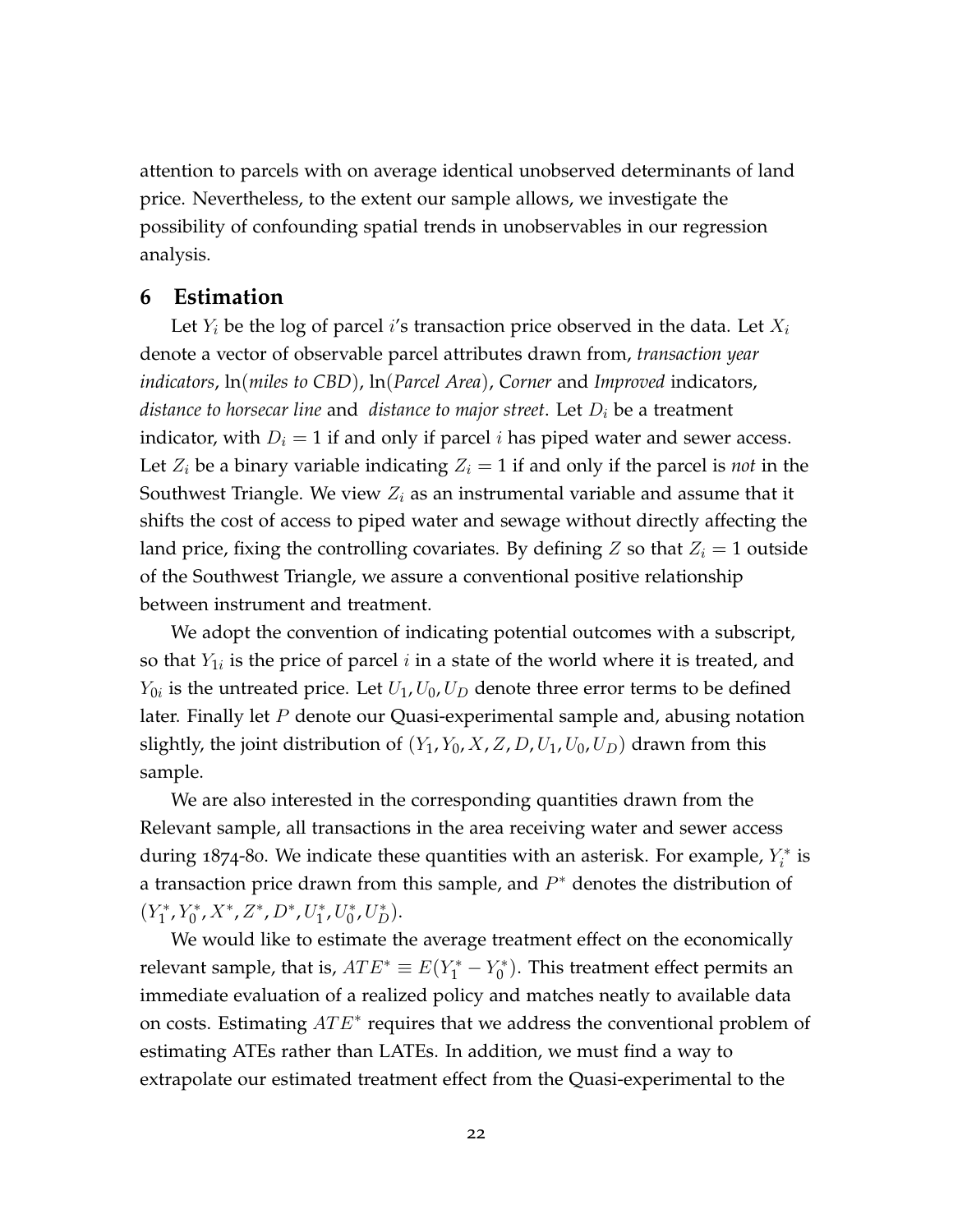attention to parcels with on average identical unobserved determinants of land price. Nevertheless, to the extent our sample allows, we investigate the possibility of confounding spatial trends in unobservables in our regression analysis.

## 6 Estimation

Let $Y_i$ be the log of parcel $i$'s transaction price observed in the data. Let $X_i$ denote a vector of observable parcel attributes drawn from, *transaction year indicators*, ln(*miles to CBD*), ln(*Parcel Area*), *Corner* and *Improved* indicators, *distance to horsecar line* and *distance to major street*. Let $D_i$ be a treatment indicator, with $D_i = 1$ if and only if parcel $i$ has piped water and sewer access. Let $Z_i$ be a binary variable indicating $Z_i = 1$ if and only if the parcel is *not* in the Southwest Triangle. We view $Z_i$ as an instrumental variable and assume that it shifts the cost of access to piped water and sewage without directly affecting the land price, fixing the controlling covariates. By defining $Z$ so that $Z_i = 1$ outside of the Southwest Triangle, we assure a conventional positive relationship between instrument and treatment.

We adopt the convention of indicating potential outcomes with a subscript, so that $Y_{1i}$ is the price of parcel $i$ in a state of the world where it is treated, and $Y_{0i}$ is the untreated price. Let $U_1, U_0, U_D$ denote three error terms to be defined later. Finally let $P$ denote our Quasi-experimental sample and, abusing notation slightly, the joint distribution of $(Y_1, Y_0, X, Z, D, U_1, U_0, U_D)$ drawn from this sample.

We are also interested in the corresponding quantities drawn from the Relevant sample, all transactions in the area receiving water and sewer access during 1874-80. We indicate these quantities with an asterisk. For example, $Y_i^*$ is a transaction price drawn from this sample, and $P^*$ denotes the distribution of $(Y_1^*, Y_0^*, X^*, Z^*, D^*, U_1^*, U_0^*, U_D^*)$.

We would like to estimate the average treatment effect on the economically relevant sample, that is, $ATE^* \equiv E(Y_1^* - Y_0^*)$. This treatment effect permits an immediate evaluation of a realized policy and matches neatly to available data on costs. Estimating $ATE^*$ requires that we address the conventional problem of estimating ATEs rather than LATEs. In addition, we must find a way to extrapolate our estimated treatment effect from the Quasi-experimental to the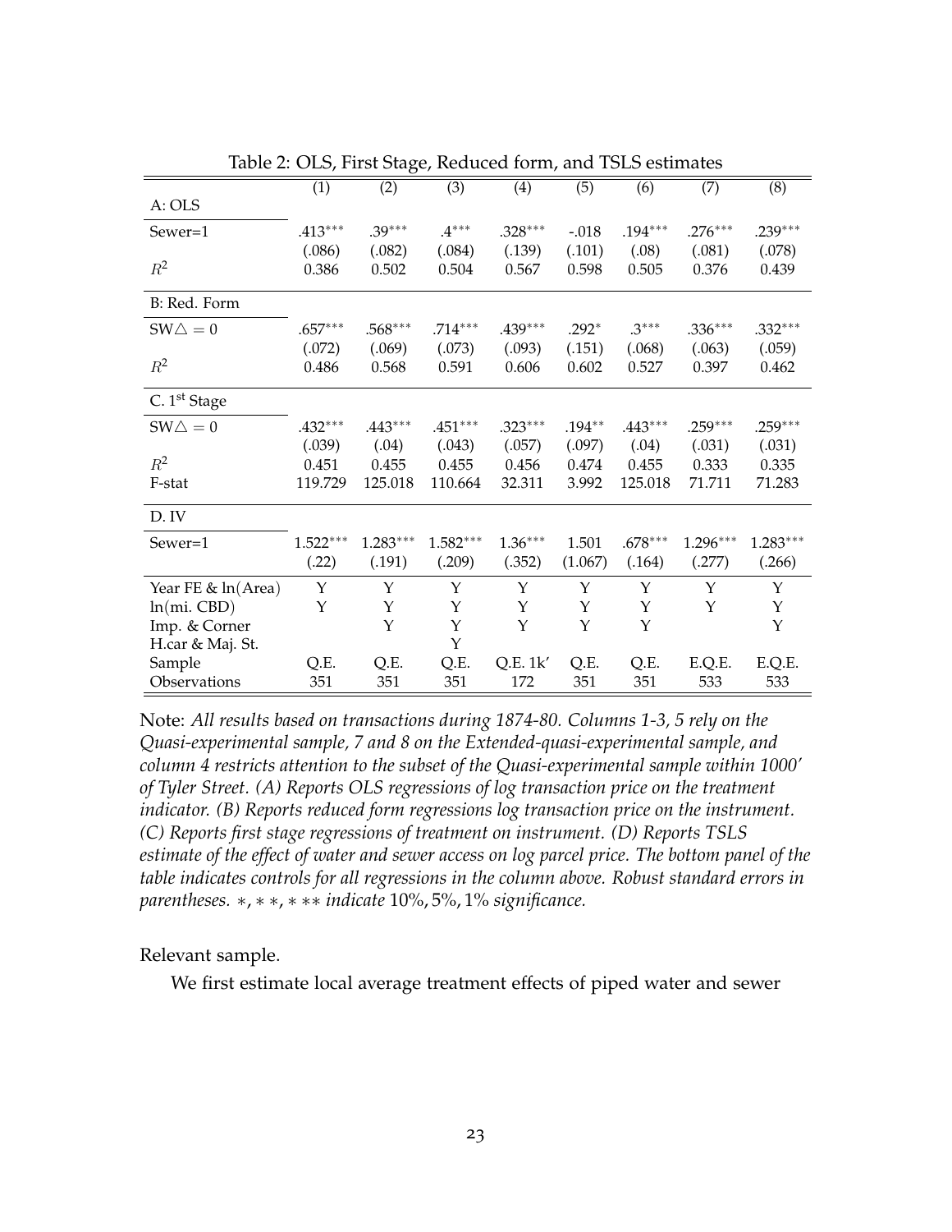Table 2: OLS, First Stage, Reduced form, and TSLS estimates

| | (1) | (2) | (3) | (4) | (5) | (6) | (7) | (8) |
|---|---|---|---|---|---|---|---|---|
| A: OLS | | | | | | | | |
| Sewer=1 | .413*** | .39*** | .4*** | .328*** | -.018 | .194*** | .276*** | .239*** |
| | (.086) | (.082) | (.084) | (.139) | (.101) | (.08) | (.081) | (.078) |
| $R^2$ | 0.386 | 0.502 | 0.504 | 0.567 | 0.598 | 0.505 | 0.376 | 0.439 |
| B: Red. Form | | | | | | | | |
| $SW\triangle = 0$ | .657*** | .568*** | .714*** | .439*** | .292* | .3*** | .336*** | .332*** |
| | (.072) | (.069) | (.073) | (.093) | (.151) | (.068) | (.063) | (.059) |
| $R^2$ | 0.486 | 0.568 | 0.591 | 0.606 | 0.602 | 0.527 | 0.397 | 0.462 |
| C. 1st Stage | | | | | | | | |
| $SW\triangle = 0$ | .432*** | .443*** | .451*** | .323*** | .194** | .443*** | .259*** | .259*** |
| | (.039) | (.04) | (.043) | (.057) | (.097) | (.04) | (.031) | (.031) |
| $R^2$ | 0.451 | 0.455 | 0.455 | 0.456 | 0.474 | 0.455 | 0.333 | 0.335 |
| F-stat | 119.729 | 125.018 | 110.664 | 32.311 | 3.992 | 125.018 | 71.711 | 71.283 |
| D. IV | | | | | | | | |
| Sewer=1 | 1.522*** | 1.283*** | 1.582*** | 1.36*** | 1.501 | .678*** | 1.296*** | 1.283*** |
| | (.22) | (.191) | (.209) | (.352) | (1.067) | (.164) | (.277) | (.266) |
| Year FE & ln(Area) | Y | Y | Y | Y | Y | Y | Y | Y |
| ln(mi. CBD) | Y | Y | Y | Y | Y | Y | Y | Y |
| Imp. & Corner | | Y | Y | Y | Y | Y | | Y |
| H.car & Maj. St. | | | Y | | | | | |
| Sample | Q.E. | Q.E. | Q.E. | Q.E. 1k' | Q.E. | Q.E. | E.Q.E. | E.Q.E. |
| Observations | 351 | 351 | 351 | 172 | 351 | 351 | 533 | 533 |

Note: *All results based on transactions during 1874-80. Columns 1-3, 5 rely on the Quasi-experimental sample, 7 and 8 on the Extended-quasi-experimental sample, and column 4 restricts attention to the subset of the Quasi-experimental sample within 1000' of Tyler Street. (A) Reports OLS regressions of log transaction price on the treatment indicator. (B) Reports reduced form regressions log transaction price on the instrument. (C) Reports first stage regressions of treatment on instrument. (D) Reports TSLS estimate of the effect of water and sewer access on log parcel price. The bottom panel of the table indicates controls for all regressions in the column above. Robust standard errors in parentheses.* $*, **, ***$ *indicate* 10%, 5%, 1% *significance.*

Relevant sample.

We first estimate local average treatment effects of piped water and sewer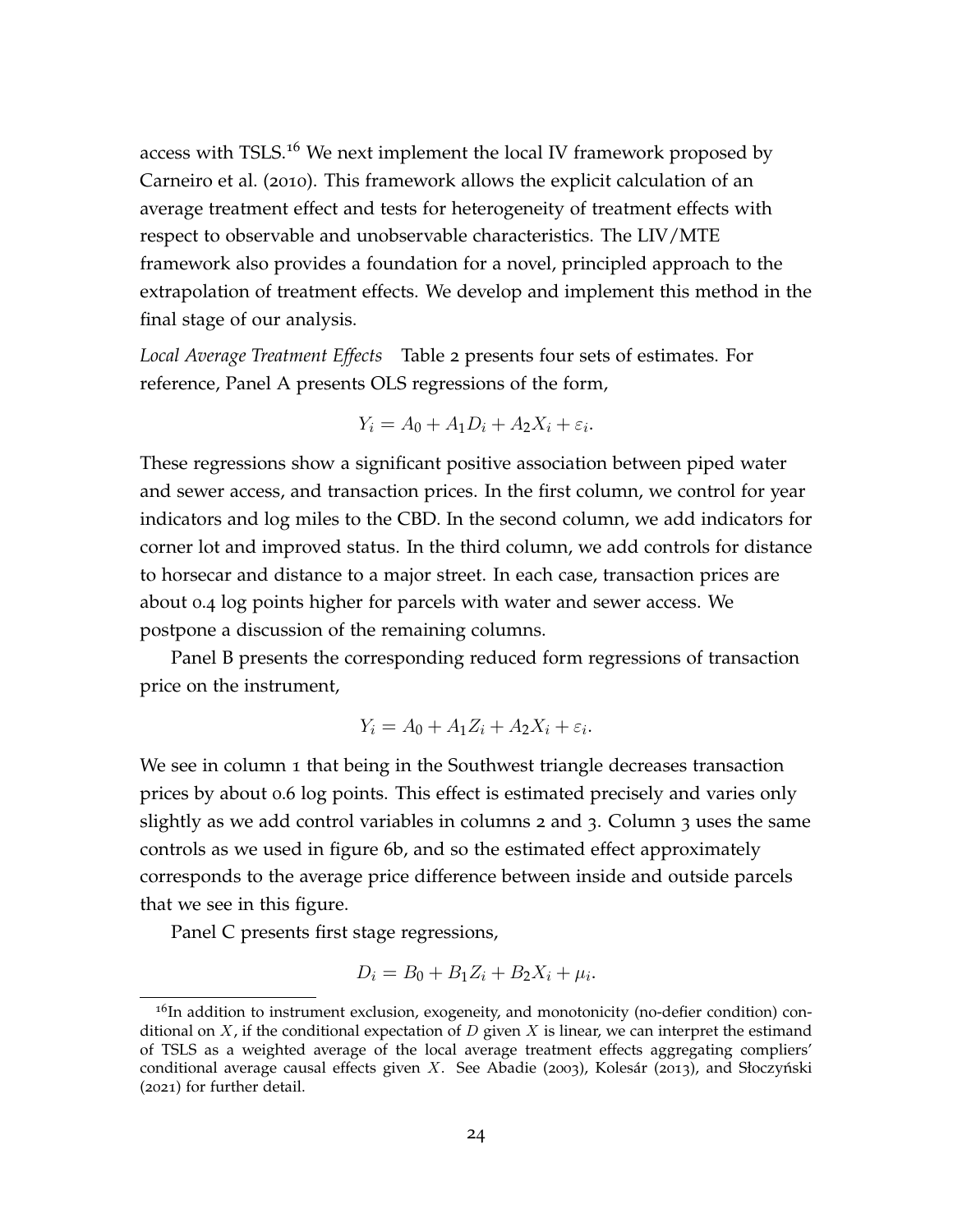access with TSLS.[16] We next implement the local IV framework proposed by Carneiro et al. (2010). This framework allows the explicit calculation of an average treatment effect and tests for heterogeneity of treatment effects with respect to observable and unobservable characteristics. The LIV/MTE framework also provides a foundation for a novel, principled approach to the extrapolation of treatment effects. We develop and implement this method in the final stage of our analysis.

*Local Average Treatment Effects* Table 2 presents four sets of estimates. For reference, Panel A presents OLS regressions of the form,

$$Y_i = A_0 + A_1 D_i + A_2 X_i + \varepsilon_i.$$

These regressions show a significant positive association between piped water and sewer access, and transaction prices. In the first column, we control for year indicators and log miles to the CBD. In the second column, we add indicators for corner lot and improved status. In the third column, we add controls for distance to horsecar and distance to a major street. In each case, transaction prices are about 0.4 log points higher for parcels with water and sewer access. We postpone a discussion of the remaining columns.

Panel B presents the corresponding reduced form regressions of transaction price on the instrument,

$$Y_i = A_0 + A_1 Z_i + A_2 X_i + \varepsilon_i.$$

We see in column 1 that being in the Southwest triangle decreases transaction prices by about 0.6 log points. This effect is estimated precisely and varies only slightly as we add control variables in columns 2 and 3. Column 3 uses the same controls as we used in figure 6b, and so the estimated effect approximately corresponds to the average price difference between inside and outside parcels that we see in this figure.

Panel C presents first stage regressions,

$$D_i = B_0 + B_1 Z_i + B_2 X_i + \mu_i.$$

[16] In addition to instrument exclusion, exogeneity, and monotonicity (no-defier condition) conditional on $X$, if the conditional expectation of $D$ given $X$ is linear, we can interpret the estimand of TSLS as a weighted average of the local average treatment effects aggregating compliers' conditional average causal effects given $X$. See Abadie (2003), Kolesár (2013), and Słoczyński (2021) for further detail.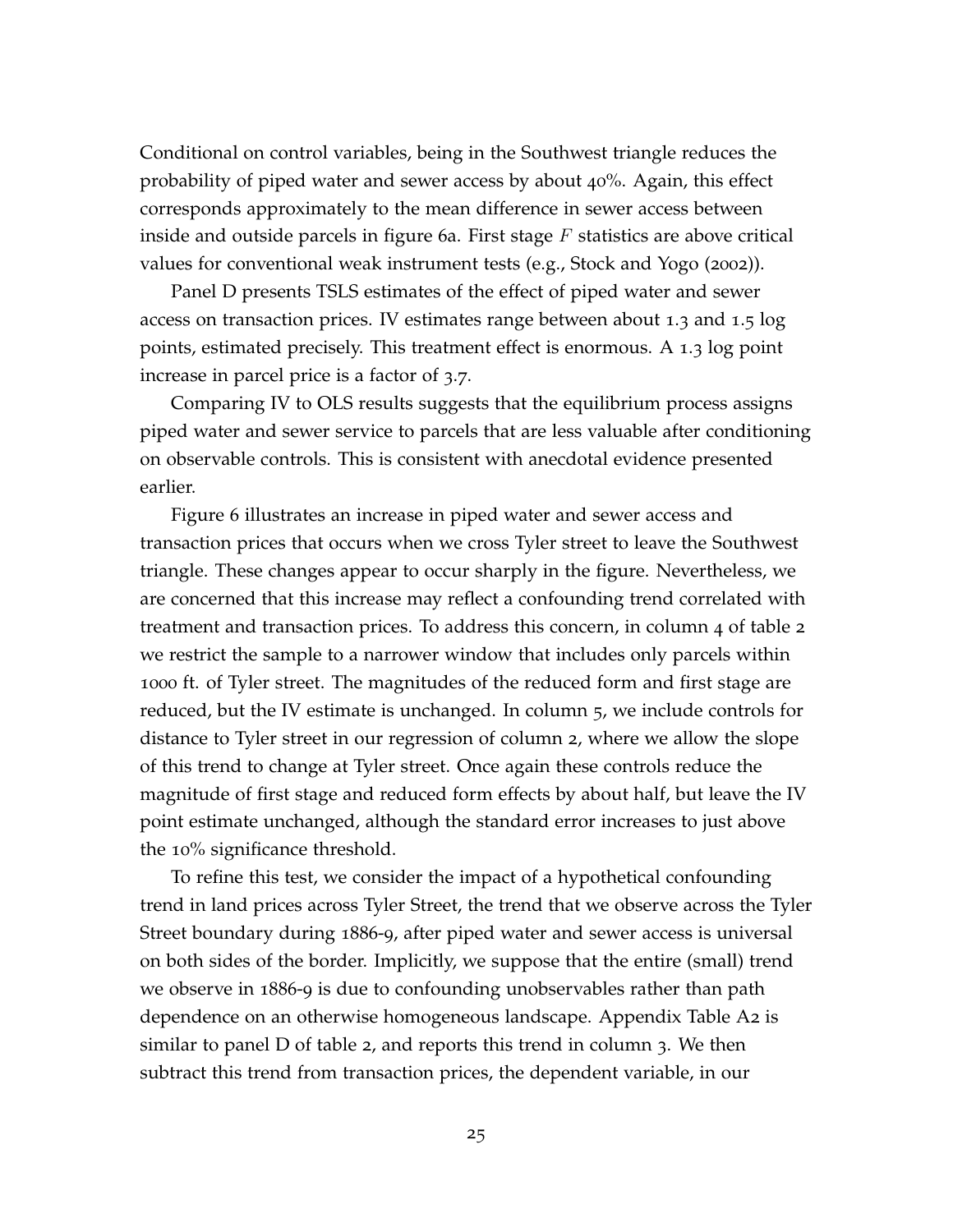Conditional on control variables, being in the Southwest triangle reduces the probability of piped water and sewer access by about 40%. Again, this effect corresponds approximately to the mean difference in sewer access between inside and outside parcels in figure 6a. First stage $F$ statistics are above critical values for conventional weak instrument tests (e.g., Stock and Yogo (2002)).

Panel D presents TSLS estimates of the effect of piped water and sewer access on transaction prices. IV estimates range between about 1.3 and 1.5 log points, estimated precisely. This treatment effect is enormous. A 1.3 log point increase in parcel price is a factor of 3.7.

Comparing IV to OLS results suggests that the equilibrium process assigns piped water and sewer service to parcels that are less valuable after conditioning on observable controls. This is consistent with anecdotal evidence presented earlier.

Figure 6 illustrates an increase in piped water and sewer access and transaction prices that occurs when we cross Tyler street to leave the Southwest triangle. These changes appear to occur sharply in the figure. Nevertheless, we are concerned that this increase may reflect a confounding trend correlated with treatment and transaction prices. To address this concern, in column 4 of table 2 we restrict the sample to a narrower window that includes only parcels within 1000 ft. of Tyler street. The magnitudes of the reduced form and first stage are reduced, but the IV estimate is unchanged. In column 5, we include controls for distance to Tyler street in our regression of column 2, where we allow the slope of this trend to change at Tyler street. Once again these controls reduce the magnitude of first stage and reduced form effects by about half, but leave the IV point estimate unchanged, although the standard error increases to just above the 10% significance threshold.

To refine this test, we consider the impact of a hypothetical confounding trend in land prices across Tyler Street, the trend that we observe across the Tyler Street boundary during 1886-9, after piped water and sewer access is universal on both sides of the border. Implicitly, we suppose that the entire (small) trend we observe in 1886-9 is due to confounding unobservables rather than path dependence on an otherwise homogeneous landscape. Appendix Table A2 is similar to panel D of table 2, and reports this trend in column 3. We then subtract this trend from transaction prices, the dependent variable, in our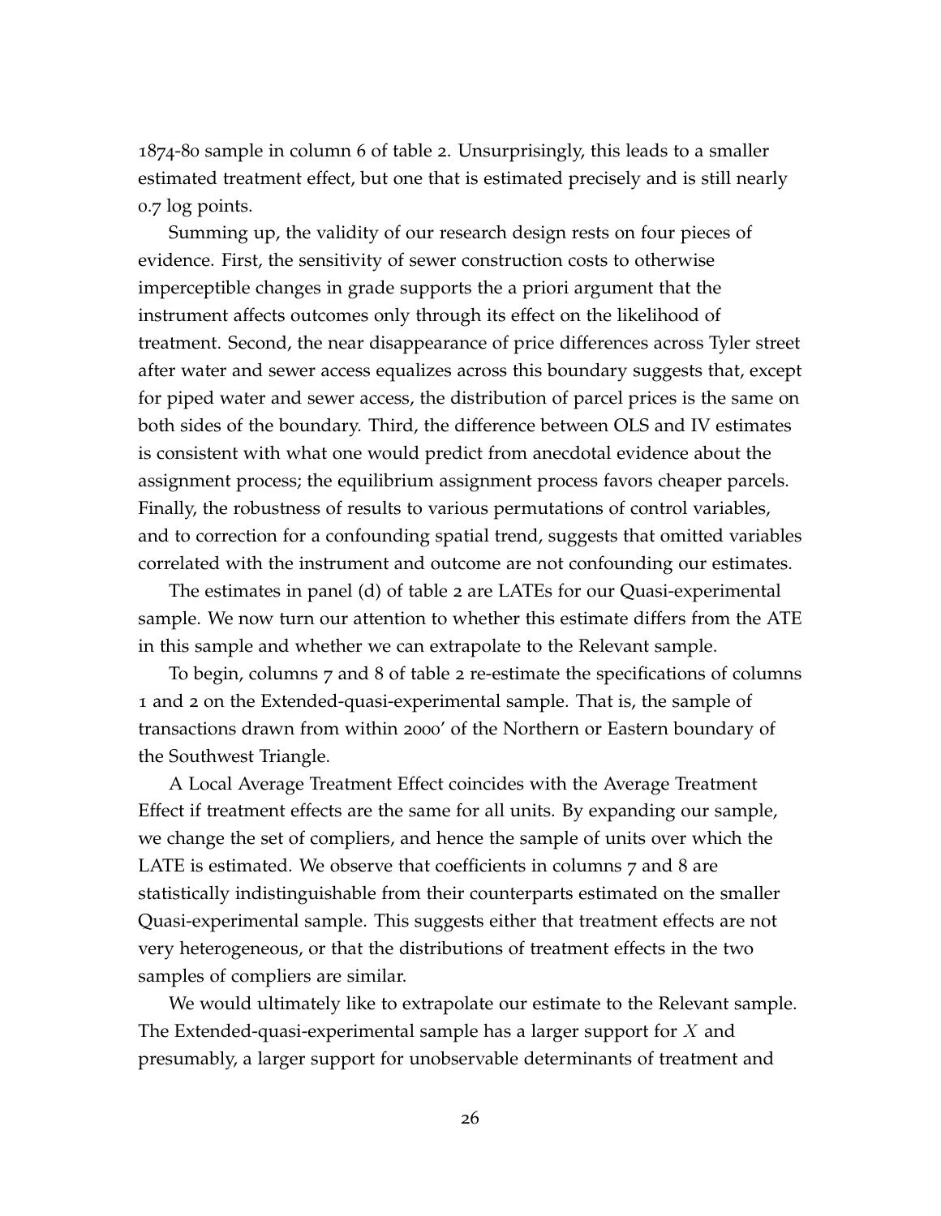1874-80 sample in column 6 of table 2. Unsurprisingly, this leads to a smaller estimated treatment effect, but one that is estimated precisely and is still nearly 0.7 log points.

Summing up, the validity of our research design rests on four pieces of evidence. First, the sensitivity of sewer construction costs to otherwise imperceptible changes in grade supports the a priori argument that the instrument affects outcomes only through its effect on the likelihood of treatment. Second, the near disappearance of price differences across Tyler street after water and sewer access equalizes across this boundary suggests that, except for piped water and sewer access, the distribution of parcel prices is the same on both sides of the boundary. Third, the difference between OLS and IV estimates is consistent with what one would predict from anecdotal evidence about the assignment process; the equilibrium assignment process favors cheaper parcels. Finally, the robustness of results to various permutations of control variables, and to correction for a confounding spatial trend, suggests that omitted variables correlated with the instrument and outcome are not confounding our estimates.

The estimates in panel (d) of table 2 are LATEs for our Quasi-experimental sample. We now turn our attention to whether this estimate differs from the ATE in this sample and whether we can extrapolate to the Relevant sample.

To begin, columns 7 and 8 of table 2 re-estimate the specifications of columns 1 and 2 on the Extended-quasi-experimental sample. That is, the sample of transactions drawn from within 2000′ of the Northern or Eastern boundary of the Southwest Triangle.

A Local Average Treatment Effect coincides with the Average Treatment Effect if treatment effects are the same for all units. By expanding our sample, we change the set of compliers, and hence the sample of units over which the LATE is estimated. We observe that coefficients in columns 7 and 8 are statistically indistinguishable from their counterparts estimated on the smaller Quasi-experimental sample. This suggests either that treatment effects are not very heterogeneous, or that the distributions of treatment effects in the two samples of compliers are similar.

We would ultimately like to extrapolate our estimate to the Relevant sample. The Extended-quasi-experimental sample has a larger support for $X$ and presumably, a larger support for unobservable determinants of treatment and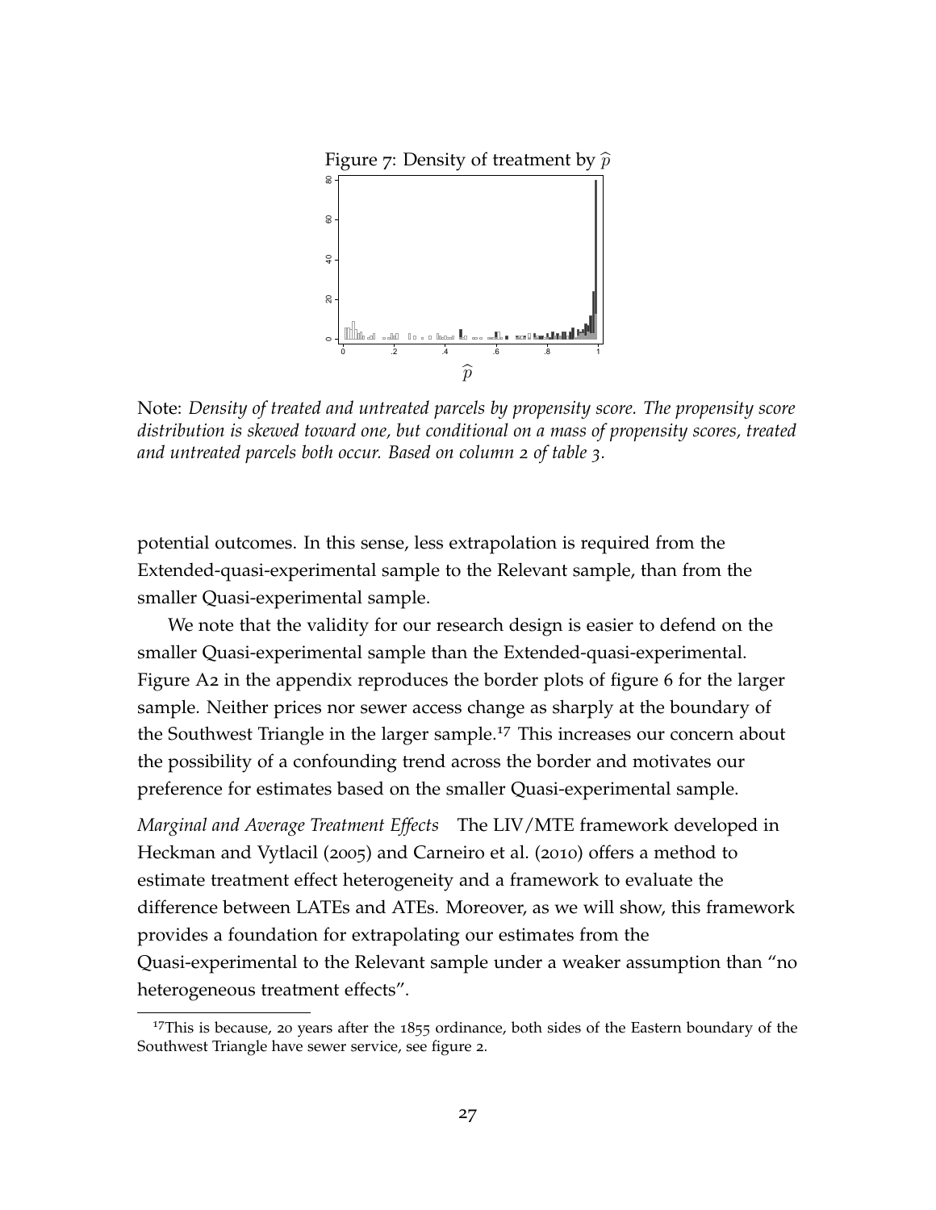Figure 7: Density of treatment by $\widehat{p}$

Note: *Density of treated and untreated parcels by propensity score. The propensity score distribution is skewed toward one, but conditional on a mass of propensity scores, treated and untreated parcels both occur. Based on column 2 of table 3.*

potential outcomes. In this sense, less extrapolation is required from the Extended-quasi-experimental sample to the Relevant sample, than from the smaller Quasi-experimental sample.

We note that the validity for our research design is easier to defend on the smaller Quasi-experimental sample than the Extended-quasi-experimental. Figure A2 in the appendix reproduces the border plots of figure 6 for the larger sample. Neither prices nor sewer access change as sharply at the boundary of the Southwest Triangle in the larger sample.[17] This increases our concern about the possibility of a confounding trend across the border and motivates our preference for estimates based on the smaller Quasi-experimental sample.

*Marginal and Average Treatment Effects* The LIV/MTE framework developed in Heckman and Vytlacil (2005) and Carneiro et al. (2010) offers a method to estimate treatment effect heterogeneity and a framework to evaluate the difference between LATEs and ATEs. Moreover, as we will show, this framework provides a foundation for extrapolating our estimates from the Quasi-experimental to the Relevant sample under a weaker assumption than "no heterogeneous treatment effects".

[17] This is because, 20 years after the 1855 ordinance, both sides of the Eastern boundary of the Southwest Triangle have sewer service, see figure 2.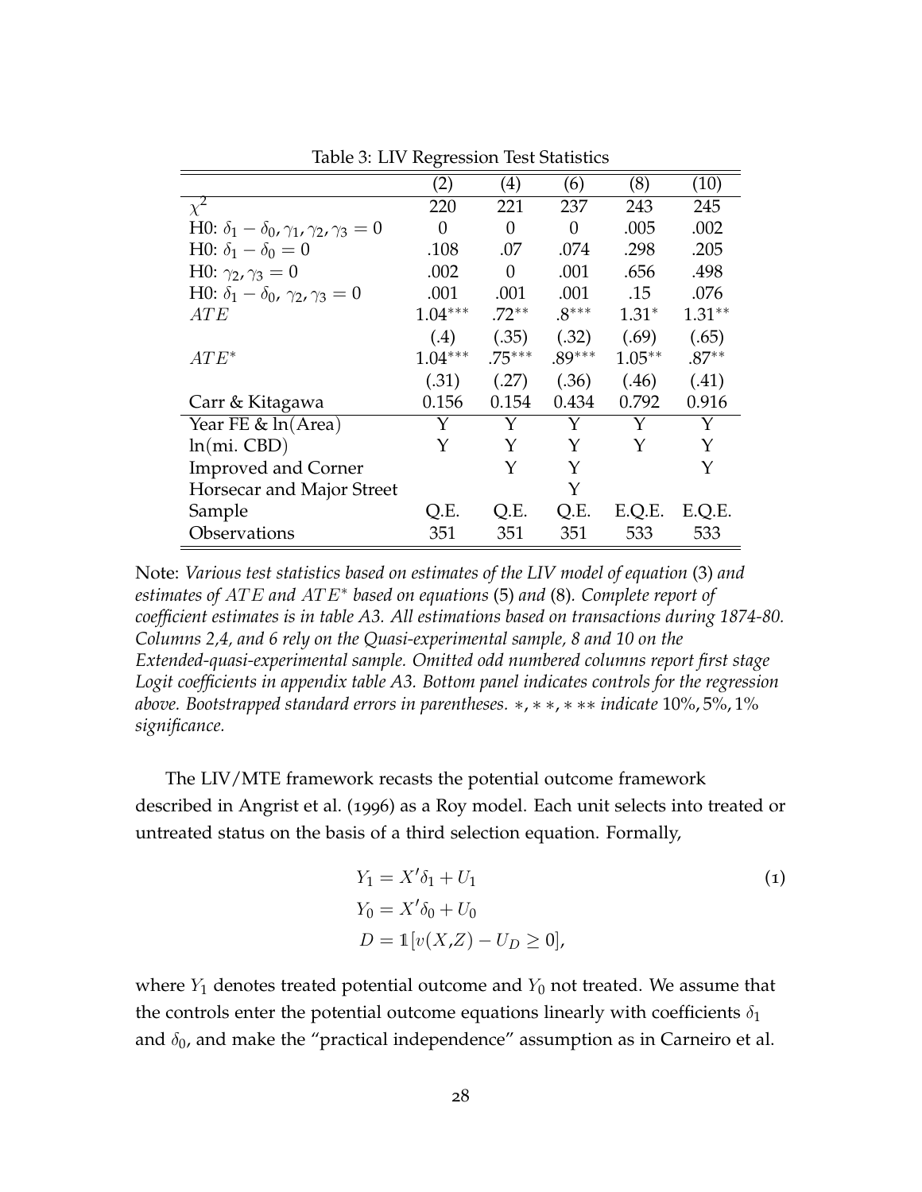Table 3: LIV Regression Test Statistics

| | (2) | (4) | (6) | (8) | (10) |
|---|---|---|---|---|---|
| $\chi^2$ | 220 | 221 | 237 | 243 | 245 |
| H0: $\delta_1 - \delta_0, \gamma_1, \gamma_2, \gamma_3 = 0$ | 0 | 0 | 0 | .005 | .002 |
| H0: $\delta_1 - \delta_0 = 0$ | .108 | .07 | .074 | .298 | .205 |
| H0: $\gamma_2, \gamma_3 = 0$ | .002 | 0 | .001 | .656 | .498 |
| H0: $\delta_1 - \delta_0$, $\gamma_2, \gamma_3 = 0$ | .001 | .001 | .001 | .15 | .076 |
| $ATE$ | $1.04^{***}$ | $.72^{**}$ | $.8^{***}$ | $1.31^{*}$ | $1.31^{**}$ |
| | (.4) | (.35) | (.32) | (.69) | (.65) |
| $ATE^*$ | $1.04^{***}$ | $.75^{***}$ | $.89^{***}$ | $1.05^{**}$ | $.87^{**}$ |
| | (.31) | (.27) | (.36) | (.46) | (.41) |
| Carr & Kitagawa | 0.156 | 0.154 | 0.434 | 0.792 | 0.916 |
| Year FE & ln(Area) | Y | Y | Y | Y | Y |
| ln(mi. CBD) | Y | Y | Y | Y | Y |
| Improved and Corner | | Y | Y | | Y |
| Horsecar and Major Street | | | Y | | |
| Sample | Q.E. | Q.E. | Q.E. | E.Q.E. | E.Q.E. |
| Observations | 351 | 351 | 351 | 533 | 533 |

Note: *Various test statistics based on estimates of the LIV model of equation* (3) *and estimates of $ATE$ and $ATE^*$ based on equations* (5) *and* (8)*. Complete report of coefficient estimates is in table A3. All estimations based on transactions during 1874-80. Columns 2,4, and 6 rely on the Quasi-experimental sample, 8 and 10 on the Extended-quasi-experimental sample. Omitted odd numbered columns report first stage Logit coefficients in appendix table A3. Bottom panel indicates controls for the regression above. Bootstrapped standard errors in parentheses.* $*, **, ***$ *indicate* 10%, 5%, 1% *significance.*

The LIV/MTE framework recasts the potential outcome framework described in Angrist et al. (1996) as a Roy model. Each unit selects into treated or untreated status on the basis of a third selection equation. Formally,

$$
\begin{aligned}
Y_1 &= X'\delta_1 + U_1 \\
Y_0 &= X'\delta_0 + U_0 \\
D &= \mathbb{1}[v(X,Z) - U_D \geq 0],
\end{aligned} \tag{1}
$$

where $Y_1$ denotes treated potential outcome and $Y_0$ not treated. We assume that the controls enter the potential outcome equations linearly with coefficients $\delta_1$ and $\delta_0$, and make the "practical independence" assumption as in Carneiro et al.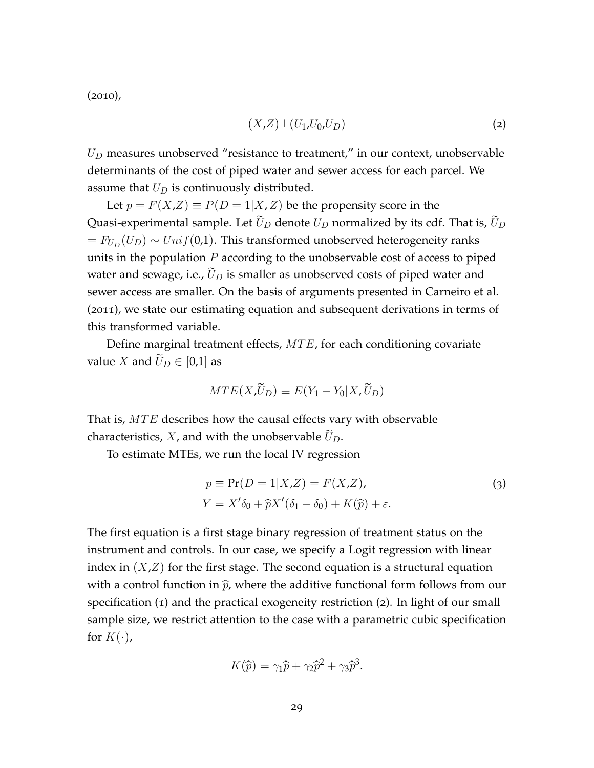(2010),

$$(X,Z) \perp (U_1,U_0,U_D) \tag{2}$$

$U_D$ measures unobserved "resistance to treatment," in our context, unobservable determinants of the cost of piped water and sewer access for each parcel. We assume that $U_D$ is continuously distributed.

Let $p = F(X,Z) \equiv P(D = 1|X, Z)$ be the propensity score in the Quasi-experimental sample. Let $\widetilde{U}_D$ denote $U_D$ normalized by its cdf. That is, $\widetilde{U}_D = F_{U_D}(U_D) \sim Unif(0,1)$. This transformed unobserved heterogeneity ranks units in the population $P$ according to the unobservable cost of access to piped water and sewage, i.e., $\widetilde{U}_D$ is smaller as unobserved costs of piped water and sewer access are smaller. On the basis of arguments presented in Carneiro et al. (2011), we state our estimating equation and subsequent derivations in terms of this transformed variable.

Define marginal treatment effects, $MTE$, for each conditioning covariate value $X$ and $\widetilde{U}_D \in [0,1]$ as

$$MTE(X,\widetilde{U}_D) \equiv E(Y_1 - Y_0|X, \widetilde{U}_D)$$

That is, $MTE$ describes how the causal effects vary with observable characteristics, $X$, and with the unobservable $\widetilde{U}_D$.

To estimate MTEs, we run the local IV regression

$$\begin{aligned} p &\equiv \Pr(D = 1|X,Z) = F(X,Z), \\ Y &= X'\delta_0 + \widehat{p}X'(\delta_1 - \delta_0) + K(\widehat{p}) + \varepsilon. \end{aligned} \tag{3}$$

The first equation is a first stage binary regression of treatment status on the instrument and controls. In our case, we specify a Logit regression with linear index in $(X,Z)$ for the first stage. The second equation is a structural equation with a control function in $\widehat{p}$, where the additive functional form follows from our specification (1) and the practical exogeneity restriction (2). In light of our small sample size, we restrict attention to the case with a parametric cubic specification for $K(\cdot)$,

$$K(\widehat{p}) = \gamma_1\widehat{p} + \gamma_2\widehat{p}^2 + \gamma_3\widehat{p}^3.$$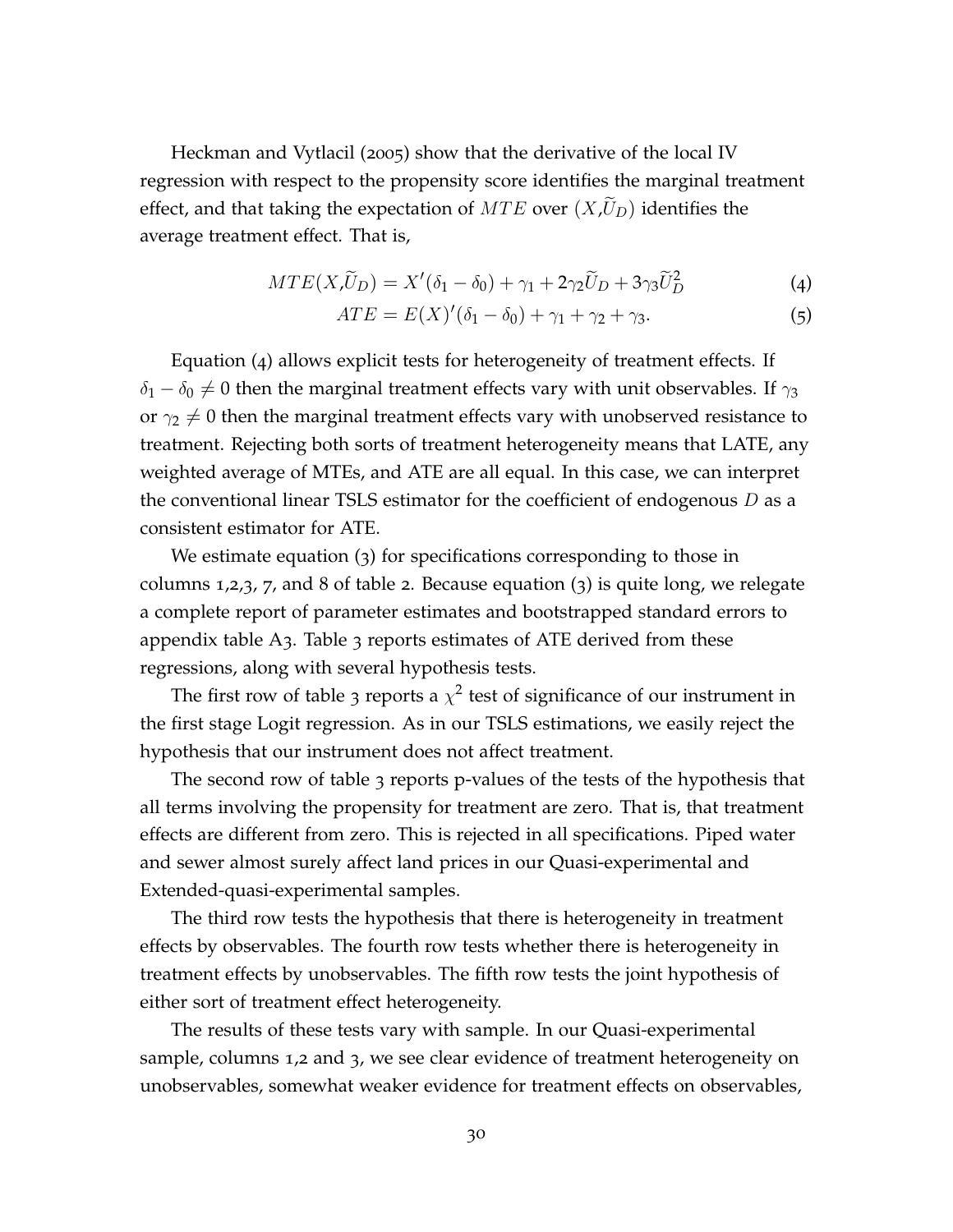Heckman and Vytlacil (2005) show that the derivative of the local IV regression with respect to the propensity score identifies the marginal treatment effect, and that taking the expectation of $MTE$ over $(X, \widetilde{U}_D)$ identifies the average treatment effect. That is,

$$MTE(X, \widetilde{U}_D) = X'(\delta_1 - \delta_0) + \gamma_1 + 2\gamma_2 \widetilde{U}_D + 3\gamma_3 \widetilde{U}_D^2 \tag{4}$$

$$ATE = E(X)'(\delta_1 - \delta_0) + \gamma_1 + \gamma_2 + \gamma_3. \tag{5}$$

Equation (4) allows explicit tests for heterogeneity of treatment effects. If $\delta_1 - \delta_0 \neq 0$ then the marginal treatment effects vary with unit observables. If $\gamma_3$ or $\gamma_2 \neq 0$ then the marginal treatment effects vary with unobserved resistance to treatment. Rejecting both sorts of treatment heterogeneity means that LATE, any weighted average of MTEs, and ATE are all equal. In this case, we can interpret the conventional linear TSLS estimator for the coefficient of endogenous $D$ as a consistent estimator for ATE.

We estimate equation (3) for specifications corresponding to those in columns 1,2,3, 7, and 8 of table 2. Because equation (3) is quite long, we relegate a complete report of parameter estimates and bootstrapped standard errors to appendix table A3. Table 3 reports estimates of ATE derived from these regressions, along with several hypothesis tests.

The first row of table 3 reports a $\chi^2$ test of significance of our instrument in the first stage Logit regression. As in our TSLS estimations, we easily reject the hypothesis that our instrument does not affect treatment.

The second row of table 3 reports p-values of the tests of the hypothesis that all terms involving the propensity for treatment are zero. That is, that treatment effects are different from zero. This is rejected in all specifications. Piped water and sewer almost surely affect land prices in our Quasi-experimental and Extended-quasi-experimental samples.

The third row tests the hypothesis that there is heterogeneity in treatment effects by observables. The fourth row tests whether there is heterogeneity in treatment effects by unobservables. The fifth row tests the joint hypothesis of either sort of treatment effect heterogeneity.

The results of these tests vary with sample. In our Quasi-experimental sample, columns 1,2 and 3, we see clear evidence of treatment heterogeneity on unobservables, somewhat weaker evidence for treatment effects on observables,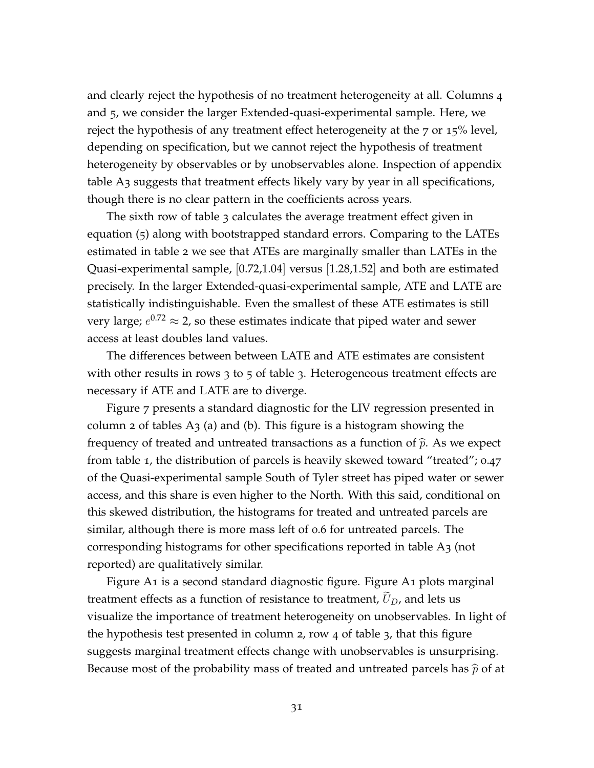and clearly reject the hypothesis of no treatment heterogeneity at all. Columns 4 and 5, we consider the larger Extended-quasi-experimental sample. Here, we reject the hypothesis of any treatment effect heterogeneity at the 7 or 15% level, depending on specification, but we cannot reject the hypothesis of treatment heterogeneity by observables or by unobservables alone. Inspection of appendix table A3 suggests that treatment effects likely vary by year in all specifications, though there is no clear pattern in the coefficients across years.

The sixth row of table 3 calculates the average treatment effect given in equation (5) along with bootstrapped standard errors. Comparing to the LATEs estimated in table 2 we see that ATEs are marginally smaller than LATEs in the Quasi-experimental sample, [0.72,1.04] versus [1.28,1.52] and both are estimated precisely. In the larger Extended-quasi-experimental sample, ATE and LATE are statistically indistinguishable. Even the smallest of these ATE estimates is still very large; $e^{0.72} \approx 2$, so these estimates indicate that piped water and sewer access at least doubles land values.

The differences between between LATE and ATE estimates are consistent with other results in rows 3 to 5 of table 3. Heterogeneous treatment effects are necessary if ATE and LATE are to diverge.

Figure 7 presents a standard diagnostic for the LIV regression presented in column 2 of tables A3 (a) and (b). This figure is a histogram showing the frequency of treated and untreated transactions as a function of $\widehat{p}$. As we expect from table 1, the distribution of parcels is heavily skewed toward "treated"; 0.47 of the Quasi-experimental sample South of Tyler street has piped water or sewer access, and this share is even higher to the North. With this said, conditional on this skewed distribution, the histograms for treated and untreated parcels are similar, although there is more mass left of 0.6 for untreated parcels. The corresponding histograms for other specifications reported in table A3 (not reported) are qualitatively similar.

Figure A1 is a second standard diagnostic figure. Figure A1 plots marginal treatment effects as a function of resistance to treatment, $\widetilde{U}_D$, and lets us visualize the importance of treatment heterogeneity on unobservables. In light of the hypothesis test presented in column 2, row 4 of table 3, that this figure suggests marginal treatment effects change with unobservables is unsurprising. Because most of the probability mass of treated and untreated parcels has $\widehat{p}$ of at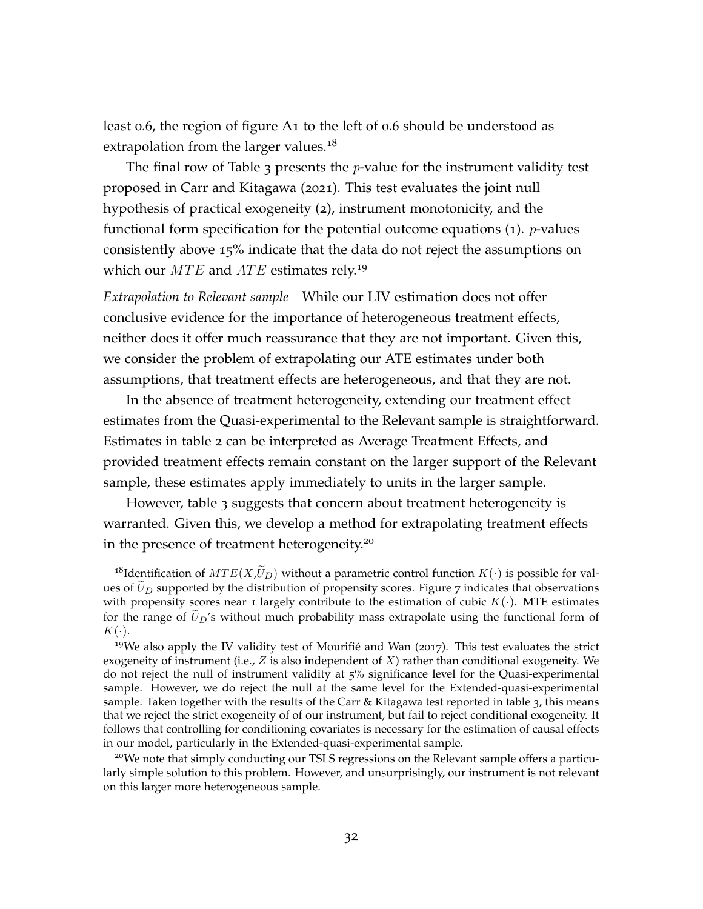least 0.6, the region of figure A1 to the left of 0.6 should be understood as extrapolation from the larger values.[18]

The final row of Table 3 presents the $p$-value for the instrument validity test proposed in Carr and Kitagawa (2021). This test evaluates the joint null hypothesis of practical exogeneity (2), instrument monotonicity, and the functional form specification for the potential outcome equations (1). $p$-values consistently above 15% indicate that the data do not reject the assumptions on which our $MTE$ and $ATE$ estimates rely.[19]

*Extrapolation to Relevant sample* While our LIV estimation does not offer conclusive evidence for the importance of heterogeneous treatment effects, neither does it offer much reassurance that they are not important. Given this, we consider the problem of extrapolating our ATE estimates under both assumptions, that treatment effects are heterogeneous, and that they are not.

In the absence of treatment heterogeneity, extending our treatment effect estimates from the Quasi-experimental to the Relevant sample is straightforward. Estimates in table 2 can be interpreted as Average Treatment Effects, and provided treatment effects remain constant on the larger support of the Relevant sample, these estimates apply immediately to units in the larger sample.

However, table 3 suggests that concern about treatment heterogeneity is warranted. Given this, we develop a method for extrapolating treatment effects in the presence of treatment heterogeneity.[20]

---

[18] Identification of $MTE(X,\widetilde{U}_D)$ without a parametric control function $K(\cdot)$ is possible for values of $\widetilde{U}_D$ supported by the distribution of propensity scores. Figure 7 indicates that observations with propensity scores near 1 largely contribute to the estimation of cubic $K(\cdot)$. MTE estimates for the range of $\widetilde{U}_D$'s without much probability mass extrapolate using the functional form of $K(\cdot)$.

[19] We also apply the IV validity test of Mourifié and Wan (2017). This test evaluates the strict exogeneity of instrument (i.e., $Z$ is also independent of $X$) rather than conditional exogeneity. We do not reject the null of instrument validity at 5% significance level for the Quasi-experimental sample. However, we do reject the null at the same level for the Extended-quasi-experimental sample. Taken together with the results of the Carr & Kitagawa test reported in table 3, this means that we reject the strict exogeneity of of our instrument, but fail to reject conditional exogeneity. It follows that controlling for conditioning covariates is necessary for the estimation of causal effects in our model, particularly in the Extended-quasi-experimental sample.

[20] We note that simply conducting our TSLS regressions on the Relevant sample offers a particularly simple solution to this problem. However, and unsurprisingly, our instrument is not relevant on this larger more heterogeneous sample.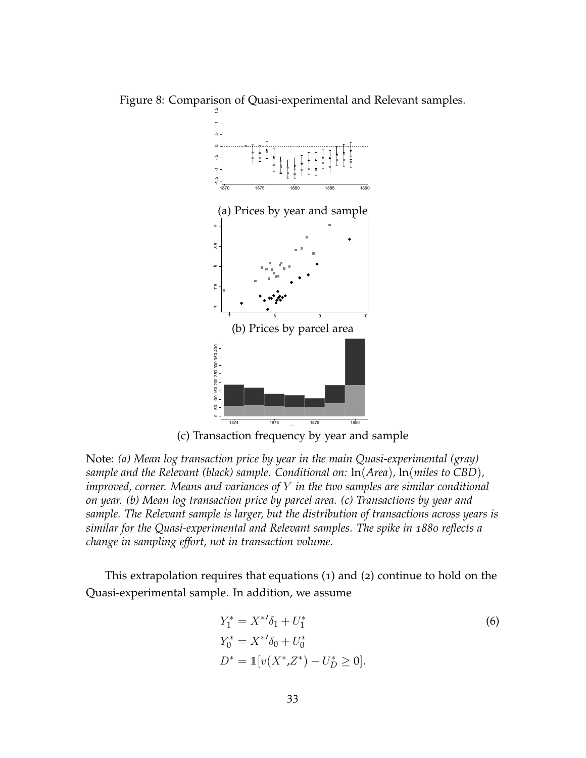Figure 8: Comparison of Quasi-experimental and Relevant samples.

(a) Prices by year and sample

(b) Prices by parcel area

(c) Transaction frequency by year and sample

Note: *(a) Mean log transaction price by year in the main Quasi-experimental (gray) sample and the Relevant (black) sample. Conditional on:* $\ln(Area)$, $\ln(miles\ to\ CBD)$, *improved, corner. Means and variances of* $Y$ *in the two samples are similar conditional on year. (b) Mean log transaction price by parcel area. (c) Transactions by year and sample. The Relevant sample is larger, but the distribution of transactions across years is similar for the Quasi-experimental and Relevant samples. The spike in 1880 reflects a change in sampling effort, not in transaction volume.*

This extrapolation requires that equations (1) and (2) continue to hold on the Quasi-experimental sample. In addition, we assume

$$
\begin{aligned}
Y_1^* &= X^{*\prime}\delta_1 + U_1^* \\
Y_0^* &= X^{*\prime}\delta_0 + U_0^* \\
D^* &= \mathbb{1}[v(X^*,Z^*) - U_D^* \geq 0].
\end{aligned}
\tag{6}
$$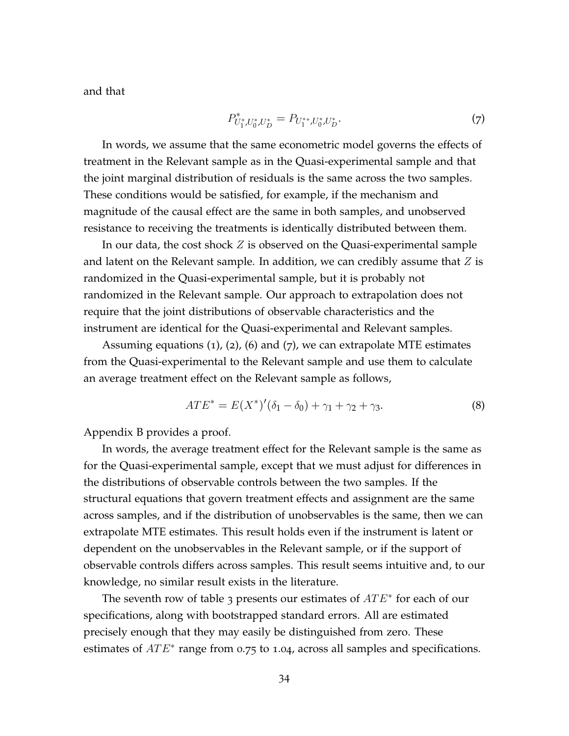and that

$$P^*_{U_1^*, U_0^*, U_D^*} = P_{U_1^{**}, U_0^*, U_D^*}. \tag{7}$$

In words, we assume that the same econometric model governs the effects of treatment in the Relevant sample as in the Quasi-experimental sample and that the joint marginal distribution of residuals is the same across the two samples. These conditions would be satisfied, for example, if the mechanism and magnitude of the causal effect are the same in both samples, and unobserved resistance to receiving the treatments is identically distributed between them.

In our data, the cost shock $Z$ is observed on the Quasi-experimental sample and latent on the Relevant sample. In addition, we can credibly assume that $Z$ is randomized in the Quasi-experimental sample, but it is probably not randomized in the Relevant sample. Our approach to extrapolation does not require that the joint distributions of observable characteristics and the instrument are identical for the Quasi-experimental and Relevant samples.

Assuming equations (1), (2), (6) and (7), we can extrapolate MTE estimates from the Quasi-experimental to the Relevant sample and use them to calculate an average treatment effect on the Relevant sample as follows,

$$ATE^* = E(X^*)'(\delta_1 - \delta_0) + \gamma_1 + \gamma_2 + \gamma_3. \tag{8}$$

Appendix B provides a proof.

In words, the average treatment effect for the Relevant sample is the same as for the Quasi-experimental sample, except that we must adjust for differences in the distributions of observable controls between the two samples. If the structural equations that govern treatment effects and assignment are the same across samples, and if the distribution of unobservables is the same, then we can extrapolate MTE estimates. This result holds even if the instrument is latent or dependent on the unobservables in the Relevant sample, or if the support of observable controls differs across samples. This result seems intuitive and, to our knowledge, no similar result exists in the literature.

The seventh row of table 3 presents our estimates of $ATE^*$ for each of our specifications, along with bootstrapped standard errors. All are estimated precisely enough that they may easily be distinguished from zero. These estimates of $ATE^*$ range from 0.75 to 1.04, across all samples and specifications.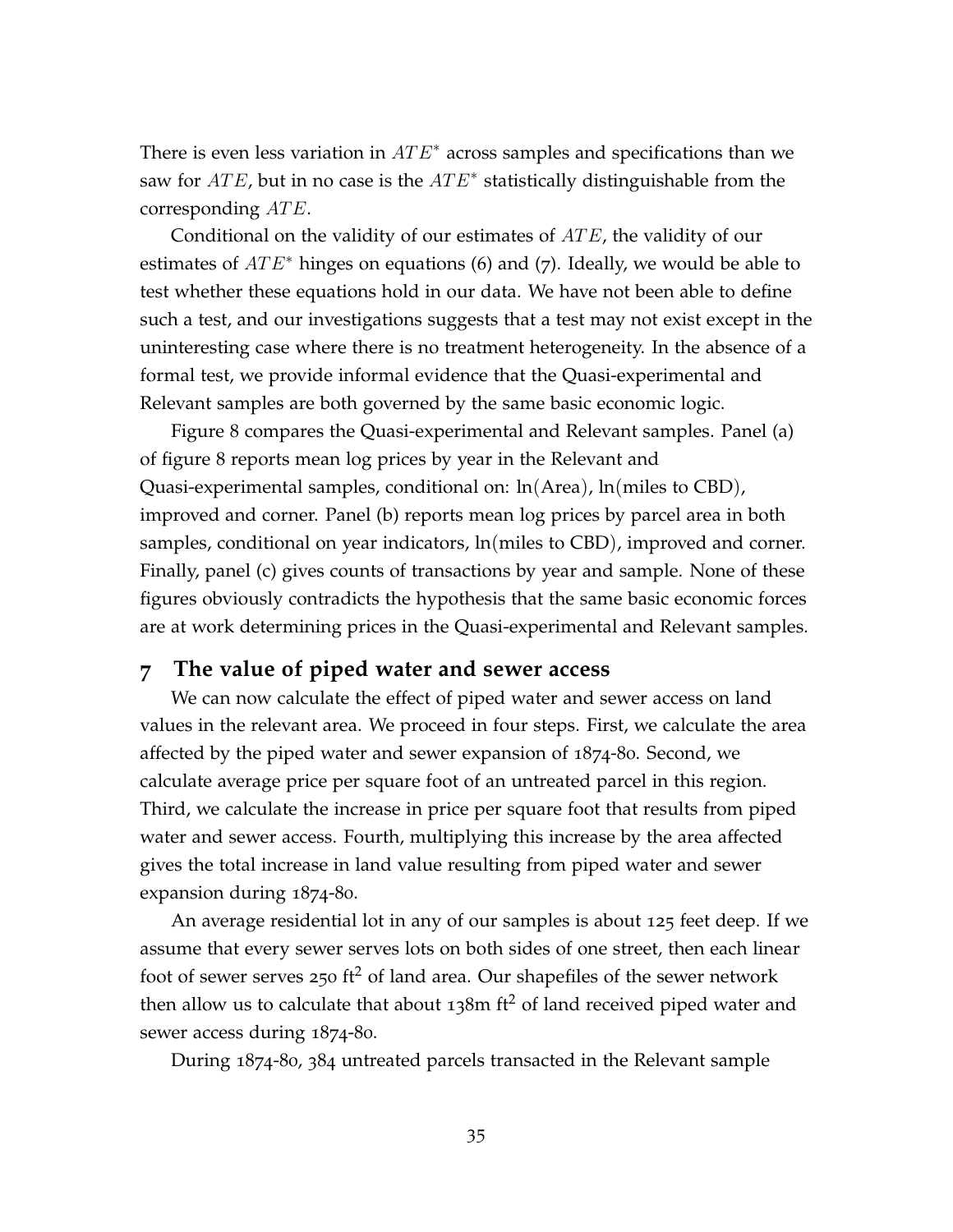There is even less variation in $ATE^*$ across samples and specifications than we saw for $ATE$, but in no case is the $ATE^*$ statistically distinguishable from the corresponding $ATE$.

Conditional on the validity of our estimates of $ATE$, the validity of our estimates of $ATE^*$ hinges on equations (6) and (7). Ideally, we would be able to test whether these equations hold in our data. We have not been able to define such a test, and our investigations suggests that a test may not exist except in the uninteresting case where there is no treatment heterogeneity. In the absence of a formal test, we provide informal evidence that the Quasi-experimental and Relevant samples are both governed by the same basic economic logic.

Figure 8 compares the Quasi-experimental and Relevant samples. Panel (a) of figure 8 reports mean log prices by year in the Relevant and Quasi-experimental samples, conditional on: $\ln(\text{Area})$, $\ln(\text{miles to CBD})$, improved and corner. Panel (b) reports mean log prices by parcel area in both samples, conditional on year indicators, $\ln(\text{miles to CBD})$, improved and corner. Finally, panel (c) gives counts of transactions by year and sample. None of these figures obviously contradicts the hypothesis that the same basic economic forces are at work determining prices in the Quasi-experimental and Relevant samples.

## 7 The value of piped water and sewer access

We can now calculate the effect of piped water and sewer access on land values in the relevant area. We proceed in four steps. First, we calculate the area affected by the piped water and sewer expansion of 1874-80. Second, we calculate average price per square foot of an untreated parcel in this region. Third, we calculate the increase in price per square foot that results from piped water and sewer access. Fourth, multiplying this increase by the area affected gives the total increase in land value resulting from piped water and sewer expansion during 1874-80.

An average residential lot in any of our samples is about 125 feet deep. If we assume that every sewer serves lots on both sides of one street, then each linear foot of sewer serves 250 $\text{ft}^2$ of land area. Our shapefiles of the sewer network then allow us to calculate that about 138m $\text{ft}^2$ of land received piped water and sewer access during 1874-80.

During 1874-80, 384 untreated parcels transacted in the Relevant sample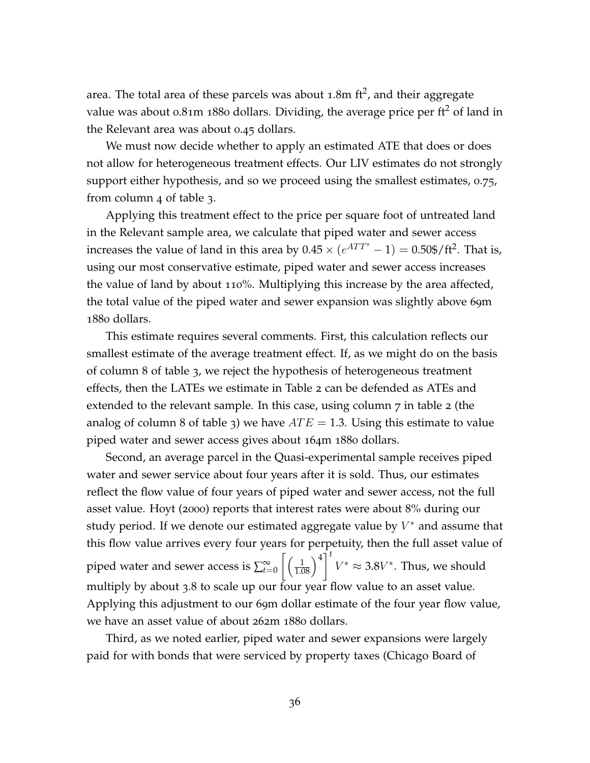area. The total area of these parcels was about 1.8m ft$^2$, and their aggregate value was about 0.81m 1880 dollars. Dividing, the average price per ft$^2$ of land in the Relevant area was about 0.45 dollars.

We must now decide whether to apply an estimated ATE that does or does not allow for heterogeneous treatment effects. Our LIV estimates do not strongly support either hypothesis, and so we proceed using the smallest estimates, 0.75, from column 4 of table 3.

Applying this treatment effect to the price per square foot of untreated land in the Relevant sample area, we calculate that piped water and sewer access increases the value of land in this area by $0.45 \times (e^{ATT^*} - 1) = 0.50\$/\text{ft}^2$. That is, using our most conservative estimate, piped water and sewer access increases the value of land by about 110%. Multiplying this increase by the area affected, the total value of the piped water and sewer expansion was slightly above 69m 1880 dollars.

This estimate requires several comments. First, this calculation reflects our smallest estimate of the average treatment effect. If, as we might do on the basis of column 8 of table 3, we reject the hypothesis of heterogeneous treatment effects, then the LATEs we estimate in Table 2 can be defended as ATEs and extended to the relevant sample. In this case, using column 7 in table 2 (the analog of column 8 of table 3) we have $ATE = 1.3$. Using this estimate to value piped water and sewer access gives about 164m 1880 dollars.

Second, an average parcel in the Quasi-experimental sample receives piped water and sewer service about four years after it is sold. Thus, our estimates reflect the flow value of four years of piped water and sewer access, not the full asset value. Hoyt (2000) reports that interest rates were about 8% during our study period. If we denote our estimated aggregate value by $V^*$ and assume that this flow value arrives every four years for perpetuity, then the full asset value of piped water and sewer access is $\sum_{t=0}^{\infty} \left[ \left( \frac{1}{1.08} \right)^4 \right]^t V^* \approx 3.8V^*$. Thus, we should multiply by about 3.8 to scale up our four year flow value to an asset value. Applying this adjustment to our 69m dollar estimate of the four year flow value, we have an asset value of about 262m 1880 dollars.

Third, as we noted earlier, piped water and sewer expansions were largely paid for with bonds that were serviced by property taxes (Chicago Board of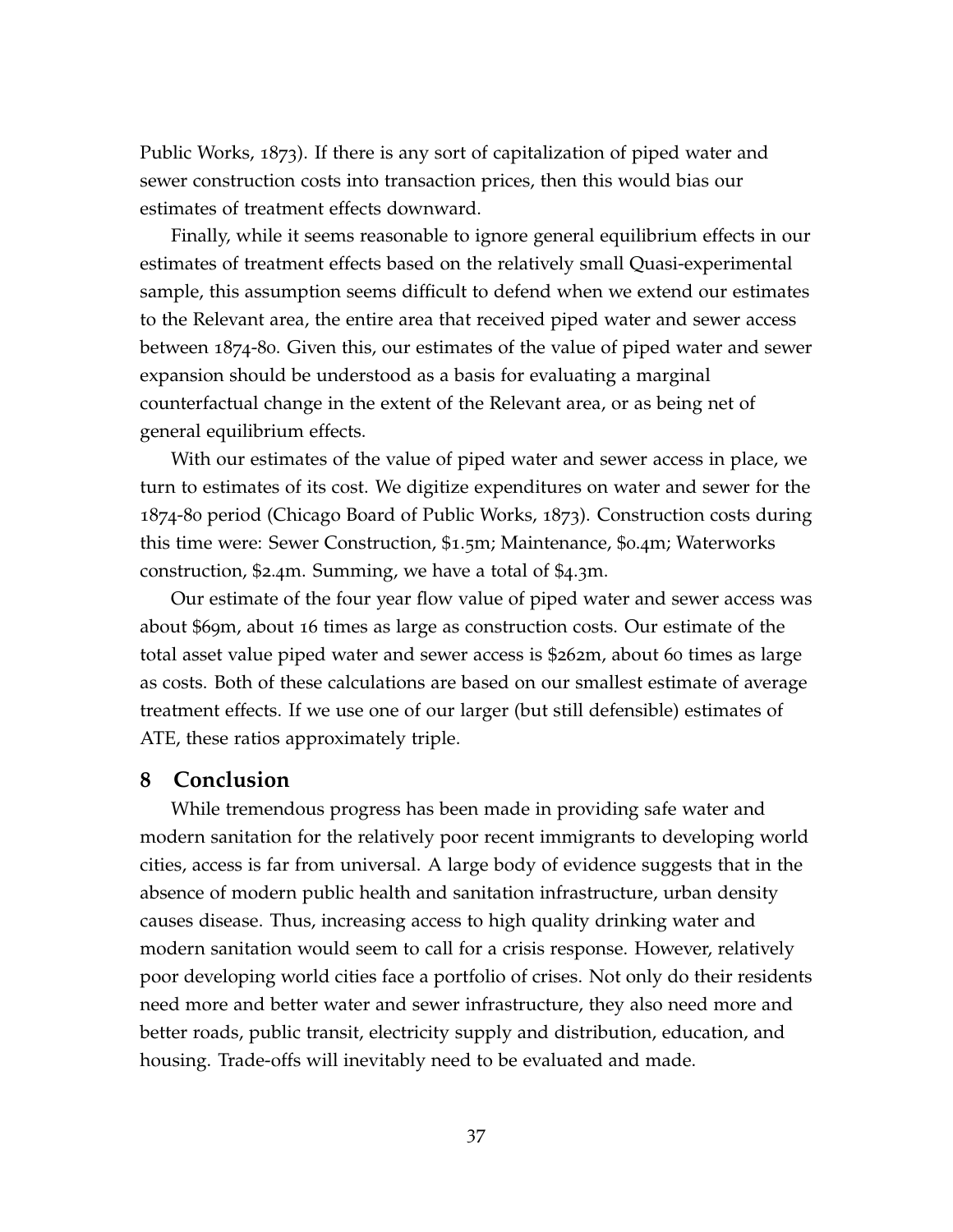Public Works, 1873). If there is any sort of capitalization of piped water and sewer construction costs into transaction prices, then this would bias our estimates of treatment effects downward.

Finally, while it seems reasonable to ignore general equilibrium effects in our estimates of treatment effects based on the relatively small Quasi-experimental sample, this assumption seems difficult to defend when we extend our estimates to the Relevant area, the entire area that received piped water and sewer access between 1874-80. Given this, our estimates of the value of piped water and sewer expansion should be understood as a basis for evaluating a marginal counterfactual change in the extent of the Relevant area, or as being net of general equilibrium effects.

With our estimates of the value of piped water and sewer access in place, we turn to estimates of its cost. We digitize expenditures on water and sewer for the 1874-80 period (Chicago Board of Public Works, 1873). Construction costs during this time were: Sewer Construction, $1.5m; Maintenance, $0.4m; Waterworks construction, $2.4m. Summing, we have a total of $4.3m.

Our estimate of the four year flow value of piped water and sewer access was about $69m, about 16 times as large as construction costs. Our estimate of the total asset value piped water and sewer access is $262m, about 60 times as large as costs. Both of these calculations are based on our smallest estimate of average treatment effects. If we use one of our larger (but still defensible) estimates of ATE, these ratios approximately triple.

## 8 Conclusion

While tremendous progress has been made in providing safe water and modern sanitation for the relatively poor recent immigrants to developing world cities, access is far from universal. A large body of evidence suggests that in the absence of modern public health and sanitation infrastructure, urban density causes disease. Thus, increasing access to high quality drinking water and modern sanitation would seem to call for a crisis response. However, relatively poor developing world cities face a portfolio of crises. Not only do their residents need more and better water and sewer infrastructure, they also need more and better roads, public transit, electricity supply and distribution, education, and housing. Trade-offs will inevitably need to be evaluated and made.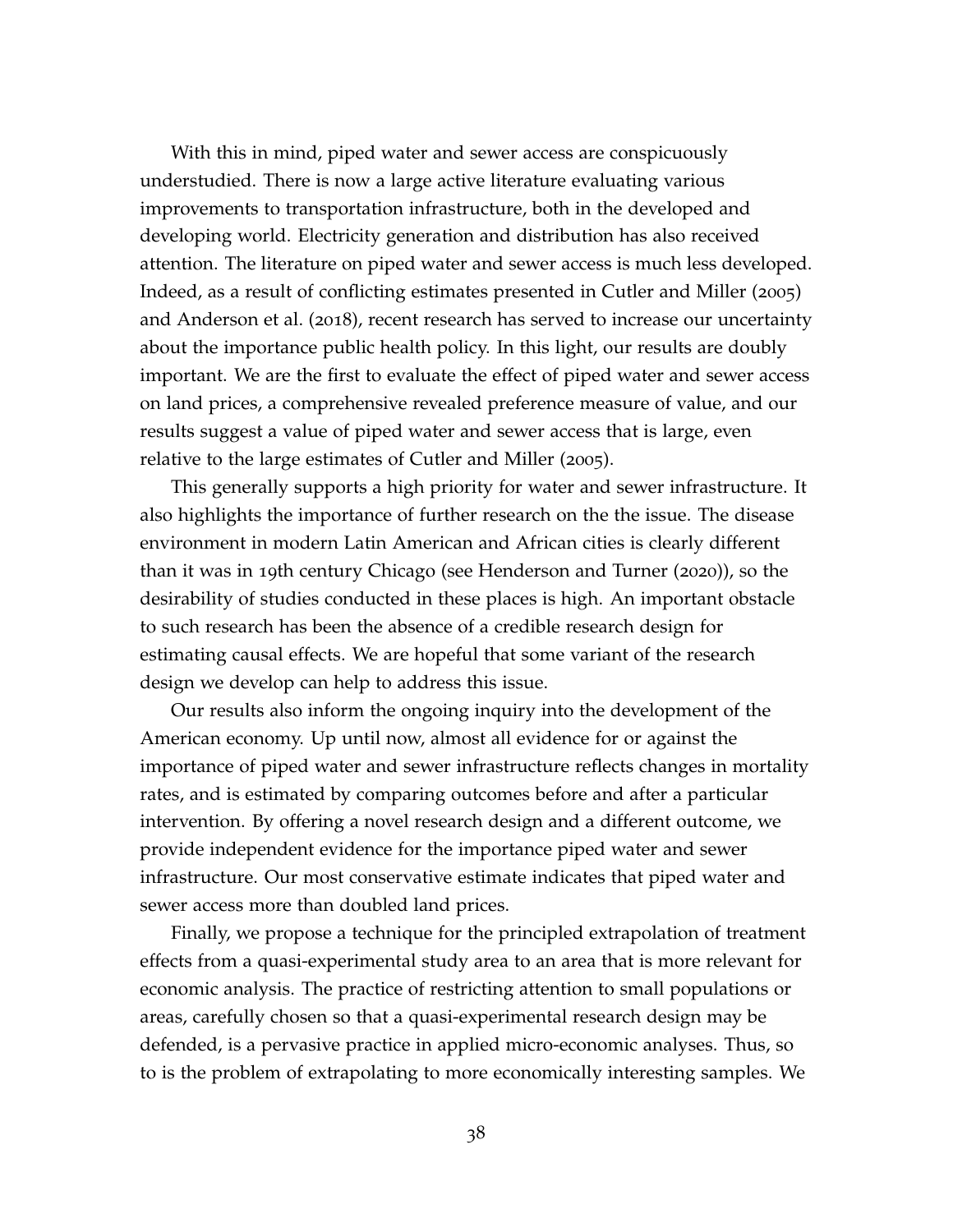With this in mind, piped water and sewer access are conspicuously understudied. There is now a large active literature evaluating various improvements to transportation infrastructure, both in the developed and developing world. Electricity generation and distribution has also received attention. The literature on piped water and sewer access is much less developed. Indeed, as a result of conflicting estimates presented in Cutler and Miller (2005) and Anderson et al. (2018), recent research has served to increase our uncertainty about the importance public health policy. In this light, our results are doubly important. We are the first to evaluate the effect of piped water and sewer access on land prices, a comprehensive revealed preference measure of value, and our results suggest a value of piped water and sewer access that is large, even relative to the large estimates of Cutler and Miller (2005).

This generally supports a high priority for water and sewer infrastructure. It also highlights the importance of further research on the the issue. The disease environment in modern Latin American and African cities is clearly different than it was in 19th century Chicago (see Henderson and Turner (2020)), so the desirability of studies conducted in these places is high. An important obstacle to such research has been the absence of a credible research design for estimating causal effects. We are hopeful that some variant of the research design we develop can help to address this issue.

Our results also inform the ongoing inquiry into the development of the American economy. Up until now, almost all evidence for or against the importance of piped water and sewer infrastructure reflects changes in mortality rates, and is estimated by comparing outcomes before and after a particular intervention. By offering a novel research design and a different outcome, we provide independent evidence for the importance piped water and sewer infrastructure. Our most conservative estimate indicates that piped water and sewer access more than doubled land prices.

Finally, we propose a technique for the principled extrapolation of treatment effects from a quasi-experimental study area to an area that is more relevant for economic analysis. The practice of restricting attention to small populations or areas, carefully chosen so that a quasi-experimental research design may be defended, is a pervasive practice in applied micro-economic analyses. Thus, so to is the problem of extrapolating to more economically interesting samples. We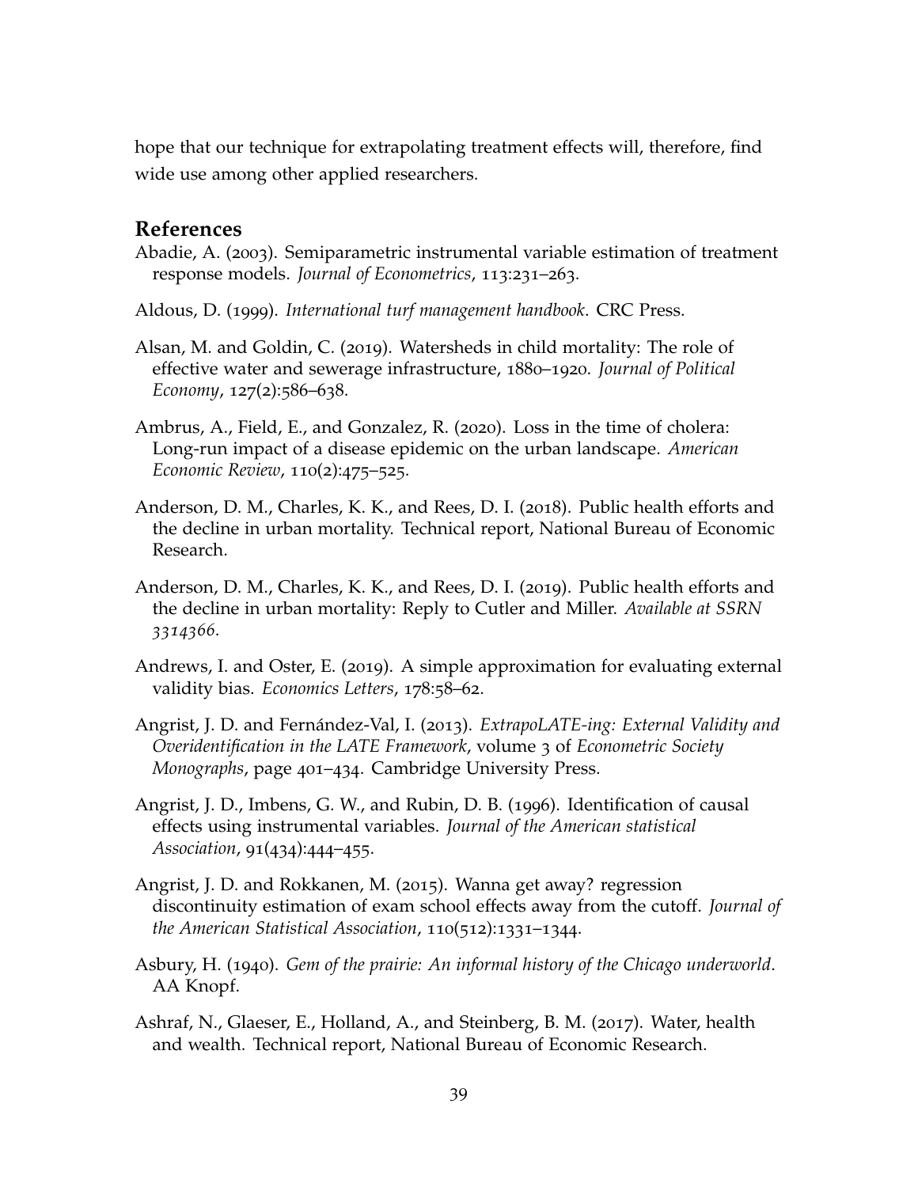hope that our technique for extrapolating treatment effects will, therefore, find wide use among other applied researchers.

## References

Abadie, A. (2003). Semiparametric instrumental variable estimation of treatment response models. *Journal of Econometrics*, 113:231–263.

Aldous, D. (1999). *International turf management handbook*. CRC Press.

Alsan, M. and Goldin, C. (2019). Watersheds in child mortality: The role of effective water and sewerage infrastructure, 1880–1920. *Journal of Political Economy*, 127(2):586–638.

Ambrus, A., Field, E., and Gonzalez, R. (2020). Loss in the time of cholera: Long-run impact of a disease epidemic on the urban landscape. *American Economic Review*, 110(2):475–525.

Anderson, D. M., Charles, K. K., and Rees, D. I. (2018). Public health efforts and the decline in urban mortality. Technical report, National Bureau of Economic Research.

Anderson, D. M., Charles, K. K., and Rees, D. I. (2019). Public health efforts and the decline in urban mortality: Reply to Cutler and Miller. *Available at SSRN 3314366*.

Andrews, I. and Oster, E. (2019). A simple approximation for evaluating external validity bias. *Economics Letters*, 178:58–62.

Angrist, J. D. and Fernández-Val, I. (2013). *ExtrapoLATE-ing: External Validity and Overidentification in the LATE Framework*, volume 3 of *Econometric Society Monographs*, page 401–434. Cambridge University Press.

Angrist, J. D., Imbens, G. W., and Rubin, D. B. (1996). Identification of causal effects using instrumental variables. *Journal of the American statistical Association*, 91(434):444–455.

Angrist, J. D. and Rokkanen, M. (2015). Wanna get away? regression discontinuity estimation of exam school effects away from the cutoff. *Journal of the American Statistical Association*, 110(512):1331–1344.

Asbury, H. (1940). *Gem of the prairie: An informal history of the Chicago underworld*. AA Knopf.

Ashraf, N., Glaeser, E., Holland, A., and Steinberg, B. M. (2017). Water, health and wealth. Technical report, National Bureau of Economic Research.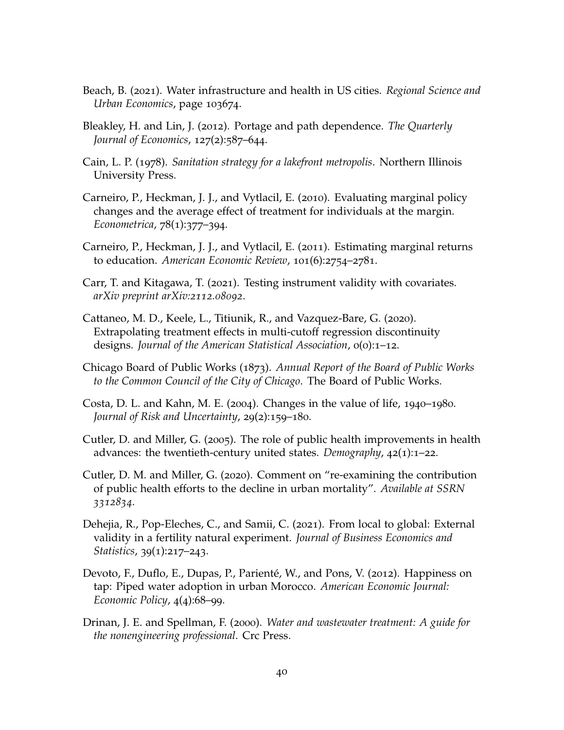Beach, B. (2021). Water infrastructure and health in US cities. *Regional Science and Urban Economics*, page 103674.

Bleakley, H. and Lin, J. (2012). Portage and path dependence. *The Quarterly Journal of Economics*, 127(2):587–644.

Cain, L. P. (1978). *Sanitation strategy for a lakefront metropolis*. Northern Illinois University Press.

Carneiro, P., Heckman, J. J., and Vytlacil, E. (2010). Evaluating marginal policy changes and the average effect of treatment for individuals at the margin. *Econometrica*, 78(1):377–394.

Carneiro, P., Heckman, J. J., and Vytlacil, E. (2011). Estimating marginal returns to education. *American Economic Review*, 101(6):2754–2781.

Carr, T. and Kitagawa, T. (2021). Testing instrument validity with covariates. *arXiv preprint arXiv:2112.08092*.

Cattaneo, M. D., Keele, L., Titiunik, R., and Vazquez-Bare, G. (2020). Extrapolating treatment effects in multi-cutoff regression discontinuity designs. *Journal of the American Statistical Association*, 0(0):1–12.

Chicago Board of Public Works (1873). *Annual Report of the Board of Public Works to the Common Council of the City of Chicago*. The Board of Public Works.

Costa, D. L. and Kahn, M. E. (2004). Changes in the value of life, 1940–1980. *Journal of Risk and Uncertainty*, 29(2):159–180.

Cutler, D. and Miller, G. (2005). The role of public health improvements in health advances: the twentieth-century united states. *Demography*, 42(1):1–22.

Cutler, D. M. and Miller, G. (2020). Comment on "re-examining the contribution of public health efforts to the decline in urban mortality". *Available at SSRN 3312834*.

Dehejia, R., Pop-Eleches, C., and Samii, C. (2021). From local to global: External validity in a fertility natural experiment. *Journal of Business Economics and Statistics*, 39(1):217–243.

Devoto, F., Duflo, E., Dupas, P., Parienté, W., and Pons, V. (2012). Happiness on tap: Piped water adoption in urban Morocco. *American Economic Journal: Economic Policy*, 4(4):68–99.

Drinan, J. E. and Spellman, F. (2000). *Water and wastewater treatment: A guide for the nonengineering professional*. Crc Press.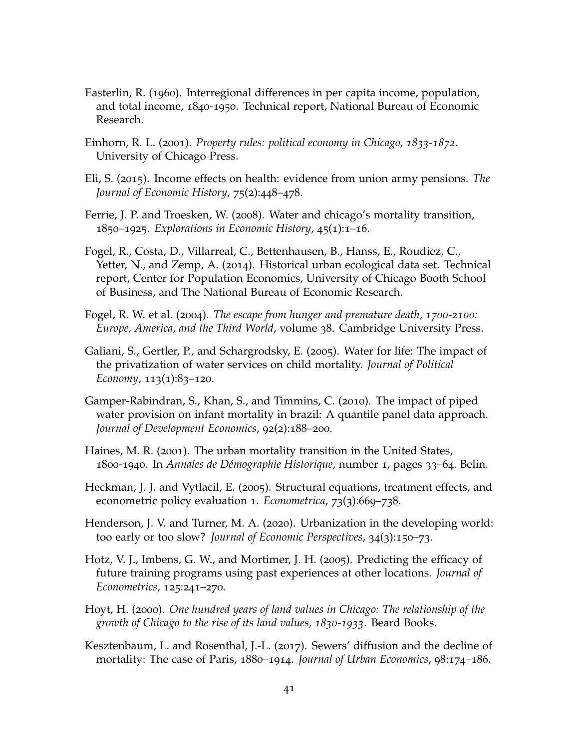Easterlin, R. (1960). Interregional differences in per capita income, population, and total income, 1840-1950. Technical report, National Bureau of Economic Research.

Einhorn, R. L. (2001). *Property rules: political economy in Chicago, 1833-1872*. University of Chicago Press.

Eli, S. (2015). Income effects on health: evidence from union army pensions. *The Journal of Economic History*, 75(2):448–478.

Ferrie, J. P. and Troesken, W. (2008). Water and chicago's mortality transition, 1850–1925. *Explorations in Economic History*, 45(1):1–16.

Fogel, R., Costa, D., Villarreal, C., Bettenhausen, B., Hanss, E., Roudiez, C., Yetter, N., and Zemp, A. (2014). Historical urban ecological data set. Technical report, Center for Population Economics, University of Chicago Booth School of Business, and The National Bureau of Economic Research.

Fogel, R. W. et al. (2004). *The escape from hunger and premature death, 1700-2100: Europe, America, and the Third World*, volume 38. Cambridge University Press.

Galiani, S., Gertler, P., and Schargrodsky, E. (2005). Water for life: The impact of the privatization of water services on child mortality. *Journal of Political Economy*, 113(1):83–120.

Gamper-Rabindran, S., Khan, S., and Timmins, C. (2010). The impact of piped water provision on infant mortality in brazil: A quantile panel data approach. *Journal of Development Economics*, 92(2):188–200.

Haines, M. R. (2001). The urban mortality transition in the United States, 1800-1940. In *Annales de Démographie Historique*, number 1, pages 33–64. Belin.

Heckman, J. J. and Vytlacil, E. (2005). Structural equations, treatment effects, and econometric policy evaluation 1. *Econometrica*, 73(3):669–738.

Henderson, J. V. and Turner, M. A. (2020). Urbanization in the developing world: too early or too slow? *Journal of Economic Perspectives*, 34(3):150–73.

Hotz, V. J., Imbens, G. W., and Mortimer, J. H. (2005). Predicting the efficacy of future training programs using past experiences at other locations. *Journal of Econometrics*, 125:241–270.

Hoyt, H. (2000). *One hundred years of land values in Chicago: The relationship of the growth of Chicago to the rise of its land values, 1830-1933*. Beard Books.

Kesztenbaum, L. and Rosenthal, J.-L. (2017). Sewers' diffusion and the decline of mortality: The case of Paris, 1880–1914. *Journal of Urban Economics*, 98:174–186.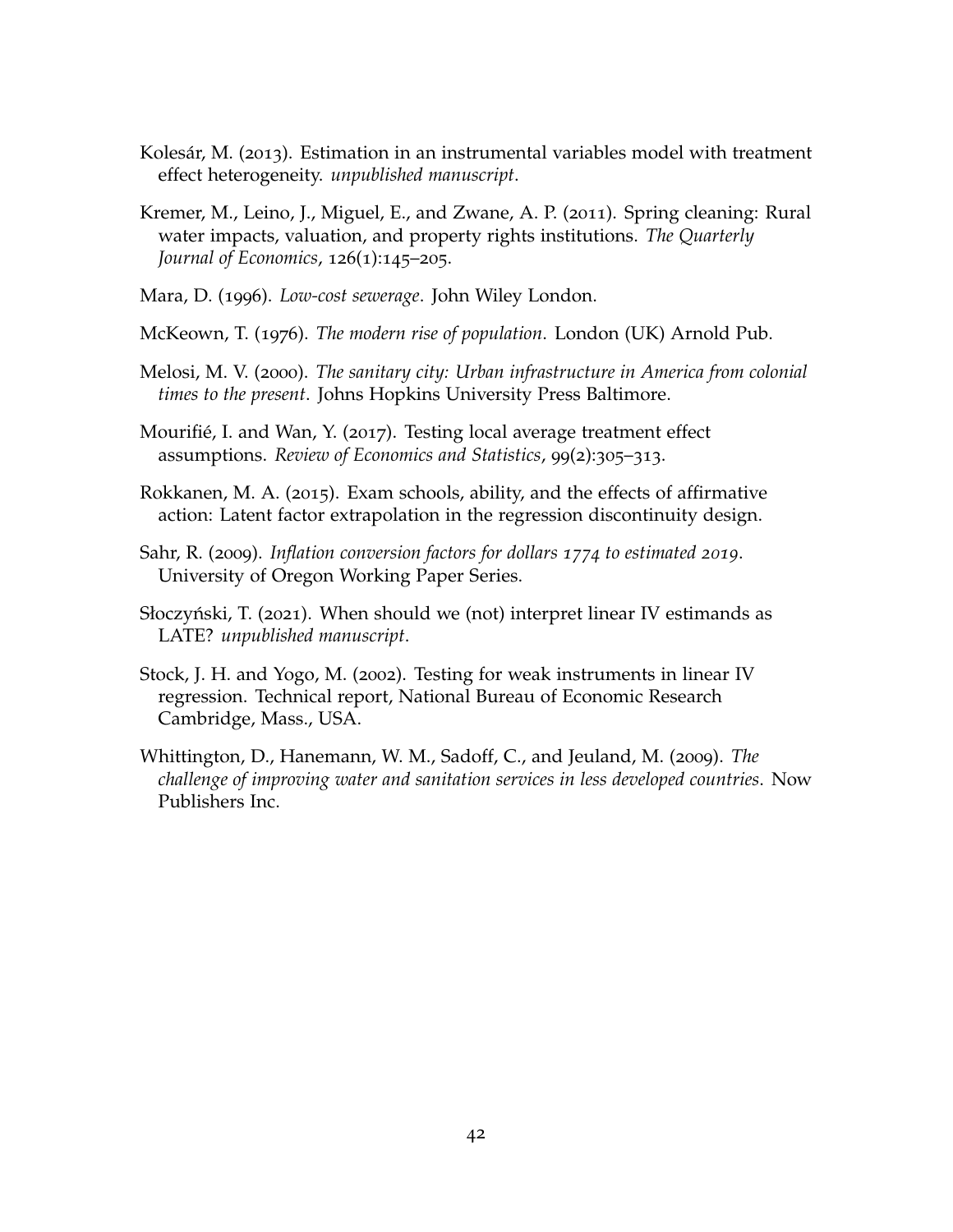Kolesár, M. (2013). Estimation in an instrumental variables model with treatment effect heterogeneity. *unpublished manuscript*.

Kremer, M., Leino, J., Miguel, E., and Zwane, A. P. (2011). Spring cleaning: Rural water impacts, valuation, and property rights institutions. *The Quarterly Journal of Economics*, 126(1):145–205.

Mara, D. (1996). *Low-cost sewerage*. John Wiley London.

McKeown, T. (1976). *The modern rise of population*. London (UK) Arnold Pub.

Melosi, M. V. (2000). *The sanitary city: Urban infrastructure in America from colonial times to the present*. Johns Hopkins University Press Baltimore.

Mourifié, I. and Wan, Y. (2017). Testing local average treatment effect assumptions. *Review of Economics and Statistics*, 99(2):305–313.

Rokkanen, M. A. (2015). Exam schools, ability, and the effects of affirmative action: Latent factor extrapolation in the regression discontinuity design.

Sahr, R. (2009). *Inflation conversion factors for dollars 1774 to estimated 2019*. University of Oregon Working Paper Series.

Słoczyński, T. (2021). When should we (not) interpret linear IV estimands as LATE? *unpublished manuscript*.

Stock, J. H. and Yogo, M. (2002). Testing for weak instruments in linear IV regression. Technical report, National Bureau of Economic Research Cambridge, Mass., USA.

Whittington, D., Hanemann, W. M., Sadoff, C., and Jeuland, M. (2009). *The challenge of improving water and sanitation services in less developed countries*. Now Publishers Inc.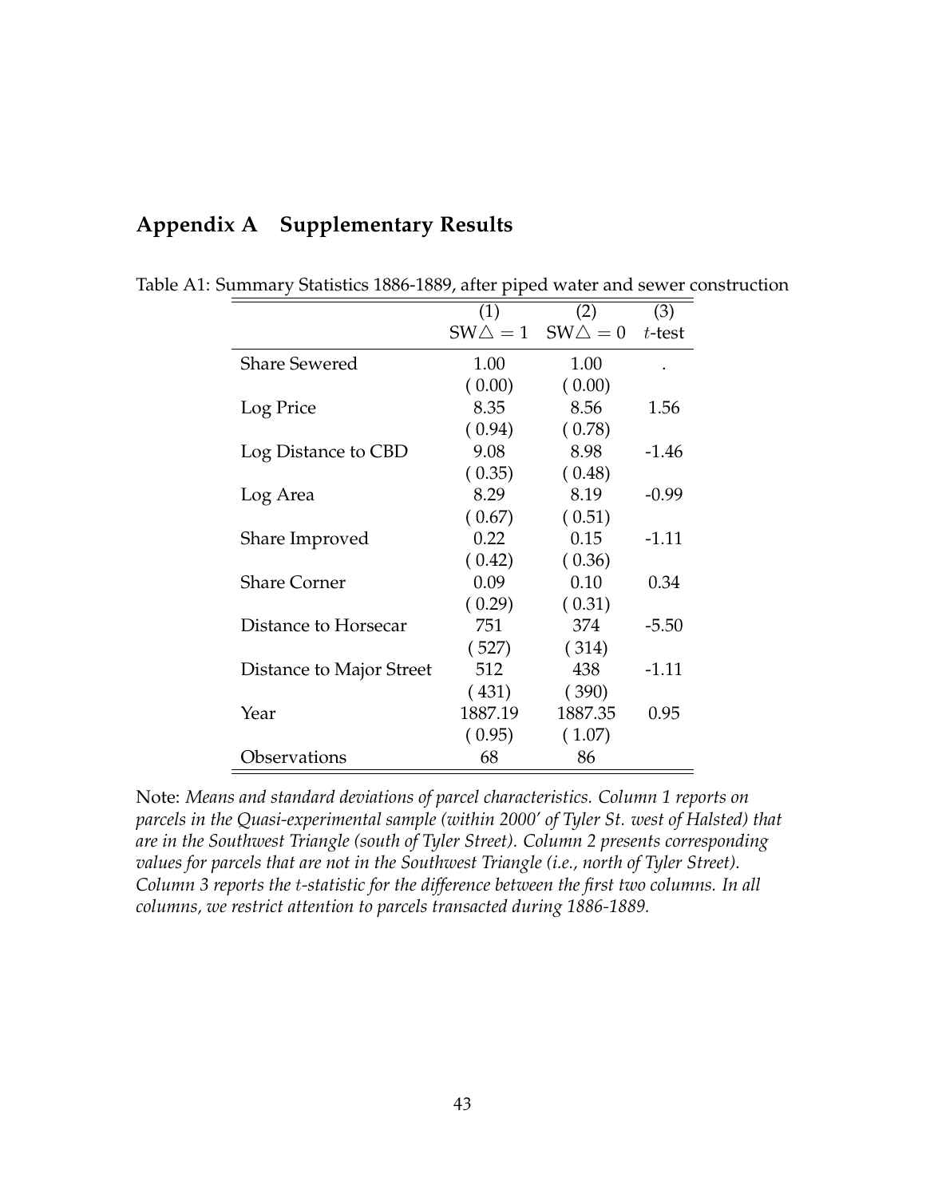# Appendix A Supplementary Results

Table A1: Summary Statistics 1886-1889, after piped water and sewer construction

| | (1) | (2) | (3) |
|---|---|---|---|
| | SW$\triangle = 1$ | SW$\triangle = 0$ | $t$-test |
| Share Sewered | 1.00 | 1.00 | . |
| | ( 0.00) | ( 0.00) | |
| Log Price | 8.35 | 8.56 | 1.56 |
| | ( 0.94) | ( 0.78) | |
| Log Distance to CBD | 9.08 | 8.98 | -1.46 |
| | ( 0.35) | ( 0.48) | |
| Log Area | 8.29 | 8.19 | -0.99 |
| | ( 0.67) | ( 0.51) | |
| Share Improved | 0.22 | 0.15 | -1.11 |
| | ( 0.42) | ( 0.36) | |
| Share Corner | 0.09 | 0.10 | 0.34 |
| | ( 0.29) | ( 0.31) | |
| Distance to Horsecar | 751 | 374 | -5.50 |
| | ( 527) | ( 314) | |
| Distance to Major Street | 512 | 438 | -1.11 |
| | ( 431) | ( 390) | |
| Year | 1887.19 | 1887.35 | 0.95 |
| | ( 0.95) | ( 1.07) | |
| Observations | 68 | 86 | |

Note: *Means and standard deviations of parcel characteristics. Column 1 reports on parcels in the Quasi-experimental sample (within 2000′ of Tyler St. west of Halsted) that are in the Southwest Triangle (south of Tyler Street). Column 2 presents corresponding values for parcels that are not in the Southwest Triangle (i.e., north of Tyler Street). Column 3 reports the $t$-statistic for the difference between the first two columns. In all columns, we restrict attention to parcels transacted during 1886-1889.*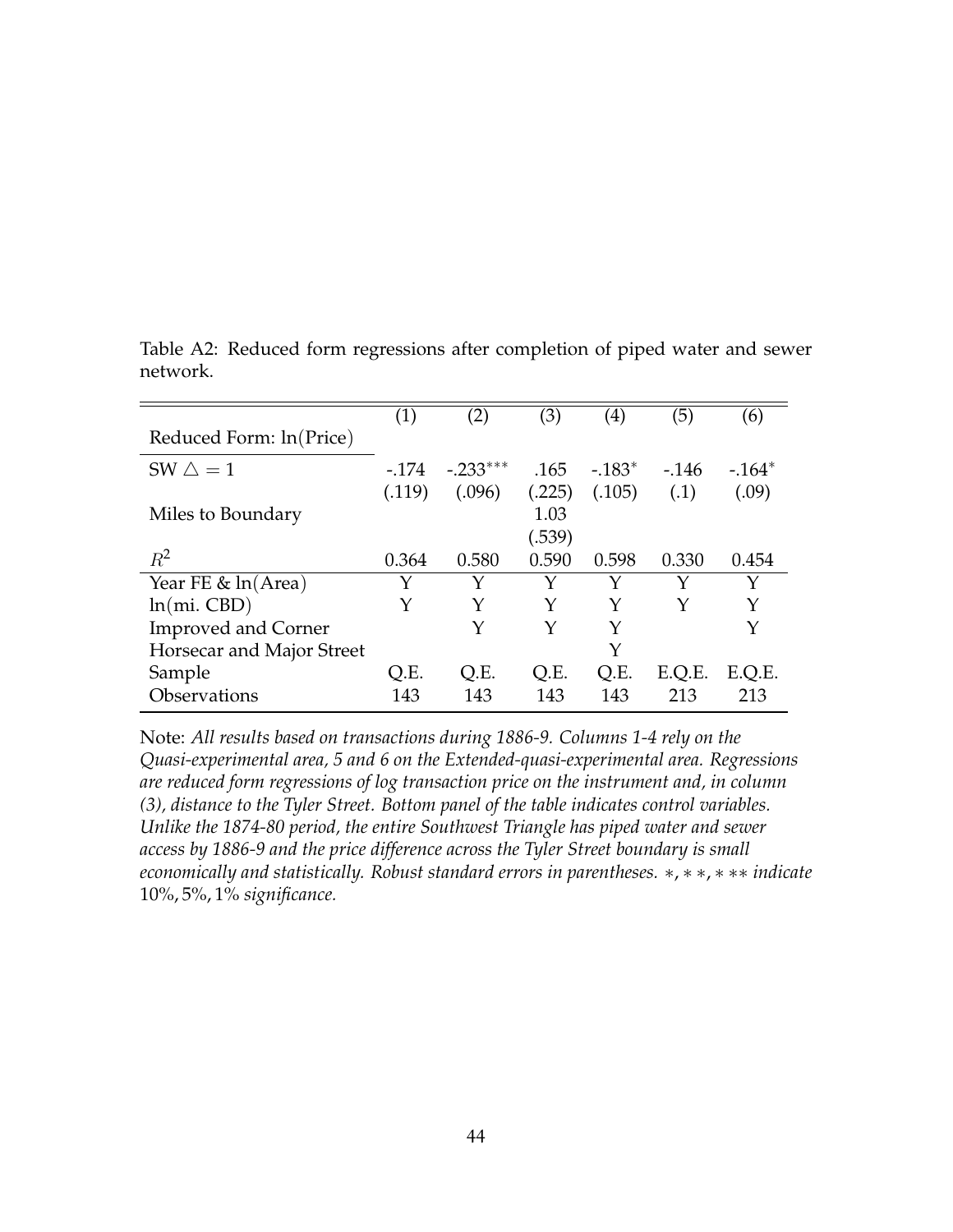Table A2: Reduced form regressions after completion of piped water and sewer network.

| | (1) | (2) | (3) | (4) | (5) | (6) |
|---|---|---|---|---|---|---|
| Reduced Form: ln(Price) | | | | | | |
| SW $\triangle = 1$ | -.174 | -.233*** | .165 | -.183* | -.146 | -.164* |
| | (.119) | (.096) | (.225) | (.105) | (.1) | (.09) |
| Miles to Boundary | | | 1.03 | | | |
| | | | (.539) | | | |
| $R^2$ | 0.364 | 0.580 | 0.590 | 0.598 | 0.330 | 0.454 |
| Year FE & ln(Area) | Y | Y | Y | Y | Y | Y |
| ln(mi. CBD) | Y | Y | Y | Y | Y | Y |
| Improved and Corner | | Y | Y | Y | | Y |
| Horsecar and Major Street | | | | Y | | |
| Sample | Q.E. | Q.E. | Q.E. | Q.E. | E.Q.E. | E.Q.E. |
| Observations | 143 | 143 | 143 | 143 | 213 | 213 |

Note: *All results based on transactions during 1886-9. Columns 1-4 rely on the Quasi-experimental area, 5 and 6 on the Extended-quasi-experimental area. Regressions are reduced form regressions of log transaction price on the instrument and, in column (3), distance to the Tyler Street. Bottom panel of the table indicates control variables. Unlike the 1874-80 period, the entire Southwest Triangle has piped water and sewer access by 1886-9 and the price difference across the Tyler Street boundary is small economically and statistically. Robust standard errors in parentheses.* $*, **, ***$ *indicate* 10%, 5%, 1% *significance.*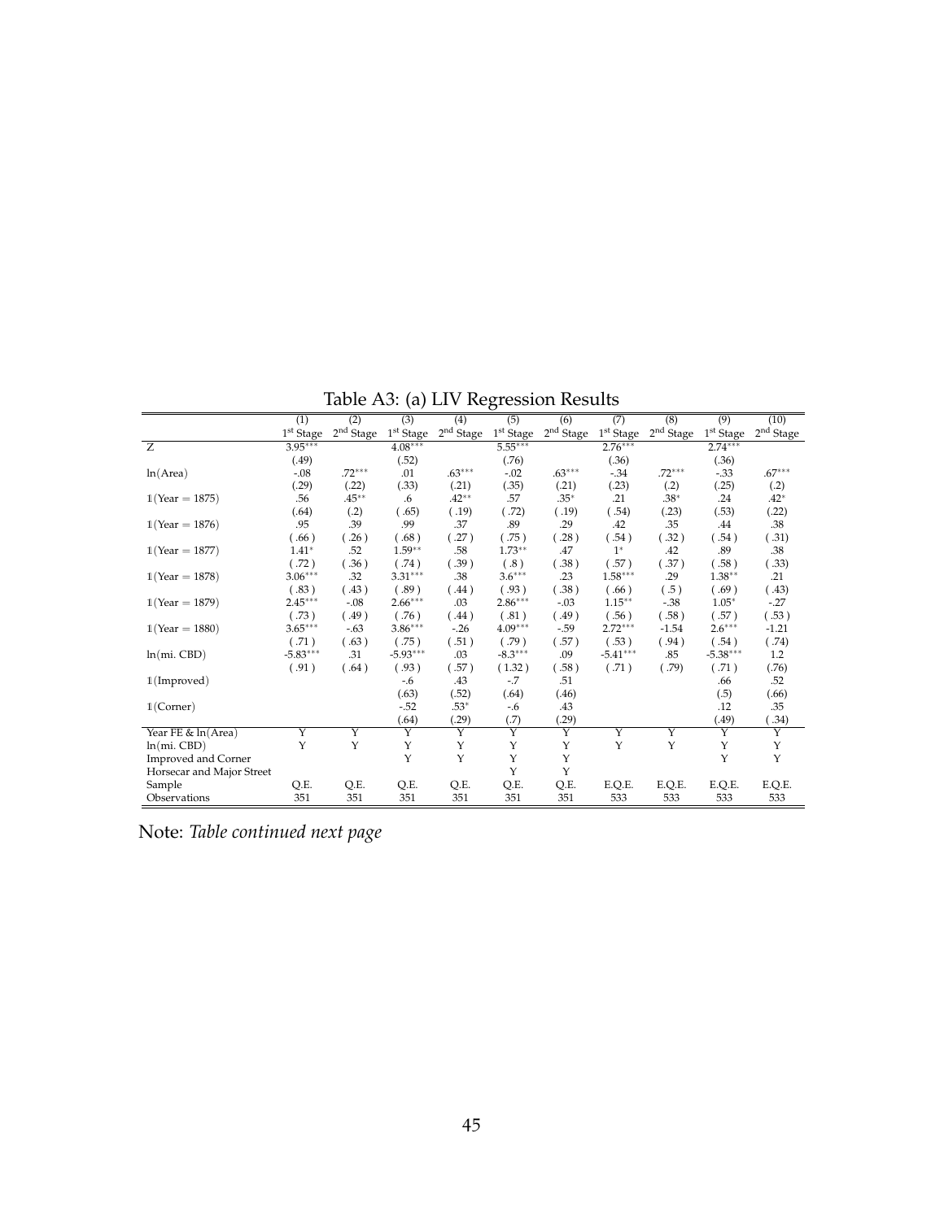Table A3: (a) LIV Regression Results

| | (1) | (2) | (3) | (4) | (5) | (6) | (7) | (8) | (9) | (10) |
|---|---|---|---|---|---|---|---|---|---|---|
| | 1[st] Stage | 2[nd] Stage | 1[st] Stage | 2[nd] Stage | 1[st] Stage | 2[nd] Stage | 1[st] Stage | 2[nd] Stage | 1[st] Stage | 2[nd] Stage |
| Z | 3.95*** | | 4.08*** | | 5.55*** | | 2.76*** | | 2.74*** | |
| | (.49) | | (.52) | | (.76) | | (.36) | | (.36) | |
| ln(Area) | -.08 | .72*** | .01 | .63*** | -.02 | .63*** | -.34 | .72*** | -.33 | .67*** |
| | (.29) | (.22) | (.33) | (.21) | (.35) | (.21) | (.23) | (.2) | (.25) | (.2) |
| $\mathbb{1}$(Year = 1875) | .56 | .45** | .6 | .42** | .57 | .35* | .21 | .38* | .24 | .42* |
| | (.64) | (.2) | (.65) | (.19) | (.72) | (.19) | (.54) | (.23) | (.53) | (.22) |
| $\mathbb{1}$(Year = 1876) | .95 | .39 | .99 | .37 | .89 | .29 | .42 | .35 | .44 | .38 |
| | (.66) | (.26) | (.68) | (.27) | (.75) | (.28) | (.54) | (.32) | (.54) | (.31) |
| $\mathbb{1}$(Year = 1877) | 1.41* | .52 | 1.59** | .58 | 1.73** | .47 | 1* | .42 | .89 | .38 |
| | (.72) | (.36) | (.74) | (.39) | (.8) | (.38) | (.57) | (.37) | (.58) | (.33) |
| $\mathbb{1}$(Year = 1878) | 3.06*** | .32 | 3.31*** | .38 | 3.6*** | .23 | 1.58*** | .29 | 1.38** | .21 |
| | (.83) | (.43) | (.89) | (.44) | (.93) | (.38) | (.66) | (.5) | (.69) | (.43) |
| $\mathbb{1}$(Year = 1879) | 2.45*** | -.08 | 2.66*** | .03 | 2.86*** | -.03 | 1.15** | -.38 | 1.05* | -.27 |
| | (.73) | (.49) | (.76) | (.44) | (.81) | (.49) | (.56) | (.58) | (.57) | (.53) |
| $\mathbb{1}$(Year = 1880) | 3.65*** | -.63 | 3.86*** | -.26 | 4.09*** | -.59 | 2.72*** | -1.54 | 2.6*** | -1.21 |
| | (.71) | (.63) | (.75) | (.51) | (.79) | (.57) | (.53) | (.94) | (.54) | (.74) |
| ln(mi. CBD) | -5.83*** | .31 | -5.93*** | .03 | -8.3*** | .09 | -5.41*** | .85 | -5.38*** | 1.2 |
| | (.91) | (.64) | (.93) | (.57) | (1.32) | (.58) | (.71) | (.79) | (.71) | (.76) |
| $\mathbb{1}$(Improved) | | | -.6 | .43 | -.7 | .51 | | | .66 | .52 |
| | | | (.63) | (.52) | (.64) | (.46) | | | (.5) | (.66) |
| $\mathbb{1}$(Corner) | | | -.52 | .53* | -.6 | .43 | | | .12 | .35 |
| | | | (.64) | (.29) | (.7) | (.29) | | | (.49) | (.34) |
| Year FE & ln(Area) | Y | Y | Y | Y | Y | Y | Y | Y | Y | Y |
| ln(mi. CBD) | Y | Y | Y | Y | Y | Y | Y | Y | Y | Y |
| Improved and Corner | | | Y | Y | Y | Y | | | Y | Y |
| Horsecar and Major Street | | | | | Y | Y | | | | |
| Sample | Q.E. | Q.E. | Q.E. | Q.E. | Q.E. | Q.E. | E.Q.E. | E.Q.E. | E.Q.E. | E.Q.E. |
| Observations | 351 | 351 | 351 | 351 | 351 | 351 | 533 | 533 | 533 | 533 |

Note: *Table continued next page*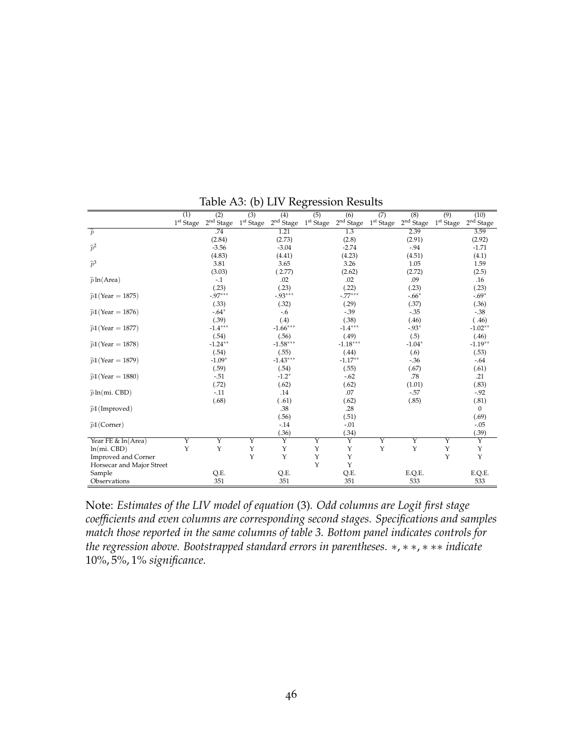Table A3: (b) LIV Regression Results

| | (1) | (2) | (3) | (4) | (5) | (6) | (7) | (8) | (9) | (10) |
|---|---|---|---|---|---|---|---|---|---|---|
| | 1[st] Stage | 2[nd] Stage | 1[st] Stage | 2[nd] Stage | 1[st] Stage | 2[nd] Stage | 1[st] Stage | 2[nd] Stage | 1[st] Stage | 2[nd] Stage |
| $\widehat{p}$ | | .74 | | 1.21 | | 1.3 | | 2.39 | | 3.59 |
| | | (2.84) | | (2.73) | | (2.8) | | (2.91) | | (2.92) |
| $\widehat{p}^2$ | | -3.56 | | -3.04 | | -2.74 | | -.94 | | -1.71 |
| | | (4.83) | | (4.41) | | (4.23) | | (4.51) | | (4.1) |
| $\widehat{p}^3$ | | 3.81 | | 3.65 | | 3.26 | | 1.05 | | 1.59 |
| | | (3.03) | | ( 2.77) | | (2.62) | | (2.72) | | (2.5) |
| $\widehat{p}\ln(\text{Area})$ | | -.1 | | .02 | | .02 | | .09 | | .16 |
| | | (.23) | | (.23) | | (.22) | | (.23) | | (.23) |
| $\widehat{p}\mathbb{1}(\text{Year} = 1875)$ | | -.97$^{***}$ | | -.93$^{***}$ | | -.77$^{***}$ | | -.66$^{*}$ | | -.69$^{*}$ |
| | | (.33) | | (.32) | | (.29) | | (.37) | | (.36) |
| $\widehat{p}\mathbb{1}(\text{Year} = 1876)$ | | -.64$^{*}$ | | -.6 | | -.39 | | -.35 | | -.38 |
| | | (.39) | | (.4) | | (.38) | | (.46) | | ( .46) |
| $\widehat{p}\mathbb{1}(\text{Year} = 1877)$ | | -1.4$^{***}$ | | -1.66$^{***}$ | | -1.4$^{***}$ | | -.93$^{*}$ | | -1.02$^{**}$ |
| | | (.54) | | (.56) | | (.49) | | (.5) | | (.46) |
| $\widehat{p}\mathbb{1}(\text{Year} = 1878)$ | | -1.24$^{**}$ | | -1.58$^{***}$ | | -1.18$^{***}$ | | -1.04$^{*}$ | | -1.19$^{**}$ |
| | | (.54) | | (.55) | | (.44) | | (.6) | | (.53) |
| $\widehat{p}\mathbb{1}(\text{Year} = 1879)$ | | -1.09$^{*}$ | | -1.43$^{***}$ | | -1.17$^{**}$ | | -.36 | | -.64 |
| | | (.59) | | (.54) | | (.55) | | (.67) | | (.61) |
| $\widehat{p}\mathbb{1}(\text{Year} = 1880)$ | | -.51 | | -1.2$^{*}$ | | -.62 | | .78 | | .21 |
| | | (.72) | | (.62) | | (.62) | | (1.01) | | (.83) |
| $\widehat{p}\ln(\text{mi. CBD})$ | | -.11 | | .14 | | .07 | | -.57 | | -.92 |
| | | (.68) | | ( .61) | | (.62) | | (.85) | | (.81) |
| $\widehat{p}\mathbb{1}(\text{Improved})$ | | | | .38 | | .28 | | | | 0 |
| | | | | (.56) | | (.51) | | | | (.69) |
| $\widehat{p}\mathbb{1}(\text{Corner})$ | | | | -.14 | | -.01 | | | | -.05 |
| | | | | (.36) | | (.34) | | | | (.39) |
| Year FE & ln(Area) | Y | Y | Y | Y | Y | Y | Y | Y | Y | Y |
| ln(mi. CBD) | Y | Y | Y | Y | Y | Y | Y | Y | Y | Y |
| Improved and Corner | | | Y | Y | Y | Y | | | Y | Y |
| Horsecar and Major Street | | | | | Y | Y | | | | |
| Sample | | Q.E. | | Q.E. | | Q.E. | | E.Q.E. | | E.Q.E. |
| Observations | | 351 | | 351 | | 351 | | 533 | | 533 |

Note: *Estimates of the LIV model of equation* (3)*. Odd columns are Logit first stage coefficients and even columns are corresponding second stages. Specifications and samples match those reported in the same columns of table 3. Bottom panel indicates controls for the regression above. Bootstrapped standard errors in parentheses.* $*, **, ***$ *indicate* $10\%, 5\%, 1\%$ *significance.*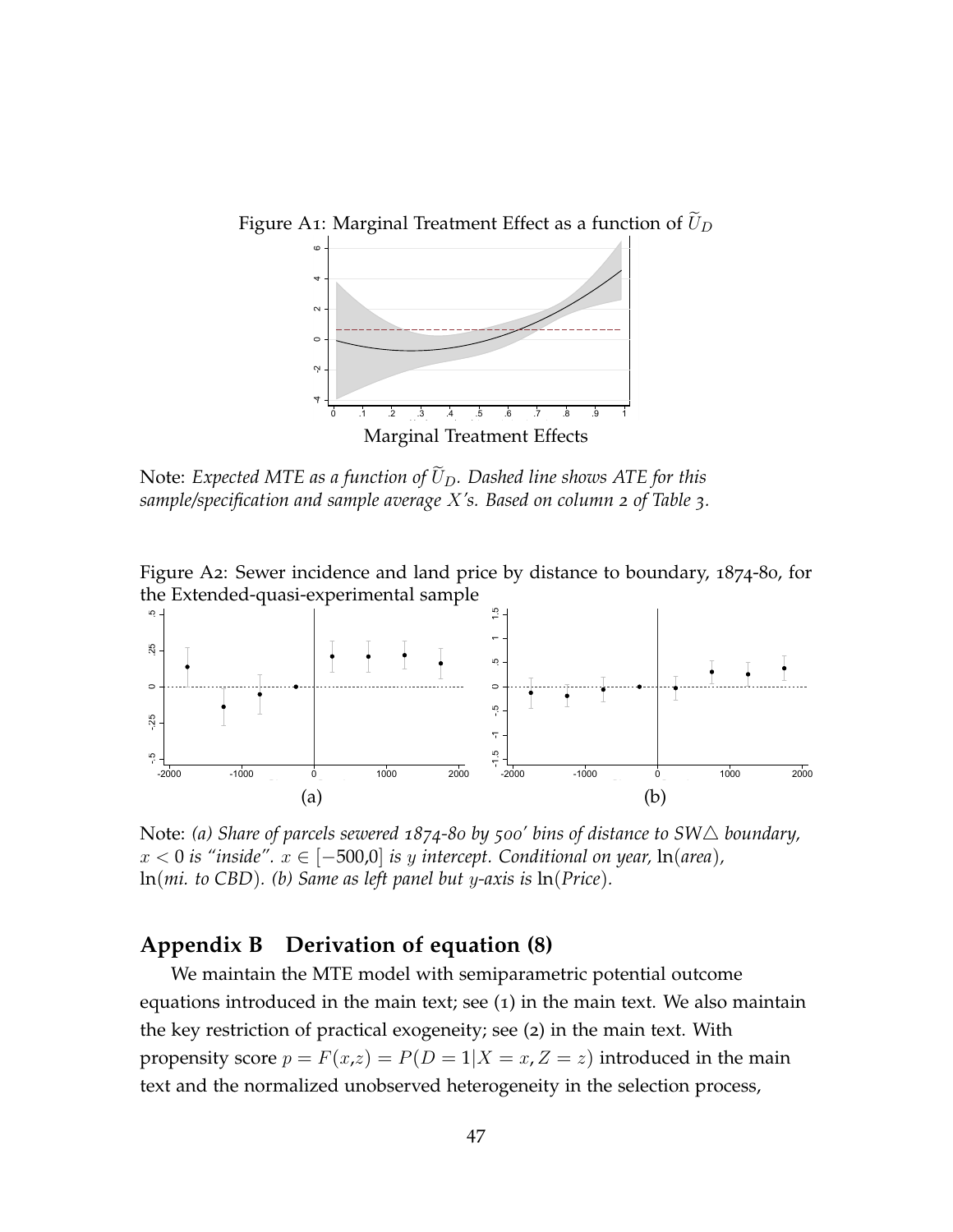Figure A1: Marginal Treatment Effect as a function of $\widetilde{U}_D$

Marginal Treatment Effects

Note: *Expected MTE as a function of $\widetilde{U}_D$. Dashed line shows ATE for this sample/specification and sample average $X$'s. Based on column 2 of Table 3.*

Figure A2: Sewer incidence and land price by distance to boundary, 1874-80, for the Extended-quasi-experimental sample

(a)

(b)

Note: *(a) Share of parcels sewered 1874-80 by 500' bins of distance to SW△ boundary, $x < 0$ is "inside". $x \in [-500,0]$ is $y$ intercept. Conditional on year, $\ln(area)$, $\ln(mi.\ to\ CBD)$. (b) Same as left panel but $y$-axis is $\ln(Price)$.*

## Appendix B Derivation of equation (8)

We maintain the MTE model with semiparametric potential outcome equations introduced in the main text; see (1) in the main text. We also maintain the key restriction of practical exogeneity; see (2) in the main text. With propensity score $p = F(x,z) = P(D = 1|X = x, Z = z)$ introduced in the main text and the normalized unobserved heterogeneity in the selection process,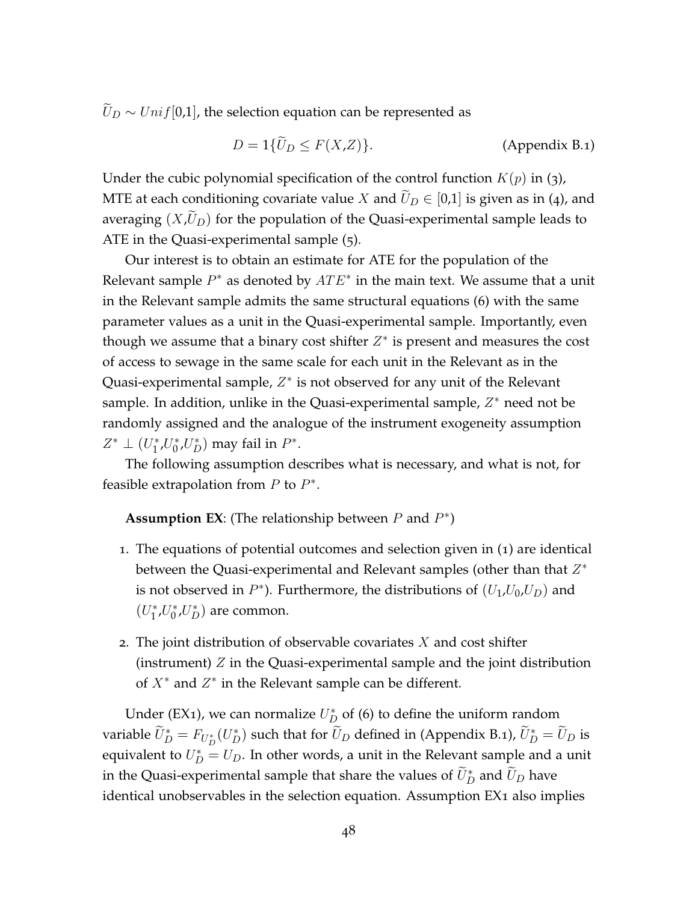$\widetilde{U}_D \sim Unif[0,1]$, the selection equation can be represented as

$$D = 1\{\widetilde{U}_D \leq F(X,Z)\}. \quad \text{(Appendix B.1)}$$

Under the cubic polynomial specification of the control function $K(p)$ in (3), MTE at each conditioning covariate value $X$ and $\widetilde{U}_D \in [0,1]$ is given as in (4), and averaging $(X,\widetilde{U}_D)$ for the population of the Quasi-experimental sample leads to ATE in the Quasi-experimental sample (5).

Our interest is to obtain an estimate for ATE for the population of the Relevant sample $P^*$ as denoted by $ATE^*$ in the main text. We assume that a unit in the Relevant sample admits the same structural equations (6) with the same parameter values as a unit in the Quasi-experimental sample. Importantly, even though we assume that a binary cost shifter $Z^*$ is present and measures the cost of access to sewage in the same scale for each unit in the Relevant as in the Quasi-experimental sample, $Z^*$ is not observed for any unit of the Relevant sample. In addition, unlike in the Quasi-experimental sample, $Z^*$ need not be randomly assigned and the analogue of the instrument exogeneity assumption $Z^* \perp (U_1^*,U_0^*,U_D^*)$ may fail in $P^*$.

The following assumption describes what is necessary, and what is not, for feasible extrapolation from $P$ to $P^*$.

**Assumption EX**: (The relationship between $P$ and $P^*$)

1. The equations of potential outcomes and selection given in (1) are identical between the Quasi-experimental and Relevant samples (other than that $Z^*$ is not observed in $P^*$). Furthermore, the distributions of $(U_1,U_0,U_D)$ and $(U_1^*,U_0^*,U_D^*)$ are common.
2. The joint distribution of observable covariates $X$ and cost shifter (instrument) $Z$ in the Quasi-experimental sample and the joint distribution of $X^*$ and $Z^*$ in the Relevant sample can be different.

Under (EX1), we can normalize $U_D^*$ of (6) to define the uniform random variable $\widetilde{U}_D^* = F_{U_D^*}(U_D^*)$ such that for $\widetilde{U}_D$ defined in (Appendix B.1), $\widetilde{U}_D^* = \widetilde{U}_D$ is equivalent to $U_D^* = U_D$. In other words, a unit in the Relevant sample and a unit in the Quasi-experimental sample that share the values of $\widetilde{U}_D^*$ and $\widetilde{U}_D$ have identical unobservables in the selection equation. Assumption EX1 also implies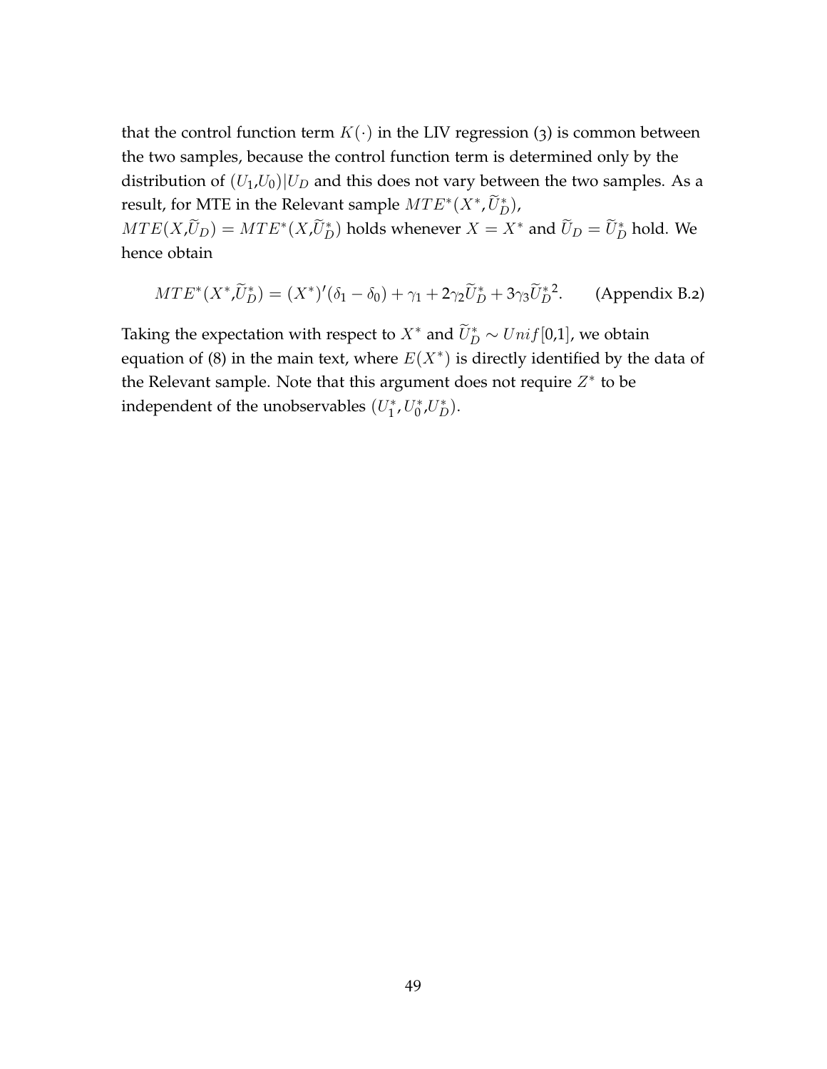that the control function term $K(\cdot)$ in the LIV regression (3) is common between the two samples, because the control function term is determined only by the distribution of $(U_1,U_0)|U_D$ and this does not vary between the two samples. As a result, for MTE in the Relevant sample $MTE^*(X^*,\widetilde{U}_D^*)$, $MTE(X,\widetilde{U}_D) = MTE^*(X,\widetilde{U}_D^*)$ holds whenever $X = X^*$ and $\widetilde{U}_D = \widetilde{U}_D^*$ hold. We hence obtain

$$MTE^*(X^*,\widetilde{U}_D^*) = (X^*)'(\delta_1 - \delta_0) + \gamma_1 + 2\gamma_2\widetilde{U}_D^* + 3\gamma_3{\widetilde{U}_D^{*}}^{2}. \qquad \text{(Appendix B.2)}$$

Taking the expectation with respect to $X^*$ and $\widetilde{U}_D^* \sim Unif[0,1]$, we obtain equation of (8) in the main text, where $E(X^*)$ is directly identified by the data of the Relevant sample. Note that this argument does not require $Z^*$ to be independent of the unobservables $(U_1^*, U_0^*,U_D^*)$.